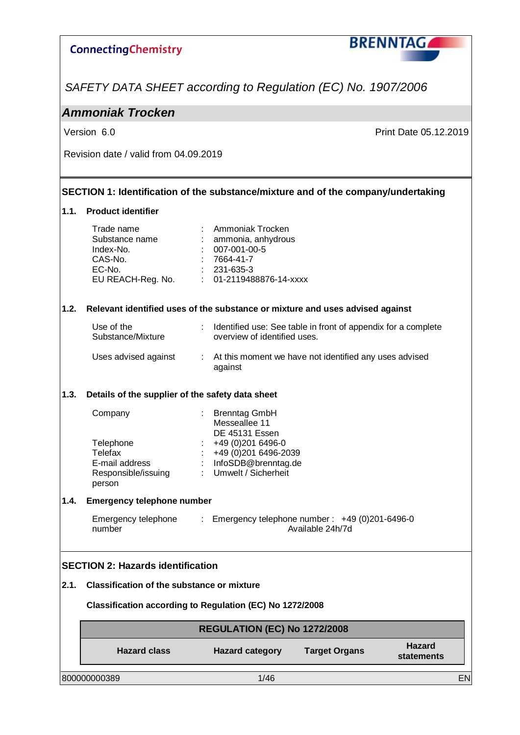ConnectingChemistry

BRENNTAG

*SAFETY DATA SHEET according to Regulation (EC) No. 1907/2006*

# *Ammoniak Trocken*

Version 6.0

Print Date 05.12.2019

Revision date / valid from 04.09.2019

## SECTION 1: Identification of the substance/mixture and of the company/undertaking

### 1.1. Product identifier

| | | |
|---|---|---|
| Trade name | : | Ammoniak Trocken |
| Substance name | : | ammonia, anhydrous |
| Index-No. | : | 007-001-00-5 |
| CAS-No. | : | 7664-41-7 |
| EC-No. | : | 231-635-3 |
| EU REACH-Reg. No. | : | 01-2119488876-14-xxxx |

### 1.2. Relevant identified uses of the substance or mixture and uses advised against

| | | |
|---|---|---|
| Use of the Substance/Mixture | : | Identified use: See table in front of appendix for a complete overview of identified uses. |
| Uses advised against | : | At this moment we have not identified any uses advised against |

### 1.3. Details of the supplier of the safety data sheet

| | | |
|---|---|---|
| Company | : | Brenntag GmbH<br>Messeallee 11<br>DE 45131 Essen |
| Telephone | : | +49 (0)201 6496-0 |
| Telefax | : | +49 (0)201 6496-2039 |
| E-mail address | : | InfoSDB@brenntag.de |
| Responsible/issuing person | : | Umwelt / Sicherheit |

### 1.4. Emergency telephone number

| | | |
|---|---|---|
| Emergency telephone number | : | Emergency telephone number : +49 (0)201-6496-0<br>Available 24h/7d |

## SECTION 2: Hazards identification

### 2.1. Classification of the substance or mixture

**Classification according to Regulation (EC) No 1272/2008**

| REGULATION (EC) No 1272/2008 | | | |
|---|---|---|---|
| **Hazard class** | **Hazard category** | **Target Organs** | **Hazard statements** |

800000000389

EN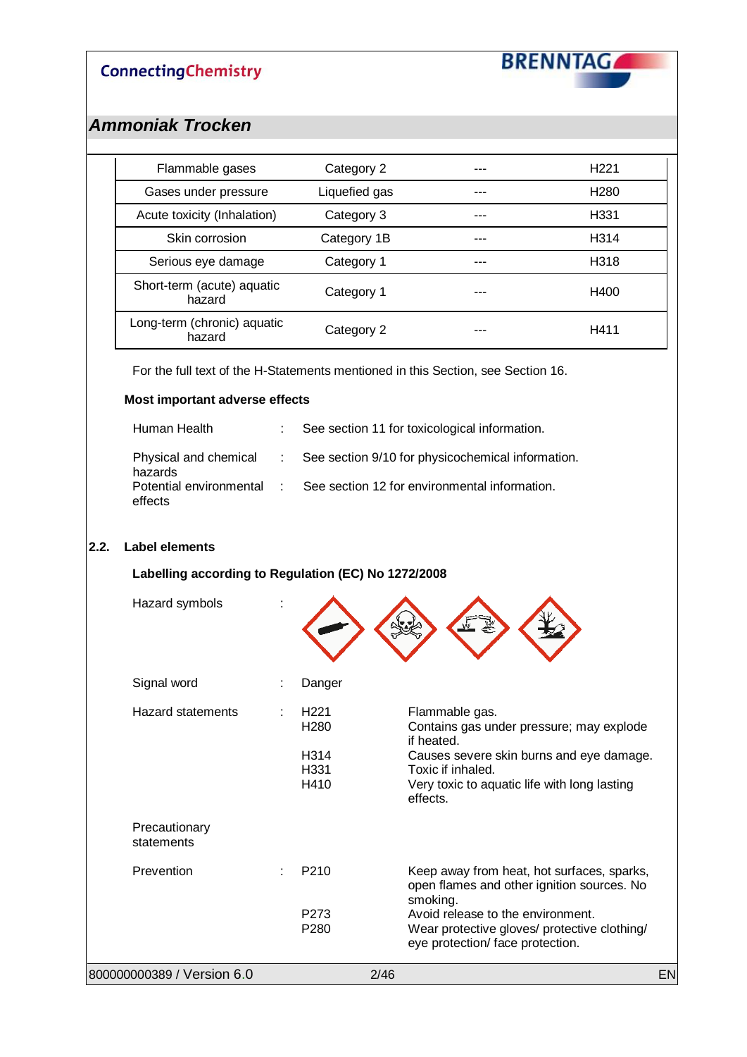| Flammable gases | Category 2 | --- | H221 |
|---|---|---|---|
| Gases under pressure | Liquefied gas | --- | H280 |
| Acute toxicity (Inhalation) | Category 3 | --- | H331 |
| Skin corrosion | Category 1B | --- | H314 |
| Serious eye damage | Category 1 | --- | H318 |
| Short-term (acute) aquatic hazard | Category 1 | --- | H400 |
| Long-term (chronic) aquatic hazard | Category 2 | --- | H411 |

For the full text of the H-Statements mentioned in this Section, see Section 16.

**Most important adverse effects**

Human Health : See section 11 for toxicological information.

Physical and chemical hazards : See section 9/10 for physicochemical information.

Potential environmental effects : See section 12 for environmental information.

## 2.2. Label elements

**Labelling according to Regulation (EC) No 1272/2008**

Hazard symbols :

Signal word : Danger

Hazard statements :

| | |
|---|---|
| H221 | Flammable gas. |
| H280 | Contains gas under pressure; may explode if heated. |
| H314 | Causes severe skin burns and eye damage. |
| H331 | Toxic if inhaled. |
| H410 | Very toxic to aquatic life with long lasting effects. |

Precautionary statements

Prevention :

| | |
|---|---|
| P210 | Keep away from heat, hot surfaces, sparks, open flames and other ignition sources. No smoking. |
| P273 | Avoid release to the environment. |
| P280 | Wear protective gloves/ protective clothing/ eye protection/ face protection. |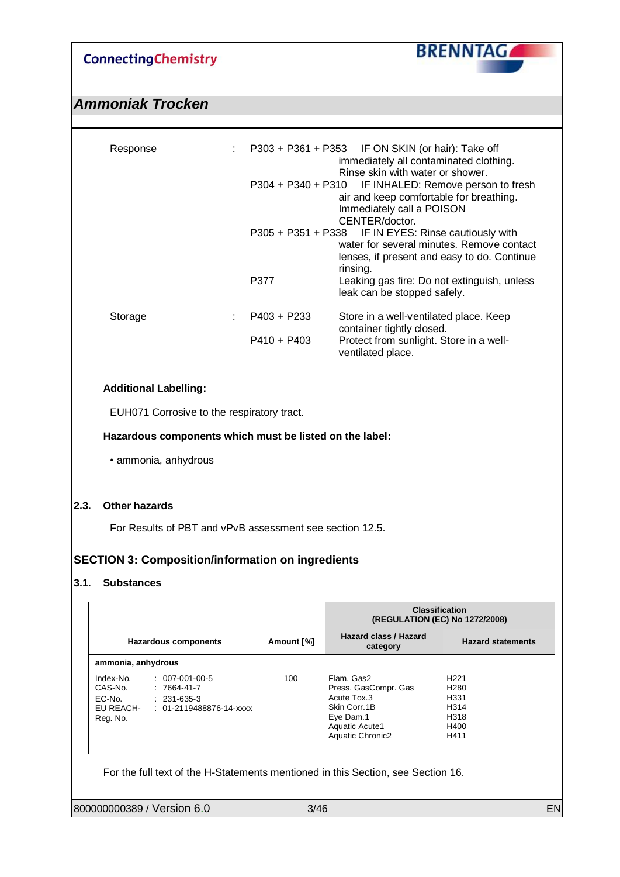| | | |
|---|---|---|
| Response | : | P303 + P361 + P353 IF ON SKIN (or hair): Take off immediately all contaminated clothing. Rinse skin with water or shower. |
| | | P304 + P340 + P310 IF INHALED: Remove person to fresh air and keep comfortable for breathing. Immediately call a POISON CENTER/doctor. |
| | | P305 + P351 + P338 IF IN EYES: Rinse cautiously with water for several minutes. Remove contact lenses, if present and easy to do. Continue rinsing. |
| | | P377 Leaking gas fire: Do not extinguish, unless leak can be stopped safely. |
| Storage | : | P403 + P233 Store in a well-ventilated place. Keep container tightly closed. |
| | | P410 + P403 Protect from sunlight. Store in a well-ventilated place. |

**Additional Labelling:**

EUH071 Corrosive to the respiratory tract.

**Hazardous components which must be listed on the label:**

- ammonia, anhydrous

### 2.3. Other hazards

For Results of PBT and vPvB assessment see section 12.5.

## SECTION 3: Composition/information on ingredients

### 3.1. Substances

| Hazardous components | Amount [%] | Classification (REGULATION (EC) No 1272/2008) | |
|---|---|---|---|
| | | Hazard class / Hazard category | Hazard statements |
| **ammonia, anhydrous** | | | |
| Index-No. : 007-001-00-5<br>CAS-No. : 7664-41-7<br>EC-No. : 231-635-3<br>EU REACH-Reg. No. : 01-2119488876-14-xxxx | 100 | Flam. Gas2<br>Press. GasCompr. Gas<br>Acute Tox.3<br>Skin Corr.1B<br>Eye Dam.1<br>Aquatic Acute1<br>Aquatic Chronic2 | H221<br>H280<br>H331<br>H314<br>H318<br>H400<br>H411 |

For the full text of the H-Statements mentioned in this Section, see Section 16.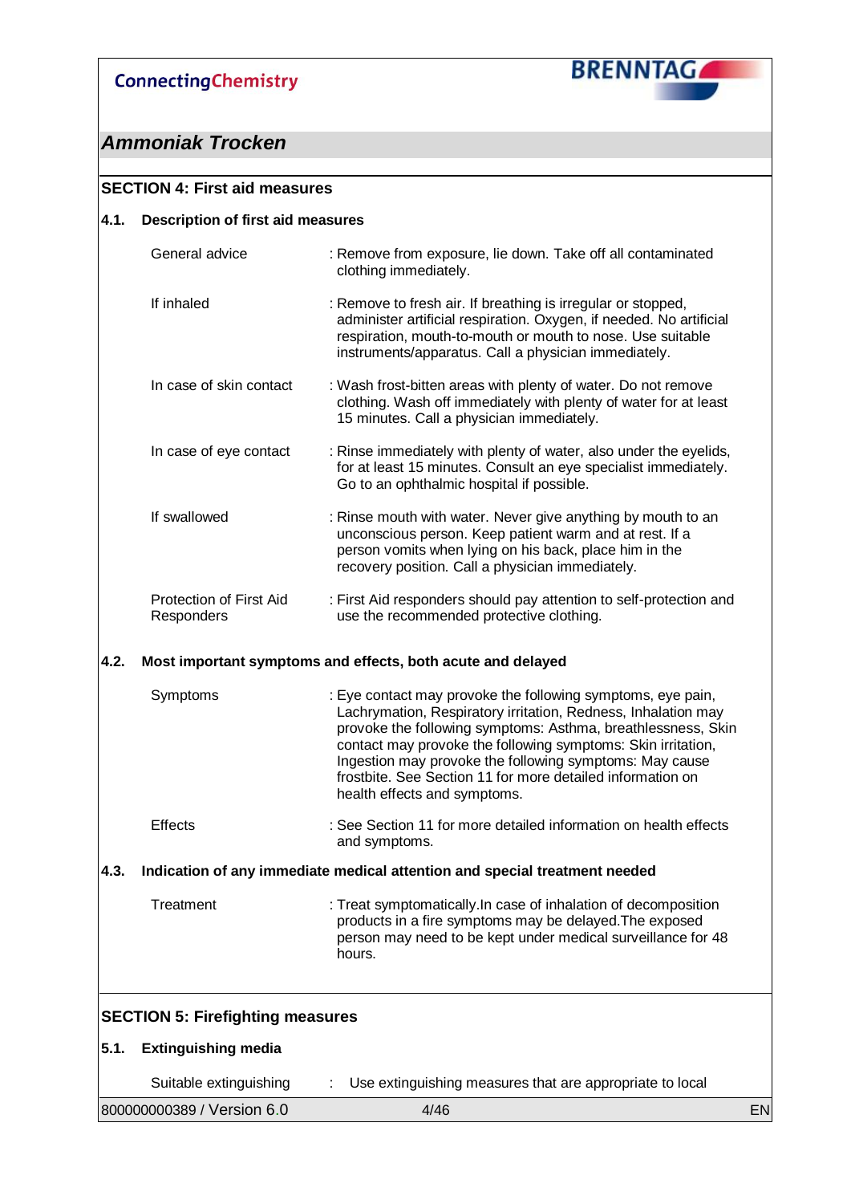## SECTION 4: First aid measures

### 4.1. Description of first aid measures

| | |
|---|---|
| General advice | : Remove from exposure, lie down. Take off all contaminated clothing immediately. |
| If inhaled | : Remove to fresh air. If breathing is irregular or stopped, administer artificial respiration. Oxygen, if needed. No artificial respiration, mouth-to-mouth or mouth to nose. Use suitable instruments/apparatus. Call a physician immediately. |
| In case of skin contact | : Wash frost-bitten areas with plenty of water. Do not remove clothing. Wash off immediately with plenty of water for at least 15 minutes. Call a physician immediately. |
| In case of eye contact | : Rinse immediately with plenty of water, also under the eyelids, for at least 15 minutes. Consult an eye specialist immediately. Go to an ophthalmic hospital if possible. |
| If swallowed | : Rinse mouth with water. Never give anything by mouth to an unconscious person. Keep patient warm and at rest. If a person vomits when lying on his back, place him in the recovery position. Call a physician immediately. |
| Protection of First Aid Responders | : First Aid responders should pay attention to self-protection and use the recommended protective clothing. |

### 4.2. Most important symptoms and effects, both acute and delayed

| | |
|---|---|
| Symptoms | : Eye contact may provoke the following symptoms, eye pain, Lachrymation, Respiratory irritation, Redness, Inhalation may provoke the following symptoms: Asthma, breathlessness, Skin contact may provoke the following symptoms: Skin irritation, Ingestion may provoke the following symptoms: May cause frostbite. See Section 11 for more detailed information on health effects and symptoms. |
| Effects | : See Section 11 for more detailed information on health effects and symptoms. |

### 4.3. Indication of any immediate medical attention and special treatment needed

| | |
|---|---|
| Treatment | : Treat symptomatically.In case of inhalation of decomposition products in a fire symptoms may be delayed.The exposed person may need to be kept under medical surveillance for 48 hours. |

## SECTION 5: Firefighting measures

### 5.1. Extinguishing media

| | |
|---|---|
| Suitable extinguishing | : Use extinguishing measures that are appropriate to local |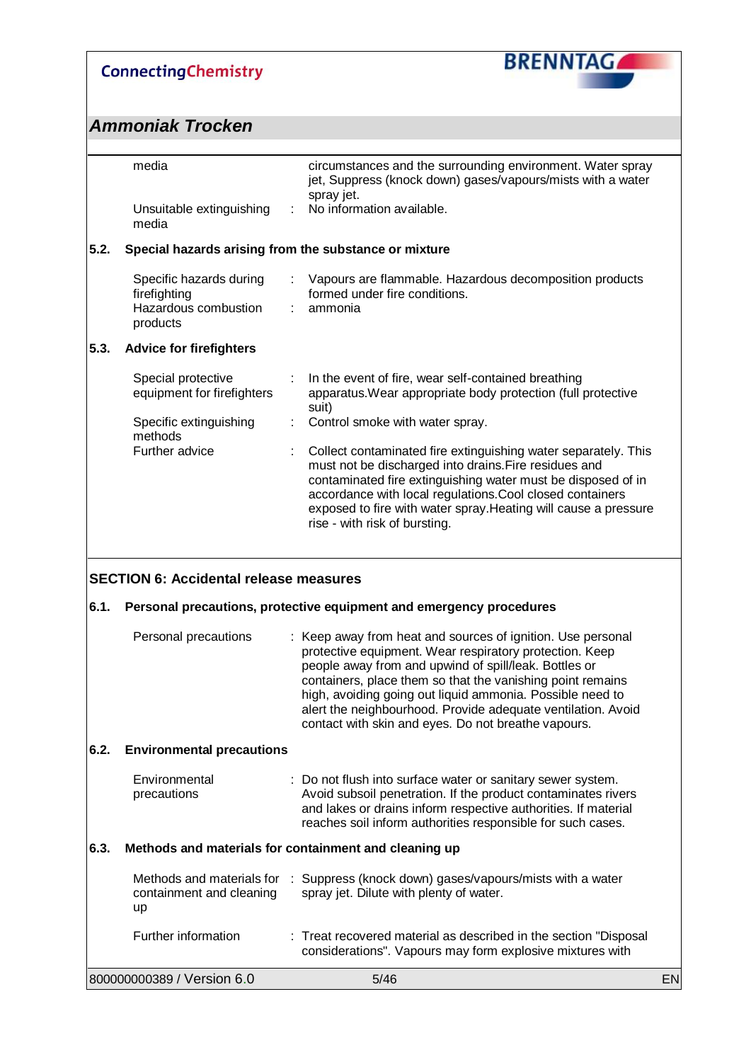| | | |
|---|---|---|
| media | | circumstances and the surrounding environment. Water spray jet, Suppress (knock down) gases/vapours/mists with a water spray jet. |
| Unsuitable extinguishing media | : | No information available. |

**5.2. Special hazards arising from the substance or mixture**

| | | |
|---|---|---|
| Specific hazards during firefighting | : | Vapours are flammable. Hazardous decomposition products formed under fire conditions. |
| Hazardous combustion products | : | ammonia |

**5.3. Advice for firefighters**

| | | |
|---|---|---|
| Special protective equipment for firefighters | : | In the event of fire, wear self-contained breathing apparatus.Wear appropriate body protection (full protective suit) |
| Specific extinguishing methods | : | Control smoke with water spray. |
| Further advice | : | Collect contaminated fire extinguishing water separately. This must not be discharged into drains.Fire residues and contaminated fire extinguishing water must be disposed of in accordance with local regulations.Cool closed containers exposed to fire with water spray.Heating will cause a pressure rise - with risk of bursting. |

## SECTION 6: Accidental release measures

**6.1. Personal precautions, protective equipment and emergency procedures**

| | | |
|---|---|---|
| Personal precautions | : | Keep away from heat and sources of ignition. Use personal protective equipment. Wear respiratory protection. Keep people away from and upwind of spill/leak. Bottles or containers, place them so that the vanishing point remains high, avoiding going out liquid ammonia. Possible need to alert the neighbourhood. Provide adequate ventilation. Avoid contact with skin and eyes. Do not breathe vapours. |

**6.2. Environmental precautions**

| | | |
|---|---|---|
| Environmental precautions | : | Do not flush into surface water or sanitary sewer system. Avoid subsoil penetration. If the product contaminates rivers and lakes or drains inform respective authorities. If material reaches soil inform authorities responsible for such cases. |

**6.3. Methods and materials for containment and cleaning up**

| | | |
|---|---|---|
| Methods and materials for containment and cleaning up | : | Suppress (knock down) gases/vapours/mists with a water spray jet. Dilute with plenty of water. |
| Further information | : | Treat recovered material as described in the section "Disposal considerations". Vapours may form explosive mixtures with |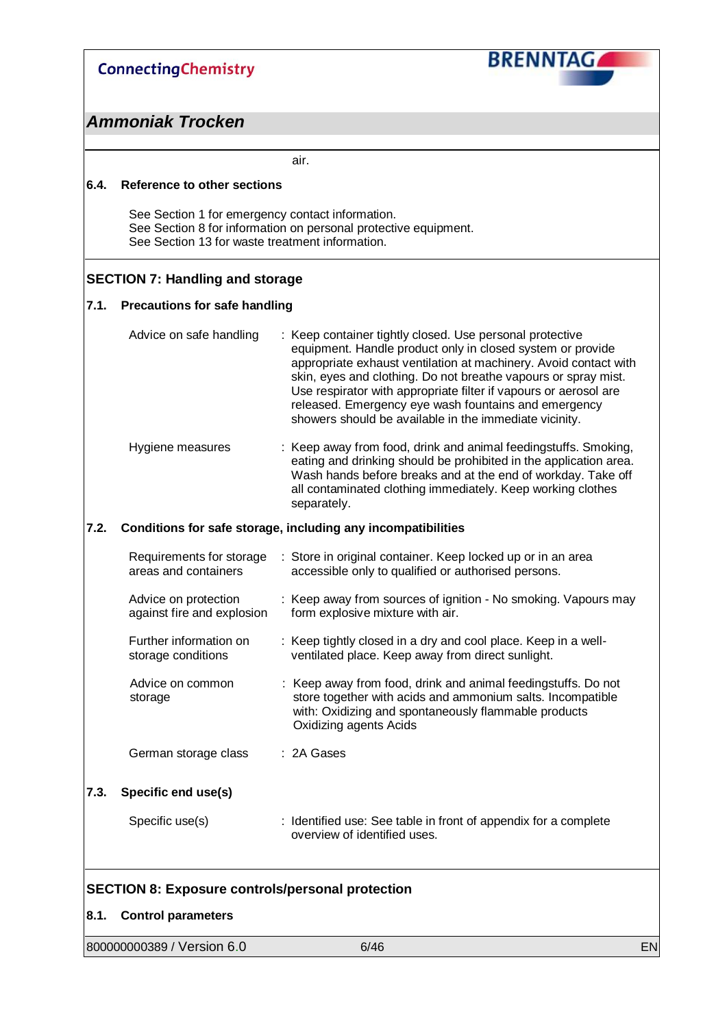air.

### 6.4. Reference to other sections

See Section 1 for emergency contact information.
See Section 8 for information on personal protective equipment.
See Section 13 for waste treatment information.

## SECTION 7: Handling and storage

### 7.1. Precautions for safe handling

| | |
|---|---|
| Advice on safe handling | : Keep container tightly closed. Use personal protective equipment. Handle product only in closed system or provide appropriate exhaust ventilation at machinery. Avoid contact with skin, eyes and clothing. Do not breathe vapours or spray mist. Use respirator with appropriate filter if vapours or aerosol are released. Emergency eye wash fountains and emergency showers should be available in the immediate vicinity. |
| Hygiene measures | : Keep away from food, drink and animal feedingstuffs. Smoking, eating and drinking should be prohibited in the application area. Wash hands before breaks and at the end of workday. Take off all contaminated clothing immediately. Keep working clothes separately. |

### 7.2. Conditions for safe storage, including any incompatibilities

| | |
|---|---|
| Requirements for storage areas and containers | : Store in original container. Keep locked up or in an area accessible only to qualified or authorised persons. |
| Advice on protection against fire and explosion | : Keep away from sources of ignition - No smoking. Vapours may form explosive mixture with air. |
| Further information on storage conditions | : Keep tightly closed in a dry and cool place. Keep in a well-ventilated place. Keep away from direct sunlight. |
| Advice on common storage | : Keep away from food, drink and animal feedingstuffs. Do not store together with acids and ammonium salts. Incompatible with: Oxidizing and spontaneously flammable products Oxidizing agents Acids |
| German storage class | : 2A Gases |

### 7.3. Specific end use(s)

| | |
|---|---|
| Specific use(s) | : Identified use: See table in front of appendix for a complete overview of identified uses. |

## SECTION 8: Exposure controls/personal protection

### 8.1. Control parameters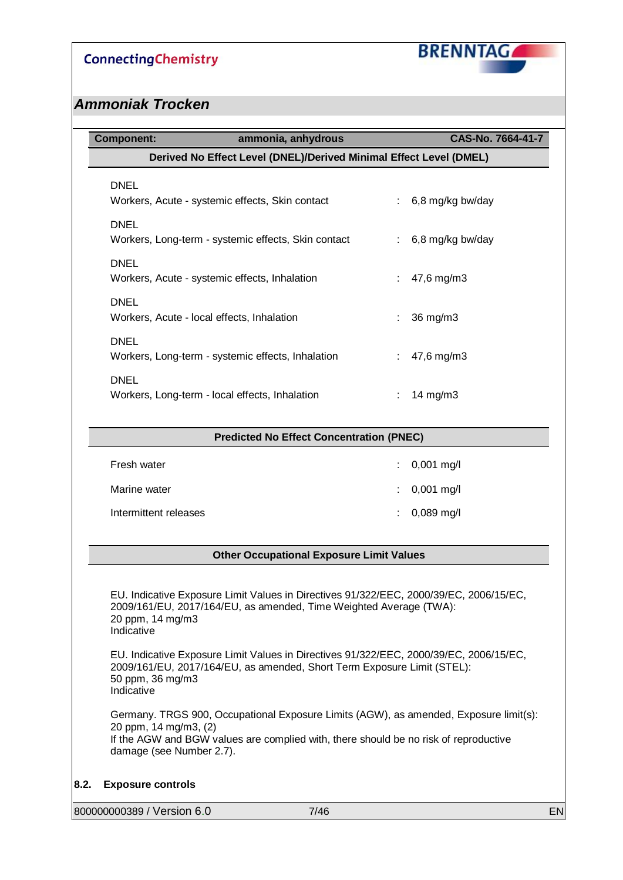**Component:** ammonia, anhydrous — **CAS-No. 7664-41-7**

**Derived No Effect Level (DNEL)/Derived Minimal Effect Level (DMEL)**

DNEL
Workers, Acute - systemic effects, Skin contact : 6,8 mg/kg bw/day

DNEL
Workers, Long-term - systemic effects, Skin contact : 6,8 mg/kg bw/day

DNEL
Workers, Acute - systemic effects, Inhalation : 47,6 mg/m3

DNEL
Workers, Acute - local effects, Inhalation : 36 mg/m3

DNEL
Workers, Long-term - systemic effects, Inhalation : 47,6 mg/m3

DNEL
Workers, Long-term - local effects, Inhalation : 14 mg/m3

**Predicted No Effect Concentration (PNEC)**

| | |
|---|---|
| Fresh water | : 0,001 mg/l |
| Marine water | : 0,001 mg/l |
| Intermittent releases | : 0,089 mg/l |

**Other Occupational Exposure Limit Values**

EU. Indicative Exposure Limit Values in Directives 91/322/EEC, 2000/39/EC, 2006/15/EC, 2009/161/EU, 2017/164/EU, as amended, Time Weighted Average (TWA):
20 ppm, 14 mg/m3
Indicative

EU. Indicative Exposure Limit Values in Directives 91/322/EEC, 2000/39/EC, 2006/15/EC, 2009/161/EU, 2017/164/EU, as amended, Short Term Exposure Limit (STEL):
50 ppm, 36 mg/m3
Indicative

Germany. TRGS 900, Occupational Exposure Limits (AGW), as amended, Exposure limit(s):
20 ppm, 14 mg/m3, (2)
If the AGW and BGW values are complied with, there should be no risk of reproductive damage (see Number 2.7).

## 8.2. Exposure controls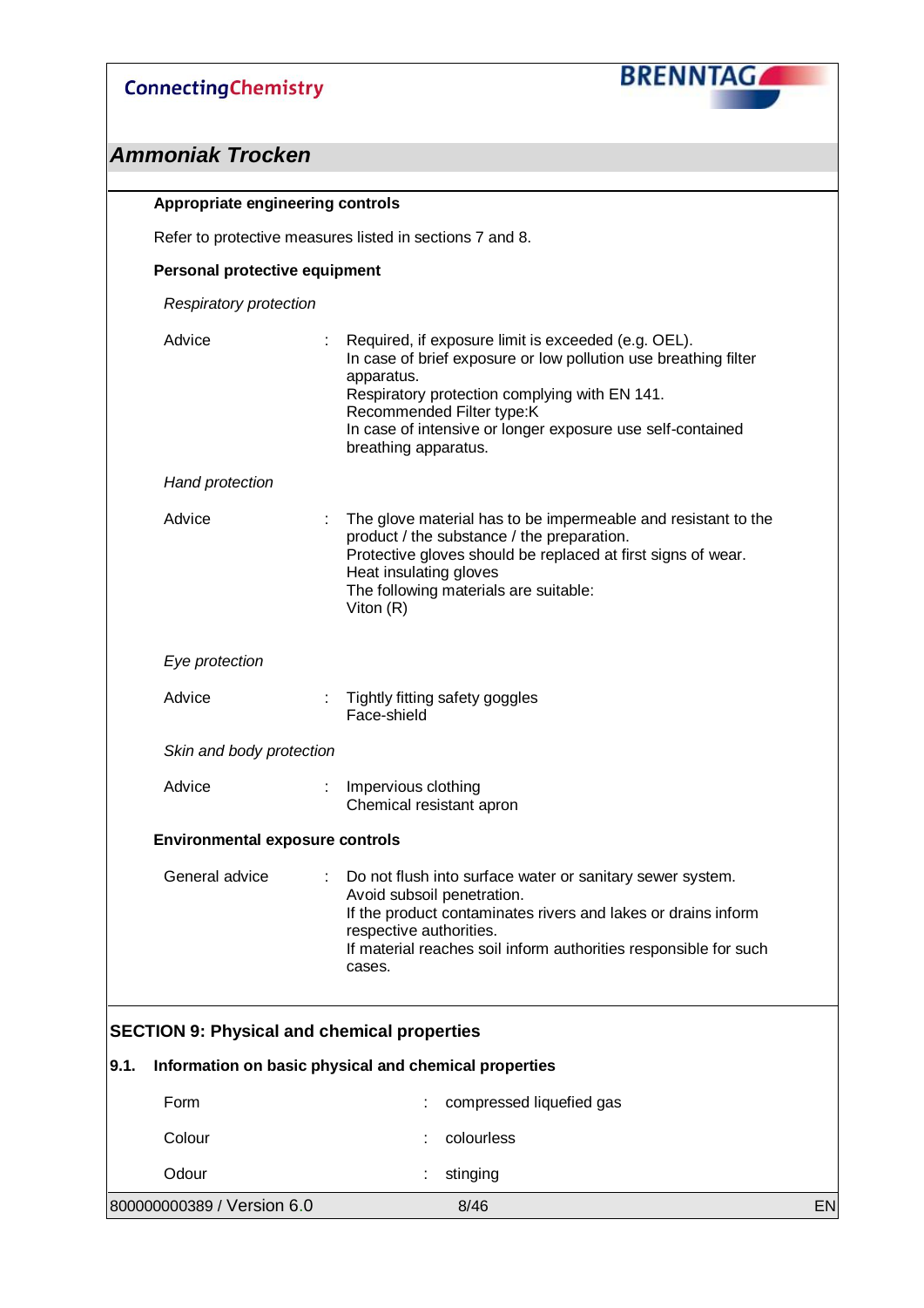**Appropriate engineering controls**

Refer to protective measures listed in sections 7 and 8.

**Personal protective equipment**

*Respiratory protection*

| | | |
|---|---|---|
| Advice | : | Required, if exposure limit is exceeded (e.g. OEL).<br>In case of brief exposure or low pollution use breathing filter apparatus.<br>Respiratory protection complying with EN 141.<br>Recommended Filter type:K<br>In case of intensive or longer exposure use self-contained breathing apparatus. |

*Hand protection*

| | | |
|---|---|---|
| Advice | : | The glove material has to be impermeable and resistant to the product / the substance / the preparation.<br>Protective gloves should be replaced at first signs of wear.<br>Heat insulating gloves<br>The following materials are suitable:<br>Viton (R) |

*Eye protection*

| | | |
|---|---|---|
| Advice | : | Tightly fitting safety goggles<br>Face-shield |

*Skin and body protection*

| | | |
|---|---|---|
| Advice | : | Impervious clothing<br>Chemical resistant apron |

**Environmental exposure controls**

| | | |
|---|---|---|
| General advice | : | Do not flush into surface water or sanitary sewer system.<br>Avoid subsoil penetration.<br>If the product contaminates rivers and lakes or drains inform respective authorities.<br>If material reaches soil inform authorities responsible for such cases. |

## SECTION 9: Physical and chemical properties

### 9.1. Information on basic physical and chemical properties

| | | |
|---|---|---|
| Form | : | compressed liquefied gas |
| Colour | : | colourless |
| Odour | : | stinging |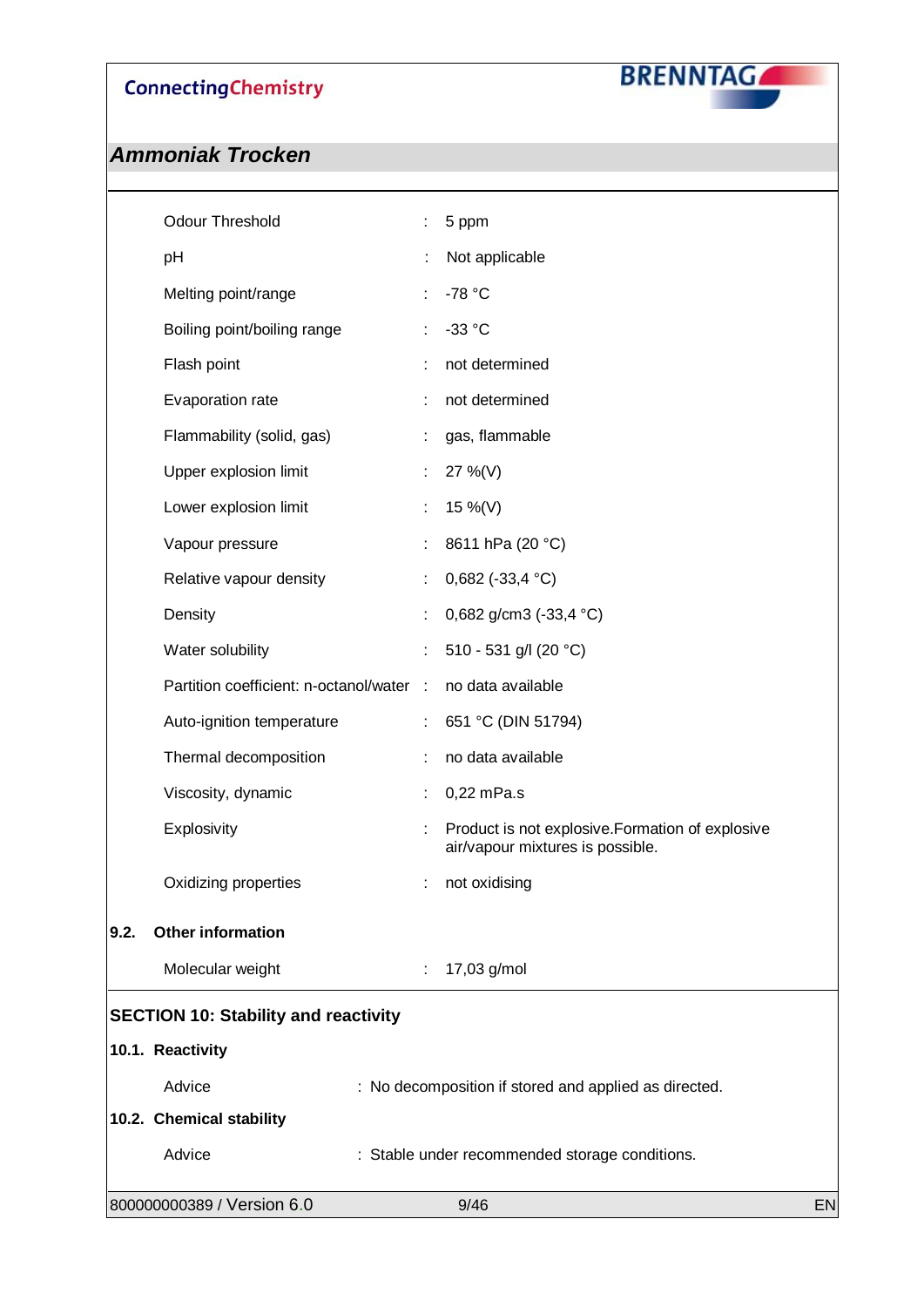| | | |
|---|---|---|
| Odour Threshold | : | 5 ppm |
| pH | : | Not applicable |
| Melting point/range | : | -78 °C |
| Boiling point/boiling range | : | -33 °C |
| Flash point | : | not determined |
| Evaporation rate | : | not determined |
| Flammability (solid, gas) | : | gas, flammable |
| Upper explosion limit | : | 27 %(V) |
| Lower explosion limit | : | 15 %(V) |
| Vapour pressure | : | 8611 hPa (20 °C) |
| Relative vapour density | : | 0,682 (-33,4 °C) |
| Density | : | 0,682 g/cm3 (-33,4 °C) |
| Water solubility | : | 510 - 531 g/l (20 °C) |
| Partition coefficient: n-octanol/water | : | no data available |
| Auto-ignition temperature | : | 651 °C (DIN 51794) |
| Thermal decomposition | : | no data available |
| Viscosity, dynamic | : | 0,22 mPa.s |
| Explosivity | : | Product is not explosive.Formation of explosive air/vapour mixtures is possible. |
| Oxidizing properties | : | not oxidising |

**9.2. Other information**

| | | |
|---|---|---|
| Molecular weight | : | 17,03 g/mol |

## SECTION 10: Stability and reactivity

**10.1. Reactivity**

Advice : No decomposition if stored and applied as directed.

**10.2. Chemical stability**

Advice : Stable under recommended storage conditions.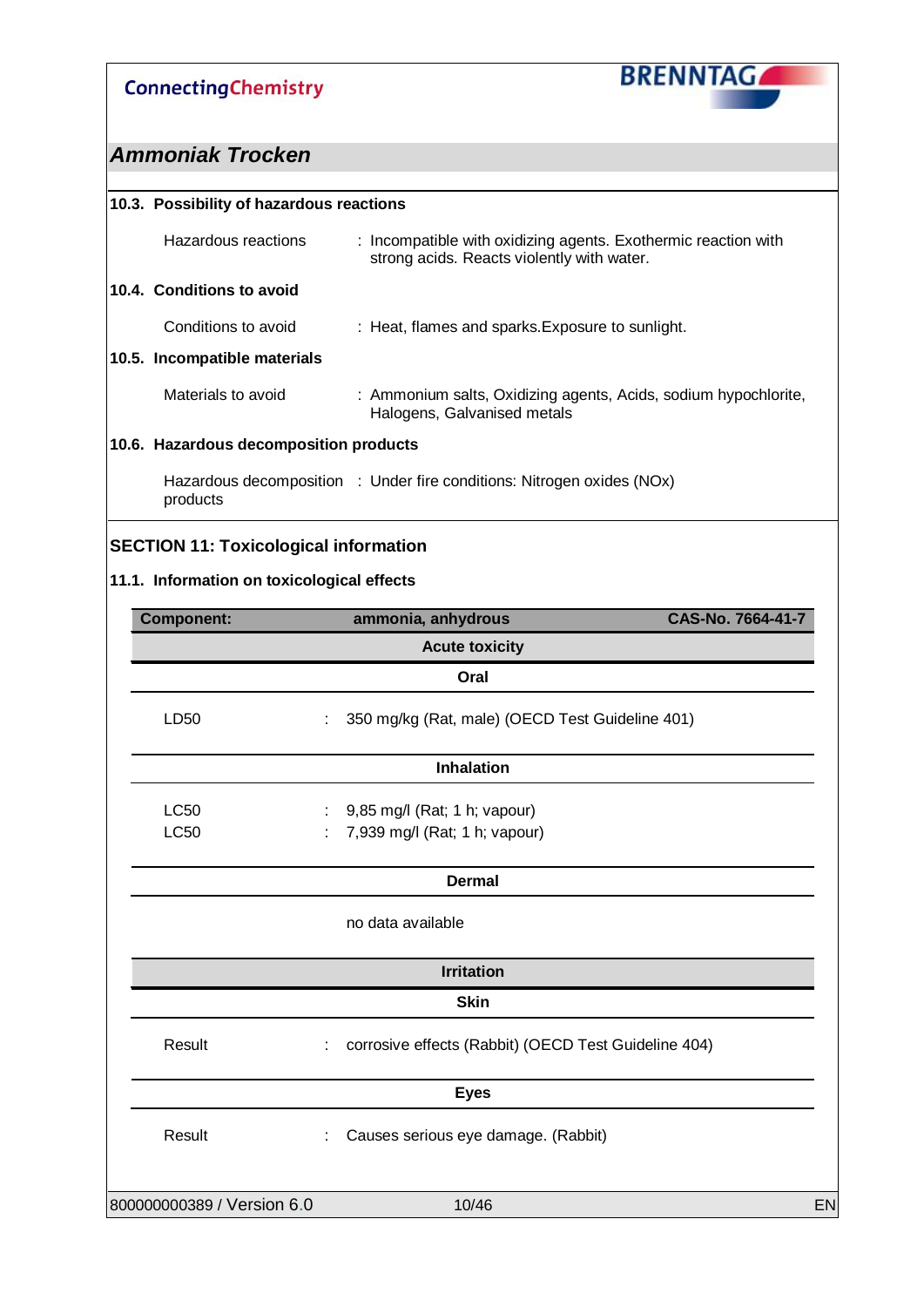## Ammoniak Trocken

### 10.3. Possibility of hazardous reactions

Hazardous reactions : Incompatible with oxidizing agents. Exothermic reaction with strong acids. Reacts violently with water.

### 10.4. Conditions to avoid

Conditions to avoid : Heat, flames and sparks.Exposure to sunlight.

### 10.5. Incompatible materials

Materials to avoid : Ammonium salts, Oxidizing agents, Acids, sodium hypochlorite, Halogens, Galvanised metals

### 10.6. Hazardous decomposition products

Hazardous decomposition products : Under fire conditions: Nitrogen oxides (NOx)

## SECTION 11: Toxicological information

### 11.1. Information on toxicological effects

| **Component:** | **ammonia, anhydrous** | **CAS-No. 7664-41-7** |
|---|---|---|
| | **Acute toxicity** | |
| | **Oral** | |
| LD50 | : 350 mg/kg (Rat, male) (OECD Test Guideline 401) | |
| | **Inhalation** | |
| LC50 | : 9,85 mg/l (Rat; 1 h; vapour) | |
| LC50 | : 7,939 mg/l (Rat; 1 h; vapour) | |
| | **Dermal** | |
| | no data available | |
| | **Irritation** | |
| | **Skin** | |
| Result | : corrosive effects (Rabbit) (OECD Test Guideline 404) | |
| | **Eyes** | |
| Result | : Causes serious eye damage. (Rabbit) | |

800000000389 / Version 6.0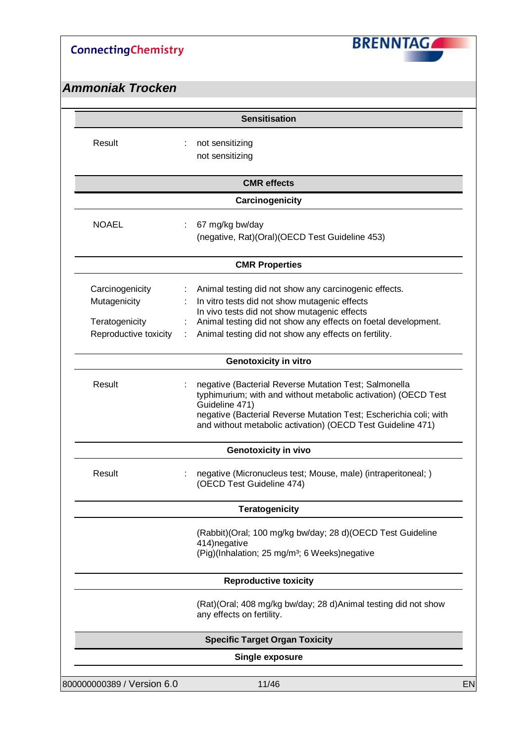## Sensitisation

Result : not sensitizing
not sensitizing

## CMR effects

### Carcinogenicity

NOAEL : 67 mg/kg bw/day
(negative, Rat)(Oral)(OECD Test Guideline 453)

### CMR Properties

| | | |
|---|---|---|
| Carcinogenicity | : | Animal testing did not show any carcinogenic effects. |
| Mutagenicity | : | In vitro tests did not show mutagenic effects<br>In vivo tests did not show mutagenic effects |
| Teratogenicity | : | Animal testing did not show any effects on foetal development. |
| Reproductive toxicity | : | Animal testing did not show any effects on fertility. |

### Genotoxicity in vitro

Result : negative (Bacterial Reverse Mutation Test; Salmonella typhimurium; with and without metabolic activation) (OECD Test Guideline 471)
negative (Bacterial Reverse Mutation Test; Escherichia coli; with and without metabolic activation) (OECD Test Guideline 471)

### Genotoxicity in vivo

Result : negative (Micronucleus test; Mouse, male) (intraperitoneal; ) (OECD Test Guideline 474)

### Teratogenicity

(Rabbit)(Oral; 100 mg/kg bw/day; 28 d)(OECD Test Guideline 414)negative
(Pig)(Inhalation; 25 mg/m³; 6 Weeks)negative

### Reproductive toxicity

(Rat)(Oral; 408 mg/kg bw/day; 28 d)Animal testing did not show any effects on fertility.

## Specific Target Organ Toxicity

### Single exposure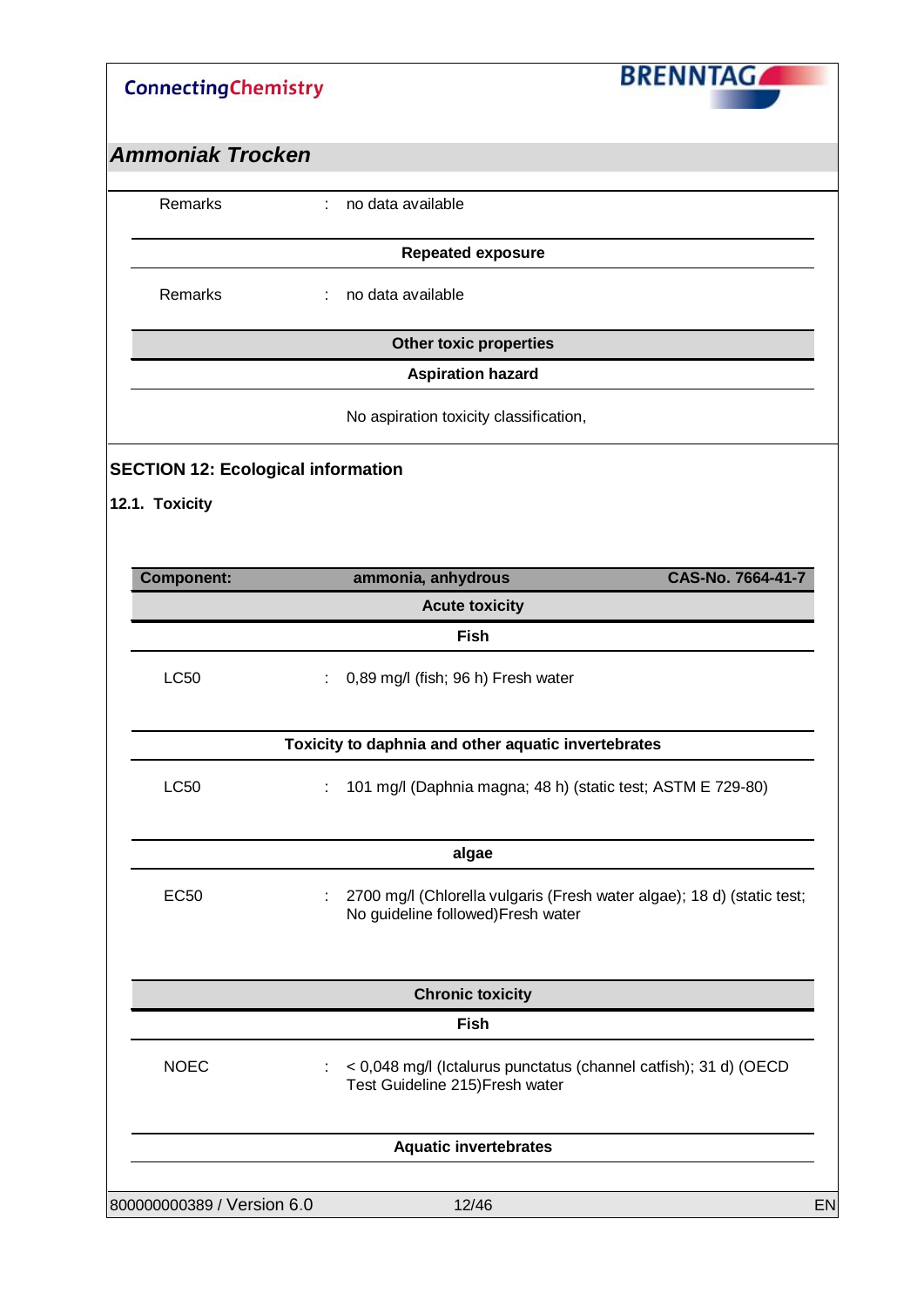Remarks : no data available

**Repeated exposure**

Remarks : no data available

**Other toxic properties**

**Aspiration hazard**

No aspiration toxicity classification,

## SECTION 12: Ecological information

### 12.1. Toxicity

| Component: | ammonia, anhydrous | CAS-No. 7664-41-7 |
|---|---|---|

**Acute toxicity**

**Fish**

LC50 : 0,89 mg/l (fish; 96 h) Fresh water

**Toxicity to daphnia and other aquatic invertebrates**

LC50 : 101 mg/l (Daphnia magna; 48 h) (static test; ASTM E 729-80)

**algae**

EC50 : 2700 mg/l (Chlorella vulgaris (Fresh water algae); 18 d) (static test; No guideline followed)Fresh water

**Chronic toxicity**

**Fish**

NOEC : < 0,048 mg/l (Ictalurus punctatus (channel catfish); 31 d) (OECD Test Guideline 215)Fresh water

**Aquatic invertebrates**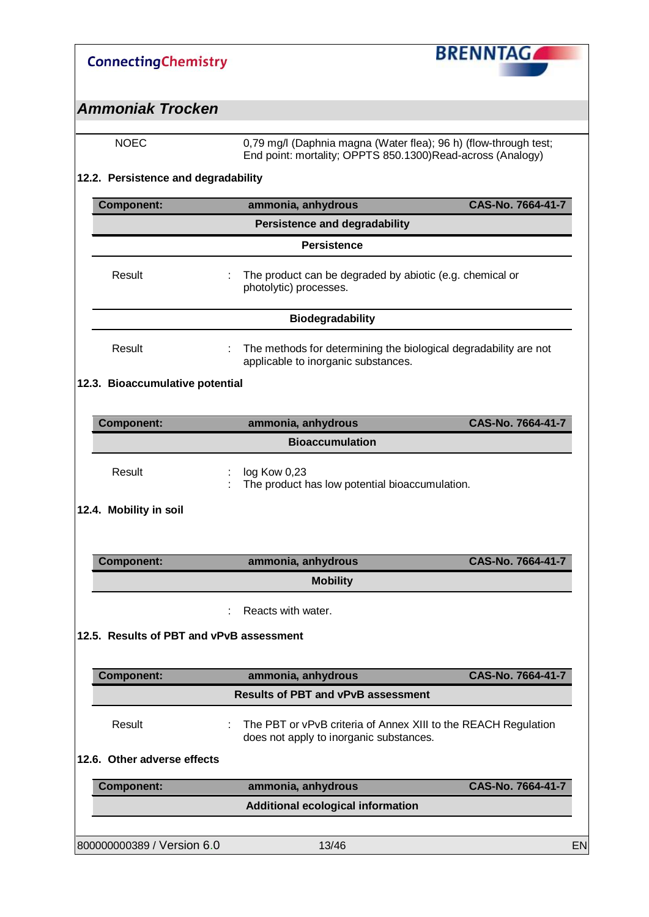| | |
|---|---|
| NOEC | 0,79 mg/l (Daphnia magna (Water flea); 96 h) (flow-through test; End point: mortality; OPPTS 850.1300)Read-across (Analogy) |

### 12.2. Persistence and degradability

| Component: | ammonia, anhydrous | CAS-No. 7664-41-7 |
|---|---|---|
| | **Persistence and degradability** | |
| | **Persistence** | |
| Result | : The product can be degraded by abiotic (e.g. chemical or photolytic) processes. | |
| | **Biodegradability** | |
| Result | : The methods for determining the biological degradability are not applicable to inorganic substances. | |

### 12.3. Bioaccumulative potential

| Component: | ammonia, anhydrous | CAS-No. 7664-41-7 |
|---|---|---|
| | **Bioaccumulation** | |
| Result | : log Kow 0,23<br>: The product has low potential bioaccumulation. | |

### 12.4. Mobility in soil

| Component: | ammonia, anhydrous | CAS-No. 7664-41-7 |
|---|---|---|
| | **Mobility** | |
| | : Reacts with water. | |

### 12.5. Results of PBT and vPvB assessment

| Component: | ammonia, anhydrous | CAS-No. 7664-41-7 |
|---|---|---|
| | **Results of PBT and vPvB assessment** | |
| Result | : The PBT or vPvB criteria of Annex XIII to the REACH Regulation does not apply to inorganic substances. | |

### 12.6. Other adverse effects

| Component: | ammonia, anhydrous | CAS-No. 7664-41-7 |
|---|---|---|
| | **Additional ecological information** | |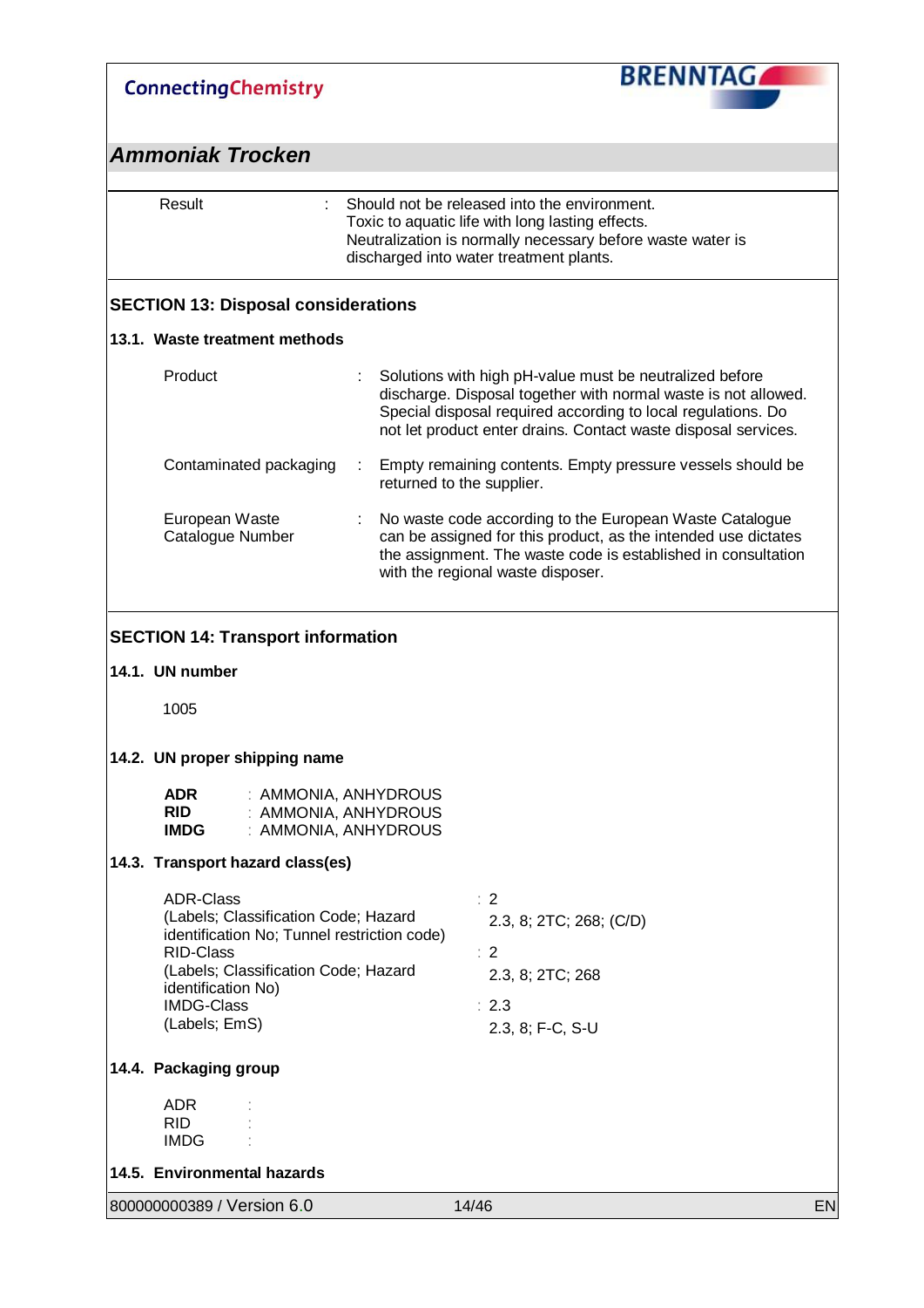| | | |
|---|---|---|
| Result | : | Should not be released into the environment. Toxic to aquatic life with long lasting effects. Neutralization is normally necessary before waste water is discharged into water treatment plants. |

## SECTION 13: Disposal considerations

### 13.1. Waste treatment methods

| | | |
|---|---|---|
| Product | : | Solutions with high pH-value must be neutralized before discharge. Disposal together with normal waste is not allowed. Special disposal required according to local regulations. Do not let product enter drains. Contact waste disposal services. |
| Contaminated packaging | : | Empty remaining contents. Empty pressure vessels should be returned to the supplier. |
| European Waste Catalogue Number | : | No waste code according to the European Waste Catalogue can be assigned for this product, as the intended use dictates the assignment. The waste code is established in consultation with the regional waste disposer. |

## SECTION 14: Transport information

### 14.1. UN number

1005

### 14.2. UN proper shipping name

| | | |
|---|---|---|
| **ADR** | : | AMMONIA, ANHYDROUS |
| **RID** | : | AMMONIA, ANHYDROUS |
| **IMDG** | : | AMMONIA, ANHYDROUS |

### 14.3. Transport hazard class(es)

| | | |
|---|---|---|
| ADR-Class | : | 2 |
| (Labels; Classification Code; Hazard identification No; Tunnel restriction code) | | 2.3, 8; 2TC; 268; (C/D) |
| RID-Class | : | 2 |
| (Labels; Classification Code; Hazard identification No) | | 2.3, 8; 2TC; 268 |
| IMDG-Class | : | 2.3 |
| (Labels; EmS) | | 2.3, 8; F-C, S-U |

### 14.4. Packaging group

| | | |
|---|---|---|
| ADR | : | |
| RID | : | |
| IMDG | : | |

### 14.5. Environmental hazards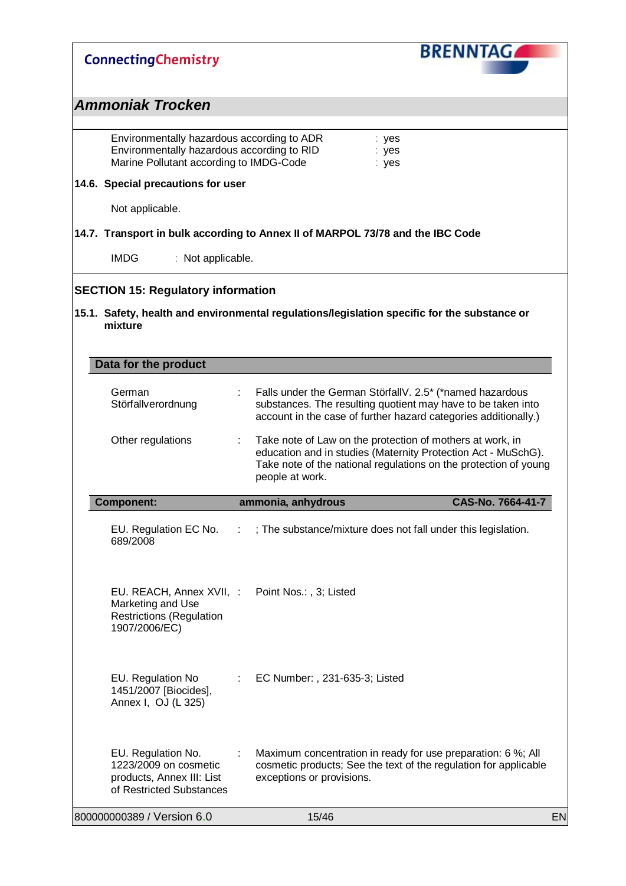| | | |
|---|---|---|
| Environmentally hazardous according to ADR | : | yes |
| Environmentally hazardous according to RID | : | yes |
| Marine Pollutant according to IMDG-Code | : | yes |

**14.6. Special precautions for user**

Not applicable.

**14.7. Transport in bulk according to Annex II of MARPOL 73/78 and the IBC Code**

IMDG : Not applicable.

## SECTION 15: Regulatory information

**15.1. Safety, health and environmental regulations/legislation specific for the substance or mixture**

| **Data for the product** | | |
|---|---|---|
| German Störfallverordnung | : | Falls under the German StörfallV. 2.5* (*named hazardous substances. The resulting quotient may have to be taken into account in the case of further hazard categories additionally.) |
| Other regulations | : | Take note of Law on the protection of mothers at work, in education and in studies (Maternity Protection Act - MuSchG). Take note of the national regulations on the protection of young people at work. |

| **Component:** | **ammonia, anhydrous** | **CAS-No. 7664-41-7** |
|---|---|---|
| EU. Regulation EC No. 689/2008 | : | ; The substance/mixture does not fall under this legislation. |
| EU. REACH, Annex XVII, Marketing and Use Restrictions (Regulation 1907/2006/EC) | : | Point Nos.: , 3; Listed |
| EU. Regulation No 1451/2007 [Biocides], Annex I, OJ (L 325) | : | EC Number: , 231-635-3; Listed |
| EU. Regulation No. 1223/2009 on cosmetic products, Annex III: List of Restricted Substances | : | Maximum concentration in ready for use preparation: 6 %; All cosmetic products; See the text of the regulation for applicable exceptions or provisions. |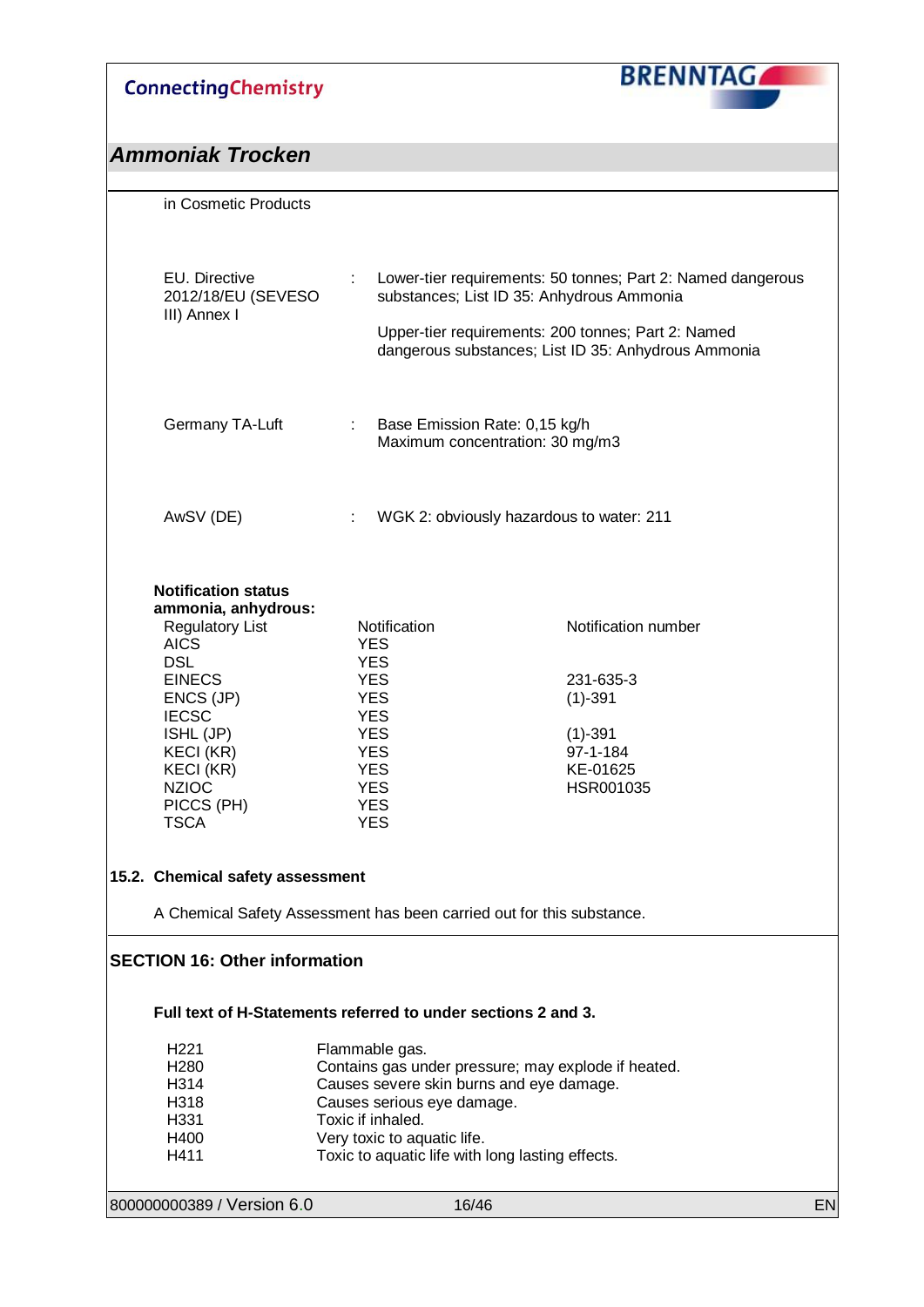## Ammoniak Trocken

in Cosmetic Products

| | | |
|---|---|---|
| EU. Directive 2012/18/EU (SEVESO III) Annex I | : | Lower-tier requirements: 50 tonnes; Part 2: Named dangerous substances; List ID 35: Anhydrous Ammonia<br><br>Upper-tier requirements: 200 tonnes; Part 2: Named dangerous substances; List ID 35: Anhydrous Ammonia |
| Germany TA-Luft | : | Base Emission Rate: 0,15 kg/h<br>Maximum concentration: 30 mg/m3 |
| AwSV (DE) | : | WGK 2: obviously hazardous to water: 211 |

**Notification status ammonia, anhydrous:**

| Regulatory List | Notification | Notification number |
|---|---|---|
| AICS | YES | |
| DSL | YES | |
| EINECS | YES | 231-635-3 |
| ENCS (JP) | YES | (1)-391 |
| IECSC | YES | |
| ISHL (JP) | YES | (1)-391 |
| KECI (KR) | YES | 97-1-184 |
| KECI (KR) | YES | KE-01625 |
| NZIOC | YES | HSR001035 |
| PICCS (PH) | YES | |
| TSCA | YES | |

### 15.2. Chemical safety assessment

A Chemical Safety Assessment has been carried out for this substance.

## SECTION 16: Other information

**Full text of H-Statements referred to under sections 2 and 3.**

| | |
|---|---|
| H221 | Flammable gas. |
| H280 | Contains gas under pressure; may explode if heated. |
| H314 | Causes severe skin burns and eye damage. |
| H318 | Causes serious eye damage. |
| H331 | Toxic if inhaled. |
| H400 | Very toxic to aquatic life. |
| H411 | Toxic to aquatic life with long lasting effects. |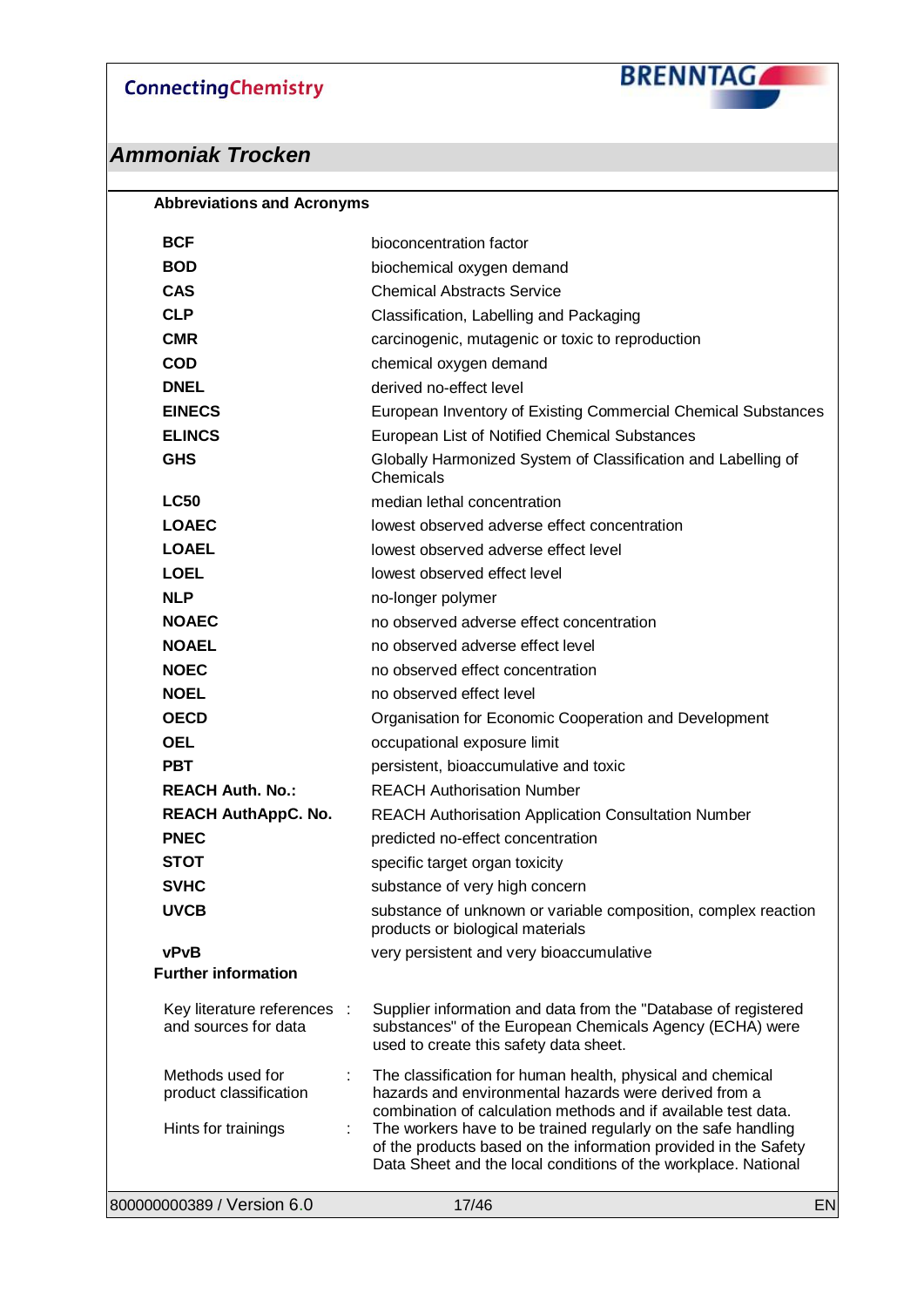**Abbreviations and Acronyms**

| | |
|---|---|
| **BCF** | bioconcentration factor |
| **BOD** | biochemical oxygen demand |
| **CAS** | Chemical Abstracts Service |
| **CLP** | Classification, Labelling and Packaging |
| **CMR** | carcinogenic, mutagenic or toxic to reproduction |
| **COD** | chemical oxygen demand |
| **DNEL** | derived no-effect level |
| **EINECS** | European Inventory of Existing Commercial Chemical Substances |
| **ELINCS** | European List of Notified Chemical Substances |
| **GHS** | Globally Harmonized System of Classification and Labelling of Chemicals |
| **LC50** | median lethal concentration |
| **LOAEC** | lowest observed adverse effect concentration |
| **LOAEL** | lowest observed adverse effect level |
| **LOEL** | lowest observed effect level |
| **NLP** | no-longer polymer |
| **NOAEC** | no observed adverse effect concentration |
| **NOAEL** | no observed adverse effect level |
| **NOEC** | no observed effect concentration |
| **NOEL** | no observed effect level |
| **OECD** | Organisation for Economic Cooperation and Development |
| **OEL** | occupational exposure limit |
| **PBT** | persistent, bioaccumulative and toxic |
| **REACH Auth. No.:** | REACH Authorisation Number |
| **REACH AuthAppC. No.** | REACH Authorisation Application Consultation Number |
| **PNEC** | predicted no-effect concentration |
| **STOT** | specific target organ toxicity |
| **SVHC** | substance of very high concern |
| **UVCB** | substance of unknown or variable composition, complex reaction products or biological materials |
| **vPvB** | very persistent and very bioaccumulative |

**Further information**

Key literature references and sources for data : Supplier information and data from the "Database of registered substances" of the European Chemicals Agency (ECHA) were used to create this safety data sheet.

Methods used for product classification : The classification for human health, physical and chemical hazards and environmental hazards were derived from a combination of calculation methods and if available test data.

Hints for trainings : The workers have to be trained regularly on the safe handling of the products based on the information provided in the Safety Data Sheet and the local conditions of the workplace. National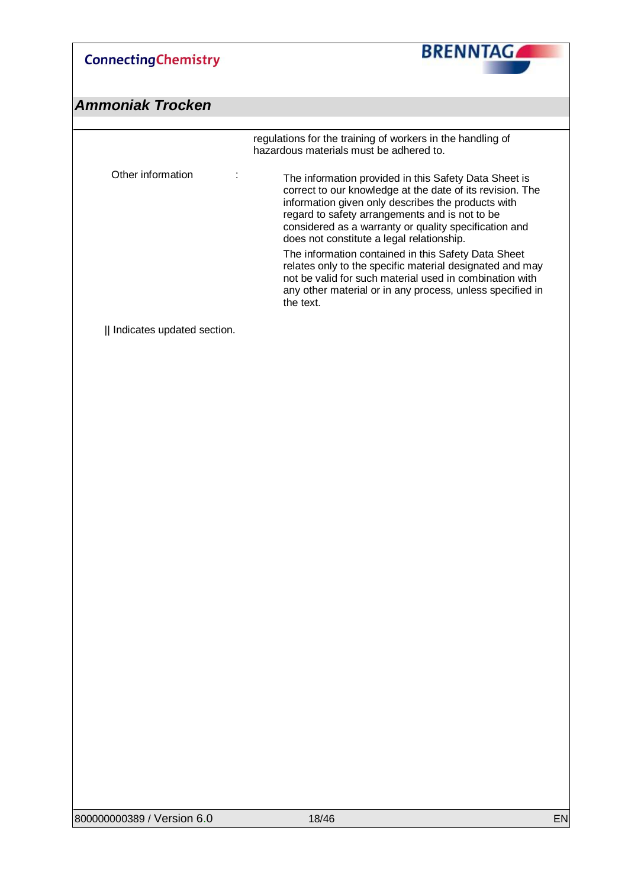regulations for the training of workers in the handling of hazardous materials must be adhered to.

| | |
|---|---|
| Other information : | The information provided in this Safety Data Sheet is correct to our knowledge at the date of its revision. The information given only describes the products with regard to safety arrangements and is not to be considered as a warranty or quality specification and does not constitute a legal relationship.<br>The information contained in this Safety Data Sheet relates only to the specific material designated and may not be valid for such material used in combination with any other material or in any process, unless specified in the text. |

|| Indicates updated section.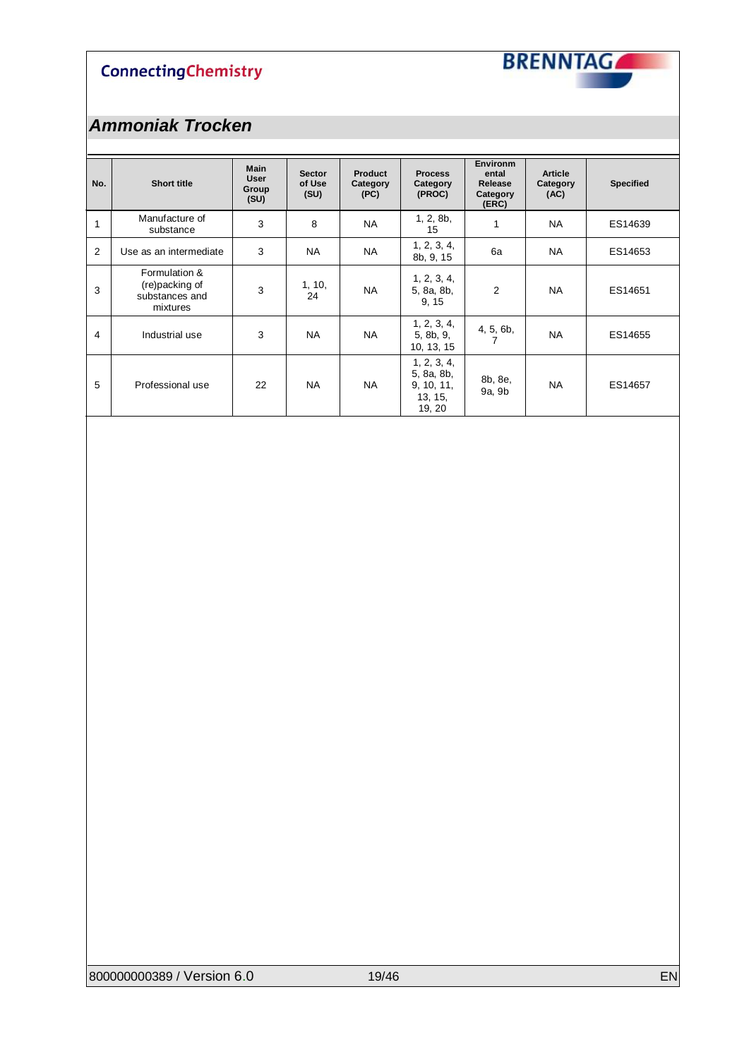## *Ammoniak Trocken*

| No. | Short title | Main User Group (SU) | Sector of Use (SU) | Product Category (PC) | Process Category (PROC) | Environmental Release Category (ERC) | Article Category (AC) | Specified |
|---|---|---|---|---|---|---|---|---|
| 1 | Manufacture of substance | 3 | 8 | NA | 1, 2, 8b, 15 | 1 | NA | ES14639 |
| 2 | Use as an intermediate | 3 | NA | NA | 1, 2, 3, 4, 8b, 9, 15 | 6a | NA | ES14653 |
| 3 | Formulation & (re)packing of substances and mixtures | 3 | 1, 10, 24 | NA | 1, 2, 3, 4, 5, 8a, 8b, 9, 15 | 2 | NA | ES14651 |
| 4 | Industrial use | 3 | NA | NA | 1, 2, 3, 4, 5, 8b, 9, 10, 13, 15 | 4, 5, 6b, 7 | NA | ES14655 |
| 5 | Professional use | 22 | NA | NA | 1, 2, 3, 4, 5, 8a, 8b, 9, 10, 11, 13, 15, 19, 20 | 8b, 8e, 9a, 9b | NA | ES14657 |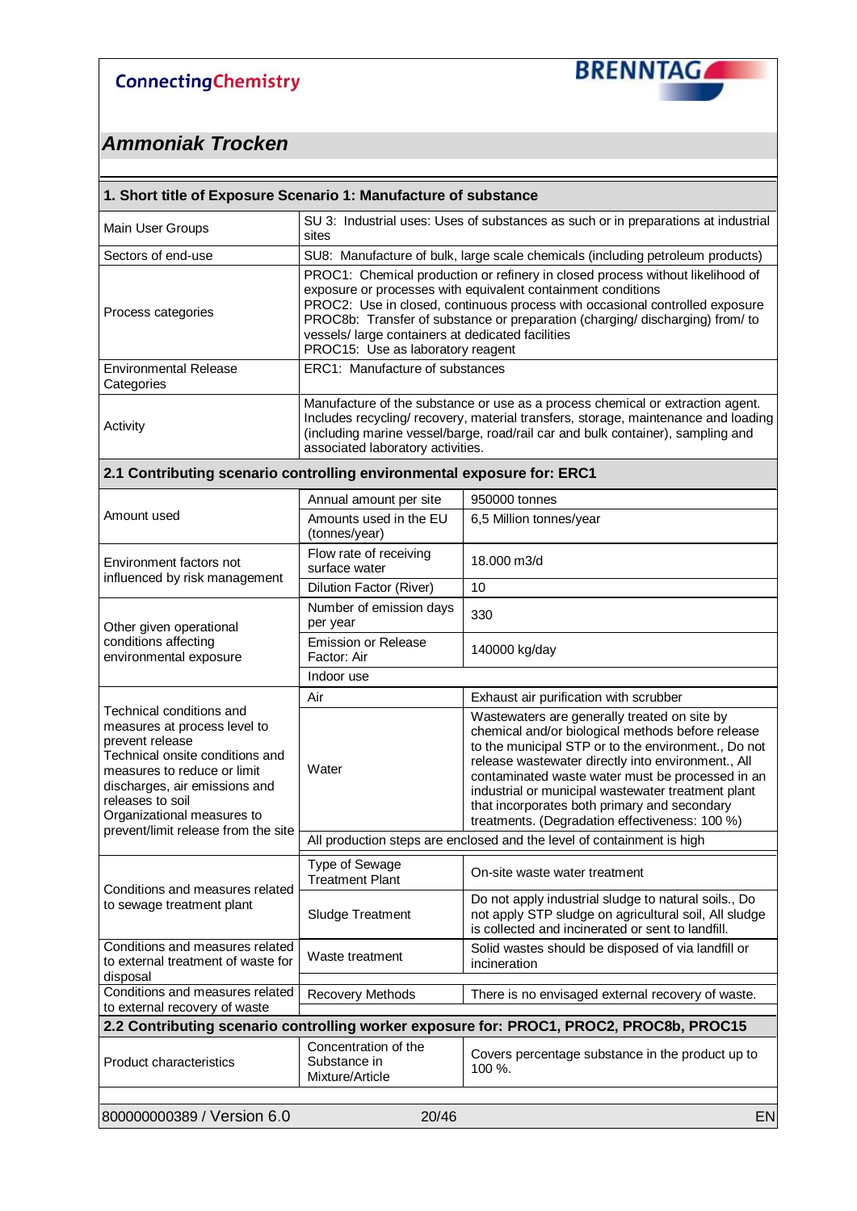## Ammoniak Trocken

| **1. Short title of Exposure Scenario 1: Manufacture of substance** | |
|---|---|
| Main User Groups | SU 3: Industrial uses: Uses of substances as such or in preparations at industrial sites |
| Sectors of end-use | SU8: Manufacture of bulk, large scale chemicals (including petroleum products) |
| Process categories | PROC1: Chemical production or refinery in closed process without likelihood of exposure or processes with equivalent containment conditions<br>PROC2: Use in closed, continuous process with occasional controlled exposure<br>PROC8b: Transfer of substance or preparation (charging/ discharging) from/ to vessels/ large containers at dedicated facilities<br>PROC15: Use as laboratory reagent |
| Environmental Release Categories | ERC1: Manufacture of substances |
| Activity | Manufacture of the substance or use as a process chemical or extraction agent. Includes recycling/ recovery, material transfers, storage, maintenance and loading (including marine vessel/barge, road/rail car and bulk container), sampling and associated laboratory activities. |

| **2.1 Contributing scenario controlling environmental exposure for: ERC1** | | |
|---|---|---|
| Amount used | Annual amount per site | 950000 tonnes |
| | Amounts used in the EU (tonnes/year) | 6,5 Million tonnes/year |
| Environment factors not influenced by risk management | Flow rate of receiving surface water | 18.000 m3/d |
| | Dilution Factor (River) | 10 |
| Other given operational conditions affecting environmental exposure | Number of emission days per year | 330 |
| | Emission or Release Factor: Air | 140000 kg/day |
| | Indoor use | |
| Technical conditions and measures at process level to prevent release<br>Technical onsite conditions and measures to reduce or limit discharges, air emissions and releases to soil<br>Organizational measures to prevent/limit release from the site | Air | Exhaust air purification with scrubber |
| | Water | Wastewaters are generally treated on site by chemical and/or biological methods before release to the municipal STP or to the environment., Do not release wastewater directly into environment., All contaminated waste water must be processed in an industrial or municipal wastewater treatment plant that incorporates both primary and secondary treatments. (Degradation effectiveness: 100 %) |
| | All production steps are enclosed and the level of containment is high | |
| Conditions and measures related to sewage treatment plant | Type of Sewage Treatment Plant | On-site waste water treatment |
| | Sludge Treatment | Do not apply industrial sludge to natural soils., Do not apply STP sludge on agricultural soil, All sludge is collected and incinerated or sent to landfill. |
| Conditions and measures related to external treatment of waste for disposal | Waste treatment | Solid wastes should be disposed of via landfill or incineration |
| Conditions and measures related to external recovery of waste | Recovery Methods | There is no envisaged external recovery of waste. |

| **2.2 Contributing scenario controlling worker exposure for: PROC1, PROC2, PROC8b, PROC15** | | |
|---|---|---|
| Product characteristics | Concentration of the Substance in Mixture/Article | Covers percentage substance in the product up to 100 %. |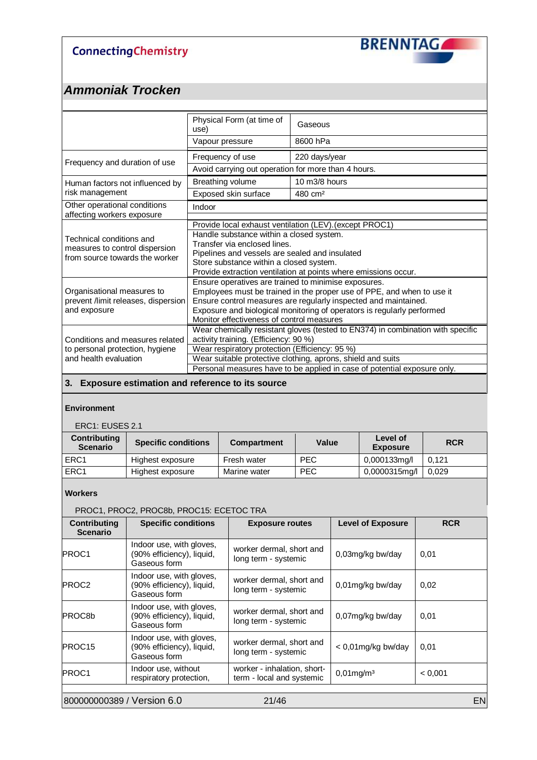## Ammoniak Trocken

| | | |
|---|---|---|
| | Physical Form (at time of use) | Gaseous |
| | Vapour pressure | 8600 hPa |
| Frequency and duration of use | Frequency of use | 220 days/year |
| | Avoid carrying out operation for more than 4 hours. | |
| Human factors not influenced by risk management | Breathing volume | 10 m3/8 hours |
| | Exposed skin surface | 480 cm² |
| Other operational conditions affecting workers exposure | Indoor | |
| Technical conditions and measures to control dispersion from source towards the worker | Provide local exhaust ventilation (LEV).(except PROC1) | |
| | Handle substance within a closed system.<br>Transfer via enclosed lines.<br>Pipelines and vessels are sealed and insulated<br>Store substance within a closed system.<br>Provide extraction ventilation at points where emissions occur. | |
| Organisational measures to prevent /limit releases, dispersion and exposure | Ensure operatives are trained to minimise exposures.<br>Employees must be trained in the proper use of PPE, and when to use it<br>Ensure control measures are regularly inspected and maintained.<br>Exposure and biological monitoring of operators is regularly performed<br>Monitor effectiveness of control measures | |
| Conditions and measures related to personal protection, hygiene and health evaluation | Wear chemically resistant gloves (tested to EN374) in combination with specific activity training. (Efficiency: 90 %) | |
| | Wear respiratory protection (Efficiency: 95 %) | |
| | Wear suitable protective clothing, aprons, shield and suits | |
| | Personal measures have to be applied in case of potential exposure only. | |

### 3. Exposure estimation and reference to its source

**Environment**

ERC1: EUSES 2.1

| Contributing Scenario | Specific conditions | Compartment | Value | Level of Exposure | RCR |
|---|---|---|---|---|---|
| ERC1 | Highest exposure | Fresh water | PEC | 0,000133mg/l | 0,121 |
| ERC1 | Highest exposure | Marine water | PEC | 0,0000315mg/l | 0,029 |

**Workers**

PROC1, PROC2, PROC8b, PROC15: ECETOC TRA

| Contributing Scenario | Specific conditions | Exposure routes | Level of Exposure | RCR |
|---|---|---|---|---|
| PROC1 | Indoor use, with gloves, (90% efficiency), liquid, Gaseous form | worker dermal, short and long term - systemic | 0,03mg/kg bw/day | 0,01 |
| PROC2 | Indoor use, with gloves, (90% efficiency), liquid, Gaseous form | worker dermal, short and long term - systemic | 0,01mg/kg bw/day | 0,02 |
| PROC8b | Indoor use, with gloves, (90% efficiency), liquid, Gaseous form | worker dermal, short and long term - systemic | 0,07mg/kg bw/day | 0,01 |
| PROC15 | Indoor use, with gloves, (90% efficiency), liquid, Gaseous form | worker dermal, short and long term - systemic | < 0,01mg/kg bw/day | 0,01 |
| PROC1 | Indoor use, without respiratory protection, | worker - inhalation, short-term - local and systemic | 0,01mg/m³ | < 0,001 |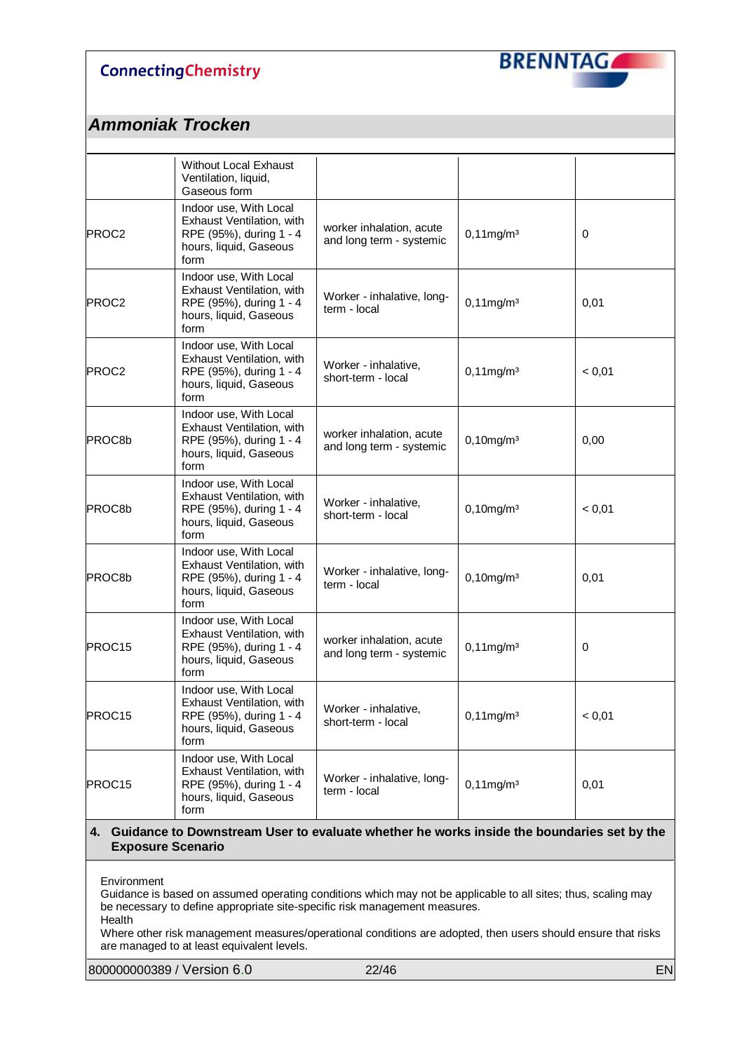## Ammoniak Trocken

| | | | | |
|---|---|---|---|---|
| | Without Local Exhaust Ventilation, liquid, Gaseous form | | | |
| PROC2 | Indoor use, With Local Exhaust Ventilation, with RPE (95%), during 1 - 4 hours, liquid, Gaseous form | worker inhalation, acute and long term - systemic | 0,11mg/m³ | 0 |
| PROC2 | Indoor use, With Local Exhaust Ventilation, with RPE (95%), during 1 - 4 hours, liquid, Gaseous form | Worker - inhalative, long-term - local | 0,11mg/m³ | 0,01 |
| PROC2 | Indoor use, With Local Exhaust Ventilation, with RPE (95%), during 1 - 4 hours, liquid, Gaseous form | Worker - inhalative, short-term - local | 0,11mg/m³ | < 0,01 |
| PROC8b | Indoor use, With Local Exhaust Ventilation, with RPE (95%), during 1 - 4 hours, liquid, Gaseous form | worker inhalation, acute and long term - systemic | 0,10mg/m³ | 0,00 |
| PROC8b | Indoor use, With Local Exhaust Ventilation, with RPE (95%), during 1 - 4 hours, liquid, Gaseous form | Worker - inhalative, short-term - local | 0,10mg/m³ | < 0,01 |
| PROC8b | Indoor use, With Local Exhaust Ventilation, with RPE (95%), during 1 - 4 hours, liquid, Gaseous form | Worker - inhalative, long-term - local | 0,10mg/m³ | 0,01 |
| PROC15 | Indoor use, With Local Exhaust Ventilation, with RPE (95%), during 1 - 4 hours, liquid, Gaseous form | worker inhalation, acute and long term - systemic | 0,11mg/m³ | 0 |
| PROC15 | Indoor use, With Local Exhaust Ventilation, with RPE (95%), during 1 - 4 hours, liquid, Gaseous form | Worker - inhalative, short-term - local | 0,11mg/m³ | < 0,01 |
| PROC15 | Indoor use, With Local Exhaust Ventilation, with RPE (95%), during 1 - 4 hours, liquid, Gaseous form | Worker - inhalative, long-term - local | 0,11mg/m³ | 0,01 |

### 4. Guidance to Downstream User to evaluate whether he works inside the boundaries set by the Exposure Scenario

Environment
Guidance is based on assumed operating conditions which may not be applicable to all sites; thus, scaling may be necessary to define appropriate site-specific risk management measures.
Health
Where other risk management measures/operational conditions are adopted, then users should ensure that risks are managed to at least equivalent levels.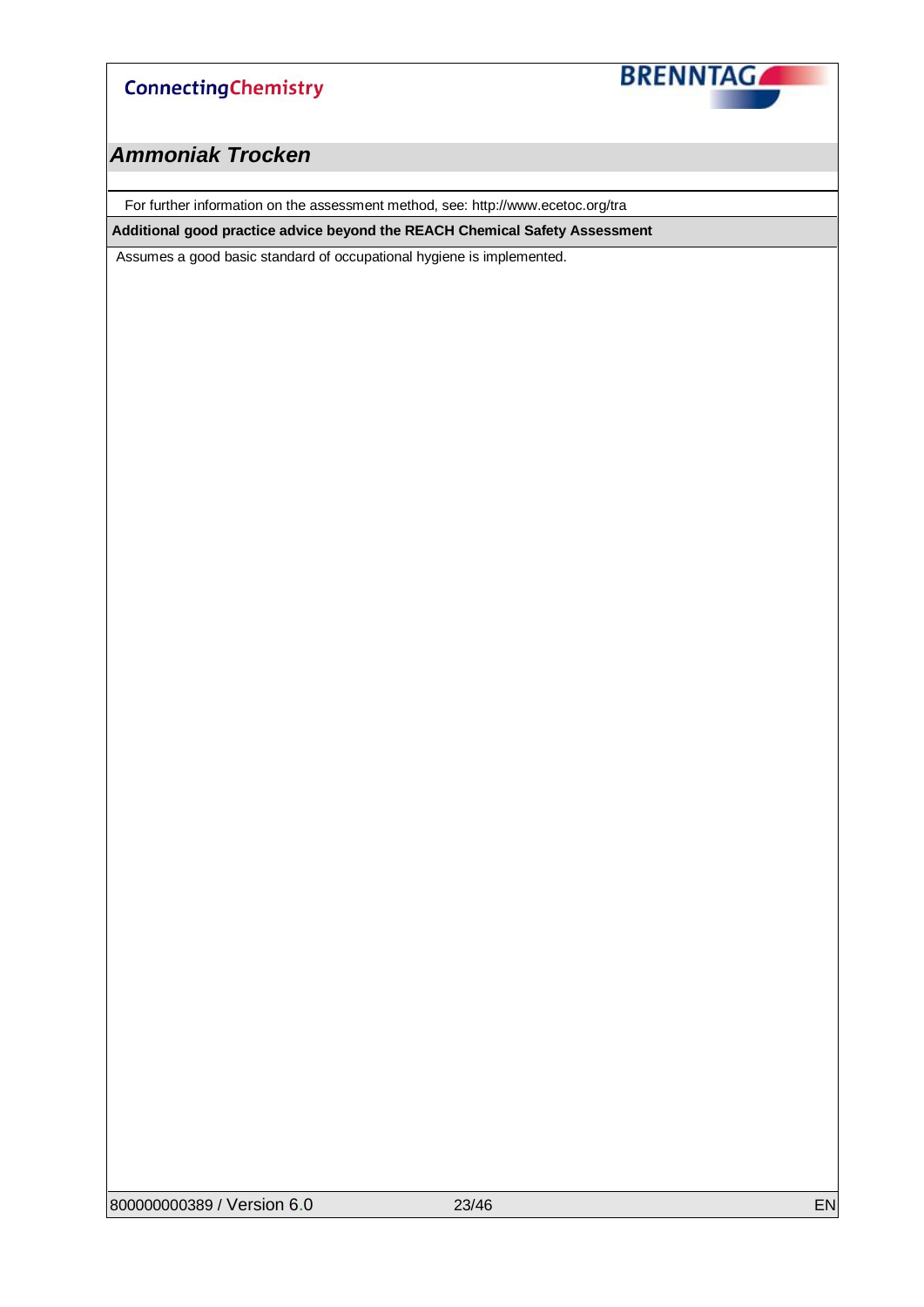For further information on the assessment method, see: http://www.ecetoc.org/tra

**Additional good practice advice beyond the REACH Chemical Safety Assessment**

Assumes a good basic standard of occupational hygiene is implemented.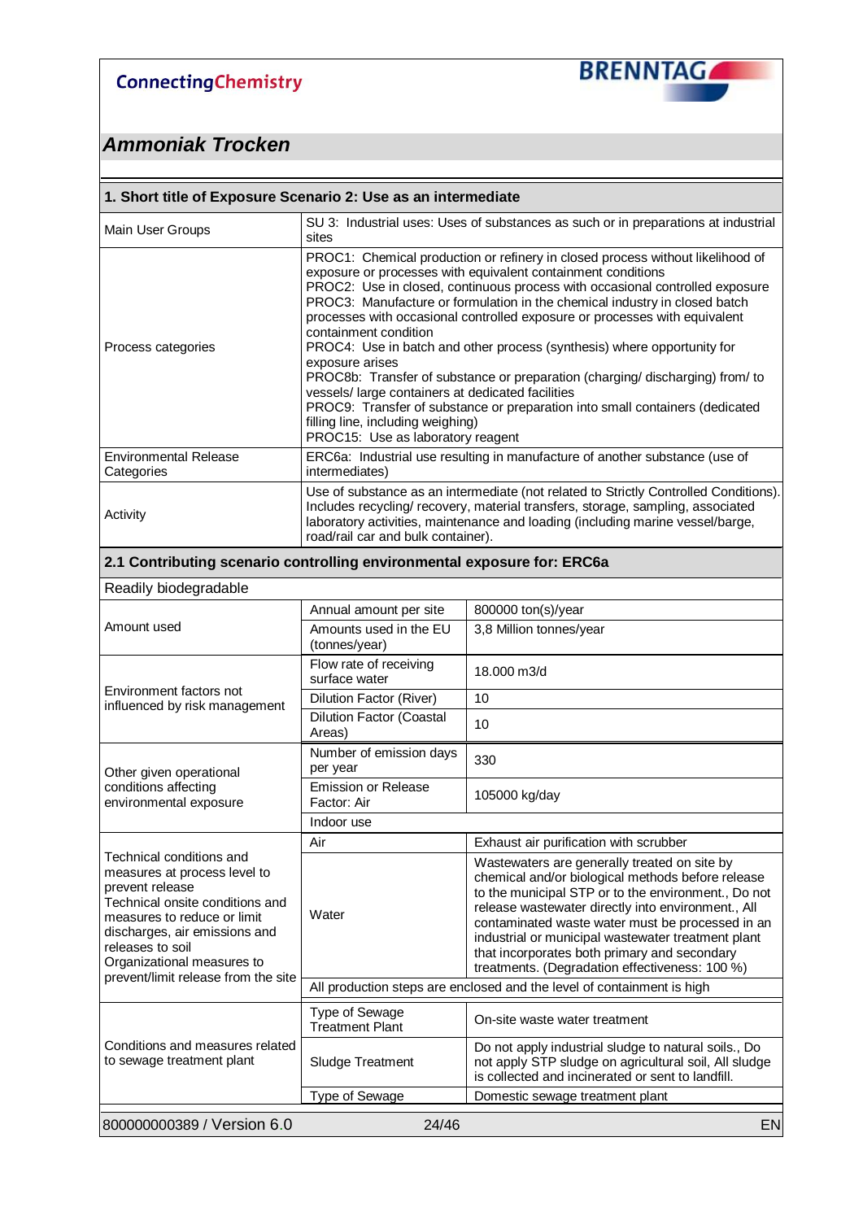ConnectingChemistry

BRENNTAG

## *Ammoniak Trocken*

### 1. Short title of Exposure Scenario 2: Use as an intermediate

| | |
|---|---|
| Main User Groups | SU 3: Industrial uses: Uses of substances as such or in preparations at industrial sites |
| Process categories | PROC1: Chemical production or refinery in closed process without likelihood of exposure or processes with equivalent containment conditions<br>PROC2: Use in closed, continuous process with occasional controlled exposure<br>PROC3: Manufacture or formulation in the chemical industry in closed batch processes with occasional controlled exposure or processes with equivalent containment condition<br>PROC4: Use in batch and other process (synthesis) where opportunity for exposure arises<br>PROC8b: Transfer of substance or preparation (charging/ discharging) from/ to vessels/ large containers at dedicated facilities<br>PROC9: Transfer of substance or preparation into small containers (dedicated filling line, including weighing)<br>PROC15: Use as laboratory reagent |
| Environmental Release Categories | ERC6a: Industrial use resulting in manufacture of another substance (use of intermediates) |
| Activity | Use of substance as an intermediate (not related to Strictly Controlled Conditions). Includes recycling/ recovery, material transfers, storage, sampling, associated laboratory activities, maintenance and loading (including marine vessel/barge, road/rail car and bulk container). |

### 2.1 Contributing scenario controlling environmental exposure for: ERC6a

Readily biodegradable

| | | |
|---|---|---|
| Amount used | Annual amount per site | 800000 ton(s)/year |
| | Amounts used in the EU (tonnes/year) | 3,8 Million tonnes/year |
| Environment factors not influenced by risk management | Flow rate of receiving surface water | 18.000 m3/d |
| | Dilution Factor (River) | 10 |
| | Dilution Factor (Coastal Areas) | 10 |
| Other given operational conditions affecting environmental exposure | Number of emission days per year | 330 |
| | Emission or Release Factor: Air | 105000 kg/day |
| | Indoor use | |
| Technical conditions and measures at process level to prevent release<br>Technical onsite conditions and measures to reduce or limit discharges, air emissions and releases to soil<br>Organizational measures to prevent/limit release from the site | Air | Exhaust air purification with scrubber |
| | Water | Wastewaters are generally treated on site by chemical and/or biological methods before release to the municipal STP or to the environment., Do not release wastewater directly into environment., All contaminated waste water must be processed in an industrial or municipal wastewater treatment plant that incorporates both primary and secondary treatments. (Degradation effectiveness: 100 %) |
| | All production steps are enclosed and the level of containment is high | |
| Conditions and measures related to sewage treatment plant | Type of Sewage Treatment Plant | On-site waste water treatment |
| | Sludge Treatment | Do not apply industrial sludge to natural soils., Do not apply STP sludge on agricultural soil, All sludge is collected and incinerated or sent to landfill. |
| | Type of Sewage | Domestic sewage treatment plant |

800000000389 / Version 6.0 EN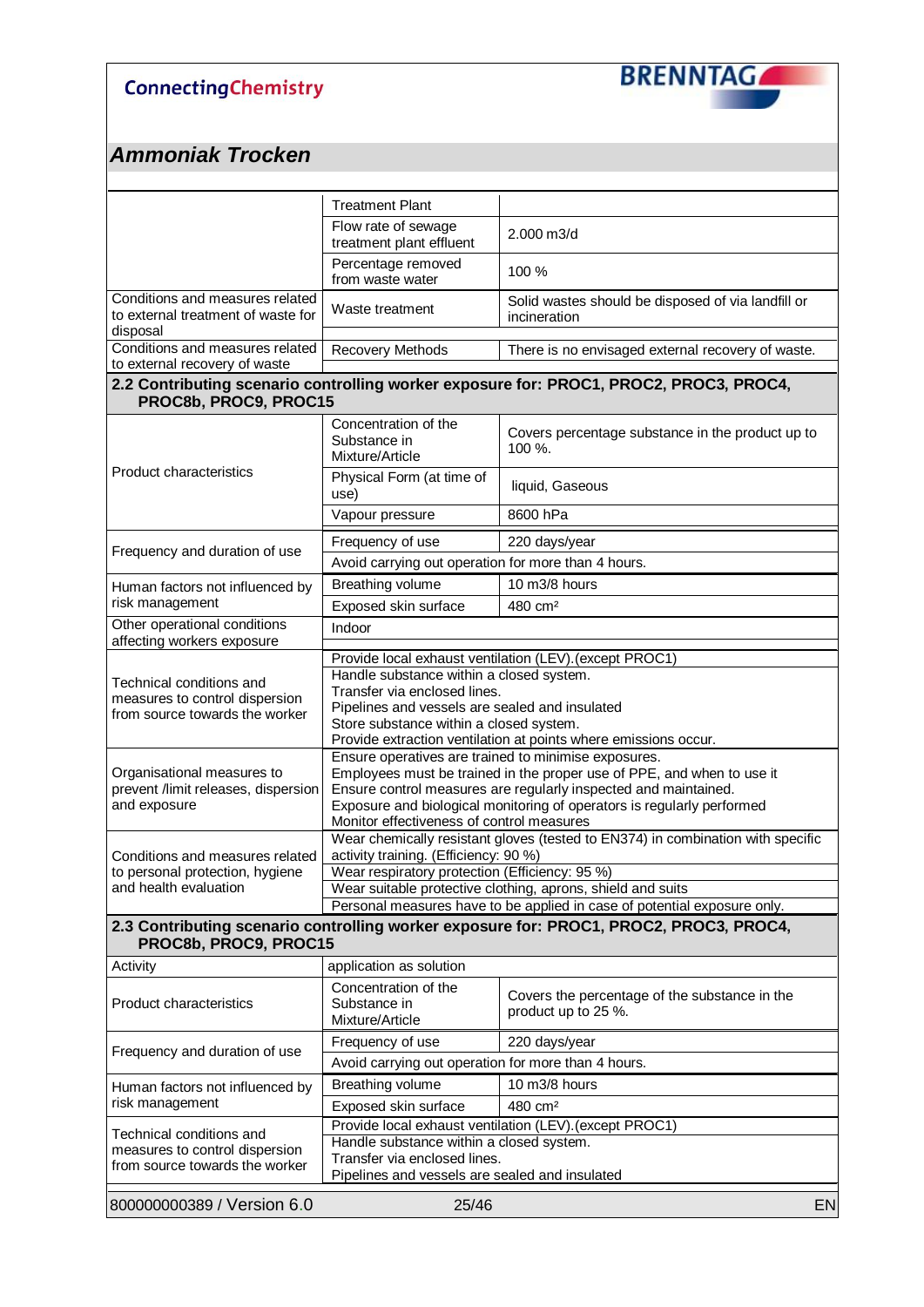## Ammoniak Trocken

| | | |
|---|---|---|
| | Treatment Plant | |
| | Flow rate of sewage treatment plant effluent | 2.000 m3/d |
| | Percentage removed from waste water | 100 % |
| Conditions and measures related to external treatment of waste for disposal | Waste treatment | Solid wastes should be disposed of via landfill or incineration |
| Conditions and measures related to external recovery of waste | Recovery Methods | There is no envisaged external recovery of waste. |

### 2.2 Contributing scenario controlling worker exposure for: PROC1, PROC2, PROC3, PROC4, PROC8b, PROC9, PROC15

| | | |
|---|---|---|
| Product characteristics | Concentration of the Substance in Mixture/Article | Covers percentage substance in the product up to 100 %. |
| | Physical Form (at time of use) | liquid, Gaseous |
| | Vapour pressure | 8600 hPa |
| Frequency and duration of use | Frequency of use | 220 days/year |
| | Avoid carrying out operation for more than 4 hours. | |
| Human factors not influenced by risk management | Breathing volume | 10 m3/8 hours |
| | Exposed skin surface | 480 cm² |
| Other operational conditions affecting workers exposure | Indoor | |
| Technical conditions and measures to control dispersion from source towards the worker | Provide local exhaust ventilation (LEV).(except PROC1) | |
| | Handle substance within a closed system.<br>Transfer via enclosed lines.<br>Pipelines and vessels are sealed and insulated<br>Store substance within a closed system.<br>Provide extraction ventilation at points where emissions occur. | |
| Organisational measures to prevent /limit releases, dispersion and exposure | Ensure operatives are trained to minimise exposures.<br>Employees must be trained in the proper use of PPE, and when to use it<br>Ensure control measures are regularly inspected and maintained.<br>Exposure and biological monitoring of operators is regularly performed<br>Monitor effectiveness of control measures | |
| Conditions and measures related to personal protection, hygiene and health evaluation | Wear chemically resistant gloves (tested to EN374) in combination with specific activity training. (Efficiency: 90 %) | |
| | Wear respiratory protection (Efficiency: 95 %) | |
| | Wear suitable protective clothing, aprons, shield and suits | |
| | Personal measures have to be applied in case of potential exposure only. | |

### 2.3 Contributing scenario controlling worker exposure for: PROC1, PROC2, PROC3, PROC4, PROC8b, PROC9, PROC15

| | | |
|---|---|---|
| Activity | application as solution | |
| Product characteristics | Concentration of the Substance in Mixture/Article | Covers the percentage of the substance in the product up to 25 %. |
| Frequency and duration of use | Frequency of use | 220 days/year |
| | Avoid carrying out operation for more than 4 hours. | |
| Human factors not influenced by risk management | Breathing volume | 10 m3/8 hours |
| | Exposed skin surface | 480 cm² |
| Technical conditions and measures to control dispersion from source towards the worker | Provide local exhaust ventilation (LEV).(except PROC1) | |
| | Handle substance within a closed system.<br>Transfer via enclosed lines.<br>Pipelines and vessels are sealed and insulated | |

800000000389 / Version 6.0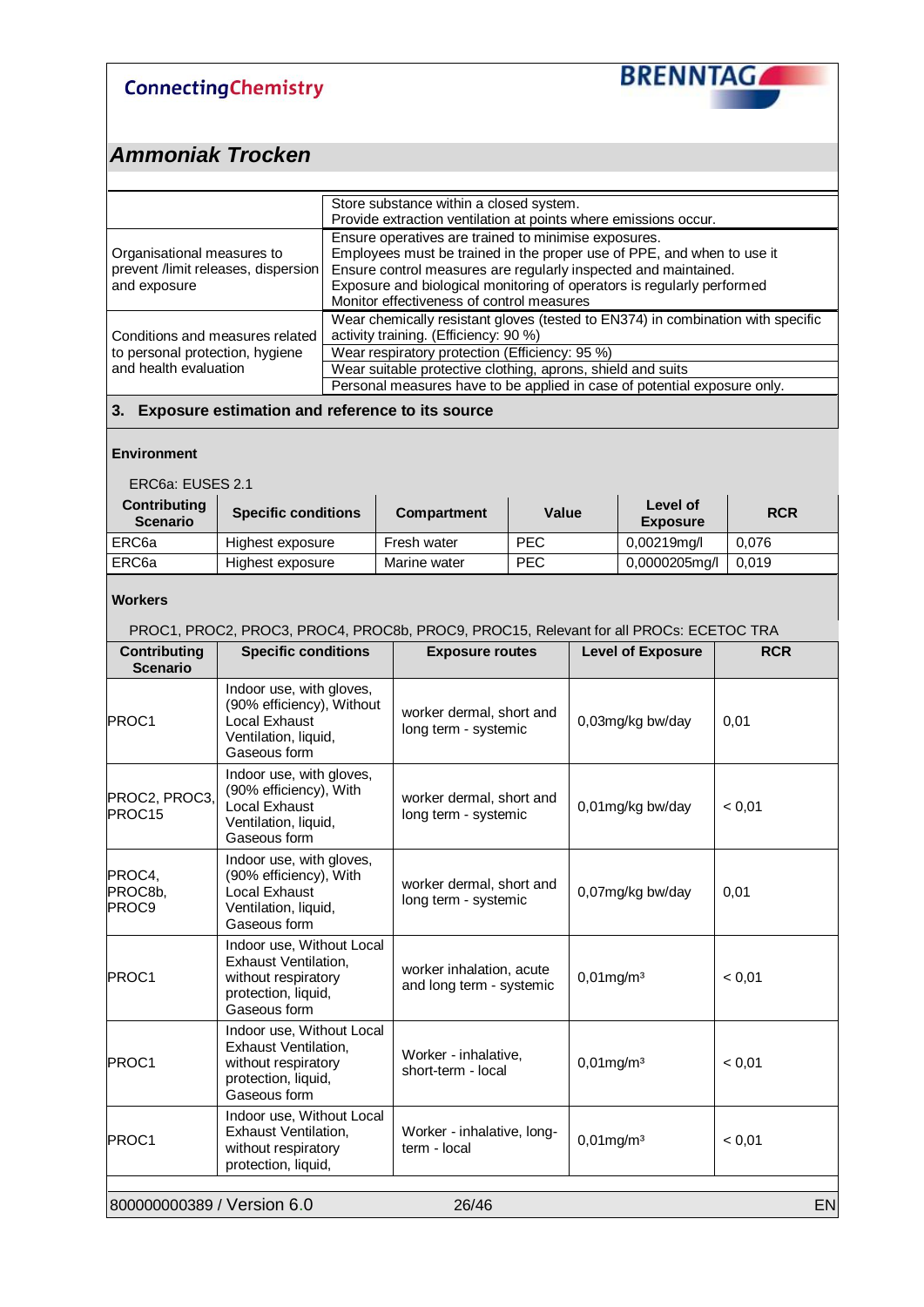## Ammoniak Trocken

| | |
|---|---|
| | Store substance within a closed system.<br>Provide extraction ventilation at points where emissions occur. |
| Organisational measures to prevent /limit releases, dispersion and exposure | Ensure operatives are trained to minimise exposures.<br>Employees must be trained in the proper use of PPE, and when to use it<br>Ensure control measures are regularly inspected and maintained.<br>Exposure and biological monitoring of operators is regularly performed<br>Monitor effectiveness of control measures |
| Conditions and measures related to personal protection, hygiene and health evaluation | Wear chemically resistant gloves (tested to EN374) in combination with specific activity training. (Efficiency: 90 %) |
| | Wear respiratory protection (Efficiency: 95 %) |
| | Wear suitable protective clothing, aprons, shield and suits |
| | Personal measures have to be applied in case of potential exposure only. |

### 3. Exposure estimation and reference to its source

**Environment**

ERC6a: EUSES 2.1

| Contributing Scenario | Specific conditions | Compartment | Value | Level of Exposure | RCR |
|---|---|---|---|---|---|
| ERC6a | Highest exposure | Fresh water | PEC | 0,00219mg/l | 0,076 |
| ERC6a | Highest exposure | Marine water | PEC | 0,0000205mg/l | 0,019 |

**Workers**

PROC1, PROC2, PROC3, PROC4, PROC8b, PROC9, PROC15, Relevant for all PROCs: ECETOC TRA

| Contributing Scenario | Specific conditions | Exposure routes | Level of Exposure | RCR |
|---|---|---|---|---|
| PROC1 | Indoor use, with gloves, (90% efficiency), Without Local Exhaust Ventilation, liquid, Gaseous form | worker dermal, short and long term - systemic | 0,03mg/kg bw/day | 0,01 |
| PROC2, PROC3, PROC15 | Indoor use, with gloves, (90% efficiency), With Local Exhaust Ventilation, liquid, Gaseous form | worker dermal, short and long term - systemic | 0,01mg/kg bw/day | < 0,01 |
| PROC4, PROC8b, PROC9 | Indoor use, with gloves, (90% efficiency), With Local Exhaust Ventilation, liquid, Gaseous form | worker dermal, short and long term - systemic | 0,07mg/kg bw/day | 0,01 |
| PROC1 | Indoor use, Without Local Exhaust Ventilation, without respiratory protection, liquid, Gaseous form | worker inhalation, acute and long term - systemic | 0,01mg/m³ | < 0,01 |
| PROC1 | Indoor use, Without Local Exhaust Ventilation, without respiratory protection, liquid, Gaseous form | Worker - inhalative, short-term - local | 0,01mg/m³ | < 0,01 |
| PROC1 | Indoor use, Without Local Exhaust Ventilation, without respiratory protection, liquid, | Worker - inhalative, long-term - local | 0,01mg/m³ | < 0,01 |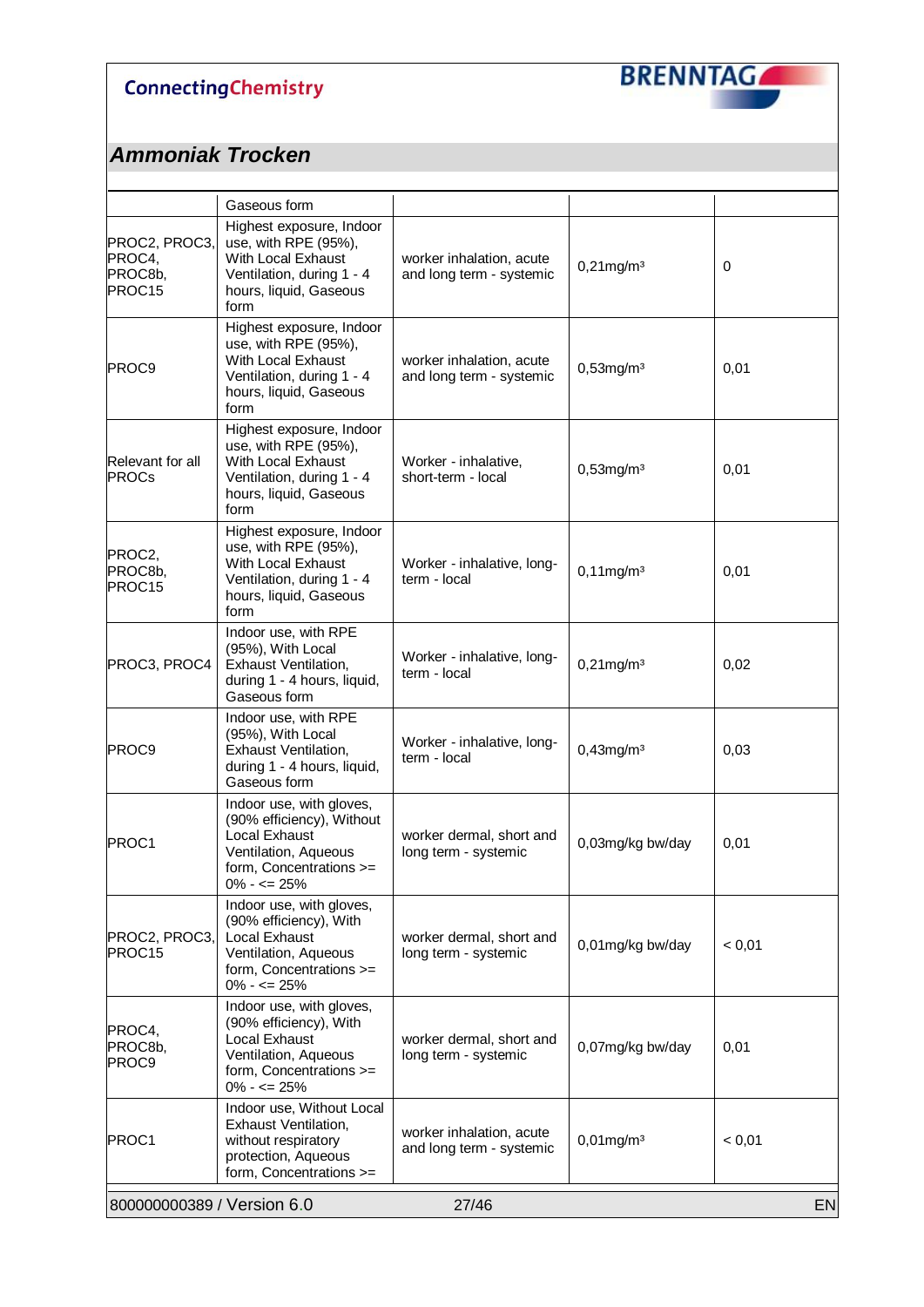## Ammoniak Trocken

| | | | | |
|---|---|---|---|---|
| | Gaseous form | | | |
| PROC2, PROC3, PROC4, PROC8b, PROC15 | Highest exposure, Indoor use, with RPE (95%), With Local Exhaust Ventilation, during 1 - 4 hours, liquid, Gaseous form | worker inhalation, acute and long term - systemic | 0,21mg/m³ | 0 |
| PROC9 | Highest exposure, Indoor use, with RPE (95%), With Local Exhaust Ventilation, during 1 - 4 hours, liquid, Gaseous form | worker inhalation, acute and long term - systemic | 0,53mg/m³ | 0,01 |
| Relevant for all PROCs | Highest exposure, Indoor use, with RPE (95%), With Local Exhaust Ventilation, during 1 - 4 hours, liquid, Gaseous form | Worker - inhalative, short-term - local | 0,53mg/m³ | 0,01 |
| PROC2, PROC8b, PROC15 | Highest exposure, Indoor use, with RPE (95%), With Local Exhaust Ventilation, during 1 - 4 hours, liquid, Gaseous form | Worker - inhalative, long-term - local | 0,11mg/m³ | 0,01 |
| PROC3, PROC4 | Indoor use, with RPE (95%), With Local Exhaust Ventilation, during 1 - 4 hours, liquid, Gaseous form | Worker - inhalative, long-term - local | 0,21mg/m³ | 0,02 |
| PROC9 | Indoor use, with RPE (95%), With Local Exhaust Ventilation, during 1 - 4 hours, liquid, Gaseous form | Worker - inhalative, long-term - local | 0,43mg/m³ | 0,03 |
| PROC1 | Indoor use, with gloves, (90% efficiency), Without Local Exhaust Ventilation, Aqueous form, Concentrations >= 0% - <= 25% | worker dermal, short and long term - systemic | 0,03mg/kg bw/day | 0,01 |
| PROC2, PROC3, PROC15 | Indoor use, with gloves, (90% efficiency), With Local Exhaust Ventilation, Aqueous form, Concentrations >= 0% - <= 25% | worker dermal, short and long term - systemic | 0,01mg/kg bw/day | < 0,01 |
| PROC4, PROC8b, PROC9 | Indoor use, with gloves, (90% efficiency), With Local Exhaust Ventilation, Aqueous form, Concentrations >= 0% - <= 25% | worker dermal, short and long term - systemic | 0,07mg/kg bw/day | 0,01 |
| PROC1 | Indoor use, Without Local Exhaust Ventilation, without respiratory protection, Aqueous form, Concentrations >= | worker inhalation, acute and long term - systemic | 0,01mg/m³ | < 0,01 |

800000000389 / Version 6.0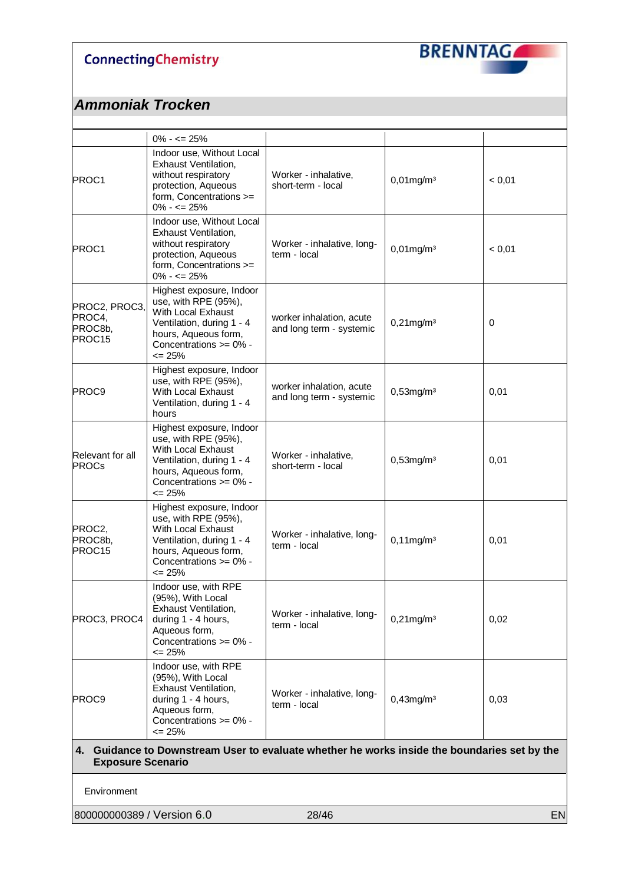## Ammoniak Trocken

| | | | | |
|---|---|---|---|---|
| | 0% - <= 25% | | | |
| PROC1 | Indoor use, Without Local Exhaust Ventilation, without respiratory protection, Aqueous form, Concentrations >= 0% - <= 25% | Worker - inhalative, short-term - local | 0,01mg/m³ | < 0,01 |
| PROC1 | Indoor use, Without Local Exhaust Ventilation, without respiratory protection, Aqueous form, Concentrations >= 0% - <= 25% | Worker - inhalative, long-term - local | 0,01mg/m³ | < 0,01 |
| PROC2, PROC3, PROC4, PROC8b, PROC15 | Highest exposure, Indoor use, with RPE (95%), With Local Exhaust Ventilation, during 1 - 4 hours, Aqueous form, Concentrations >= 0% - <= 25% | worker inhalation, acute and long term - systemic | 0,21mg/m³ | 0 |
| PROC9 | Highest exposure, Indoor use, with RPE (95%), With Local Exhaust Ventilation, during 1 - 4 hours | worker inhalation, acute and long term - systemic | 0,53mg/m³ | 0,01 |
| Relevant for all PROCs | Highest exposure, Indoor use, with RPE (95%), With Local Exhaust Ventilation, during 1 - 4 hours, Aqueous form, Concentrations >= 0% - <= 25% | Worker - inhalative, short-term - local | 0,53mg/m³ | 0,01 |
| PROC2, PROC8b, PROC15 | Highest exposure, Indoor use, with RPE (95%), With Local Exhaust Ventilation, during 1 - 4 hours, Aqueous form, Concentrations >= 0% - <= 25% | Worker - inhalative, long-term - local | 0,11mg/m³ | 0,01 |
| PROC3, PROC4 | Indoor use, with RPE (95%), With Local Exhaust Ventilation, during 1 - 4 hours, Aqueous form, Concentrations >= 0% - <= 25% | Worker - inhalative, long-term - local | 0,21mg/m³ | 0,02 |
| PROC9 | Indoor use, with RPE (95%), With Local Exhaust Ventilation, during 1 - 4 hours, Aqueous form, Concentrations >= 0% - <= 25% | Worker - inhalative, long-term - local | 0,43mg/m³ | 0,03 |

### 4. Guidance to Downstream User to evaluate whether he works inside the boundaries set by the Exposure Scenario

Environment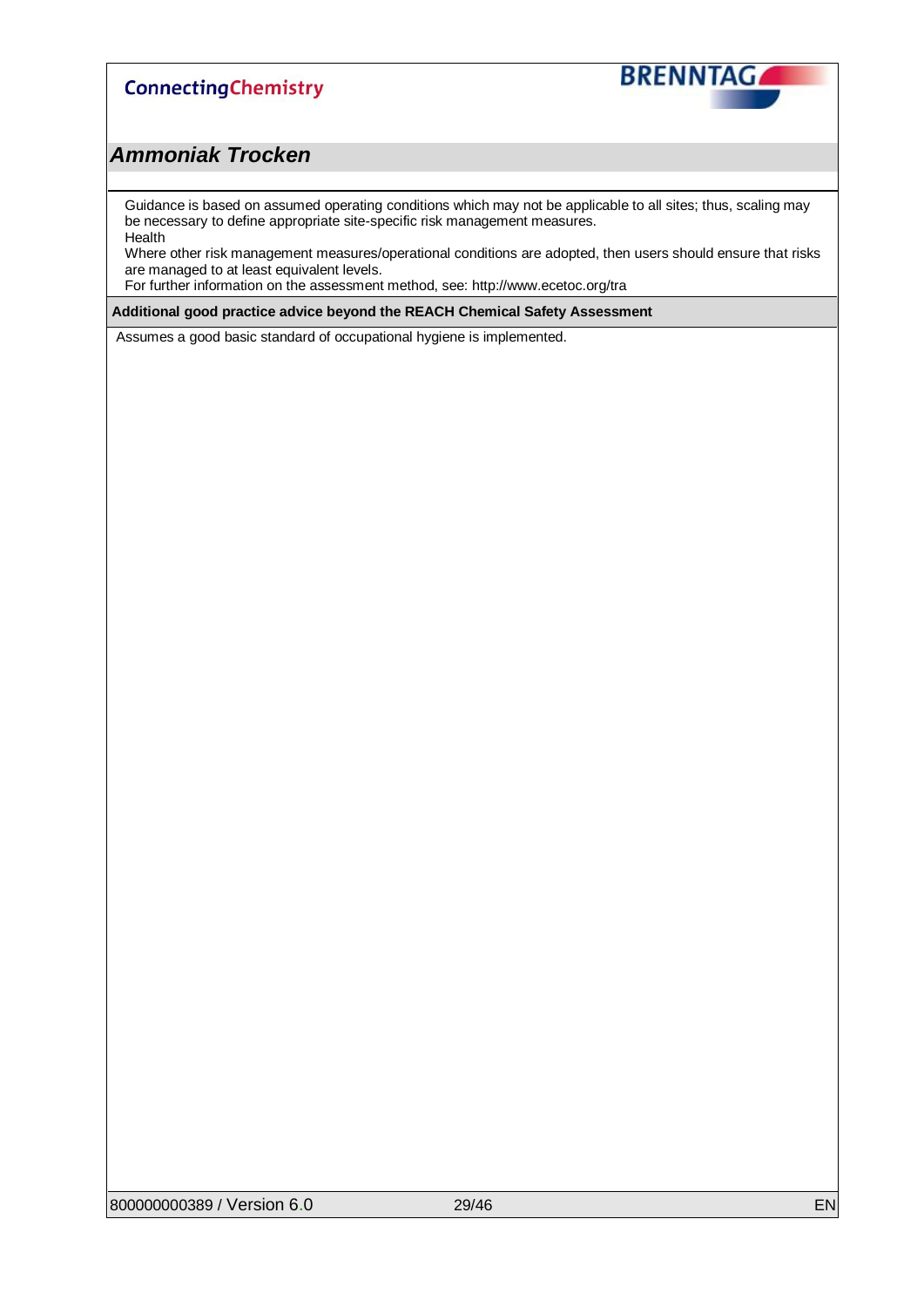Guidance is based on assumed operating conditions which may not be applicable to all sites; thus, scaling may be necessary to define appropriate site-specific risk management measures.
Health
Where other risk management measures/operational conditions are adopted, then users should ensure that risks are managed to at least equivalent levels.
For further information on the assessment method, see: http://www.ecetoc.org/tra

**Additional good practice advice beyond the REACH Chemical Safety Assessment**

Assumes a good basic standard of occupational hygiene is implemented.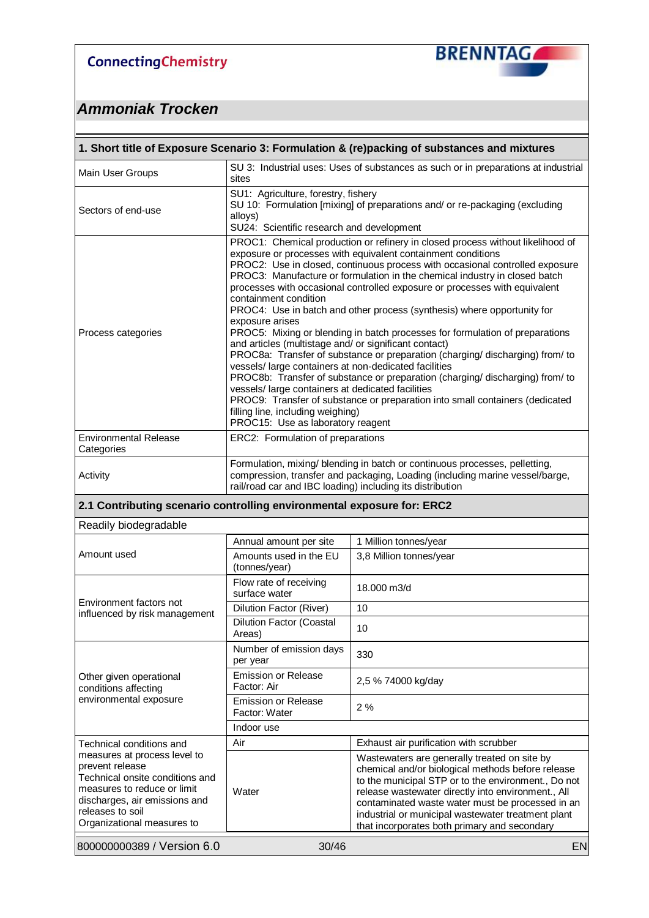## Ammoniak Trocken

| 1. Short title of Exposure Scenario 3: Formulation & (re)packing of substances and mixtures | |
|---|---|
| Main User Groups | SU 3: Industrial uses: Uses of substances as such or in preparations at industrial sites |
| Sectors of end-use | SU1: Agriculture, forestry, fishery<br>SU 10: Formulation [mixing] of preparations and/ or re-packaging (excluding alloys)<br>SU24: Scientific research and development |
| Process categories | PROC1: Chemical production or refinery in closed process without likelihood of exposure or processes with equivalent containment conditions<br>PROC2: Use in closed, continuous process with occasional controlled exposure<br>PROC3: Manufacture or formulation in the chemical industry in closed batch processes with occasional controlled exposure or processes with equivalent containment condition<br>PROC4: Use in batch and other process (synthesis) where opportunity for exposure arises<br>PROC5: Mixing or blending in batch processes for formulation of preparations and articles (multistage and/ or significant contact)<br>PROC8a: Transfer of substance or preparation (charging/ discharging) from/ to vessels/ large containers at non-dedicated facilities<br>PROC8b: Transfer of substance or preparation (charging/ discharging) from/ to vessels/ large containers at dedicated facilities<br>PROC9: Transfer of substance or preparation into small containers (dedicated filling line, including weighing)<br>PROC15: Use as laboratory reagent |
| Environmental Release Categories | ERC2: Formulation of preparations |
| Activity | Formulation, mixing/ blending in batch or continuous processes, pelletting, compression, transfer and packaging, Loading (including marine vessel/barge, rail/road car and IBC loading) including its distribution |

### 2.1 Contributing scenario controlling environmental exposure for: ERC2

Readily biodegradable

| | | |
|---|---|---|
| Amount used | Annual amount per site | 1 Million tonnes/year |
| | Amounts used in the EU (tonnes/year) | 3,8 Million tonnes/year |
| Environment factors not influenced by risk management | Flow rate of receiving surface water | 18.000 m3/d |
| | Dilution Factor (River) | 10 |
| | Dilution Factor (Coastal Areas) | 10 |
| Other given operational conditions affecting environmental exposure | Number of emission days per year | 330 |
| | Emission or Release Factor: Air | 2,5 % 74000 kg/day |
| | Emission or Release Factor: Water | 2 % |
| | Indoor use | |
| Technical conditions and measures at process level to prevent release<br>Technical onsite conditions and measures to reduce or limit discharges, air emissions and releases to soil<br>Organizational measures to | Air | Exhaust air purification with scrubber |
| | Water | Wastewaters are generally treated on site by chemical and/or biological methods before release to the municipal STP or to the environment., Do not release wastewater directly into environment., All contaminated waste water must be processed in an industrial or municipal wastewater treatment plant that incorporates both primary and secondary |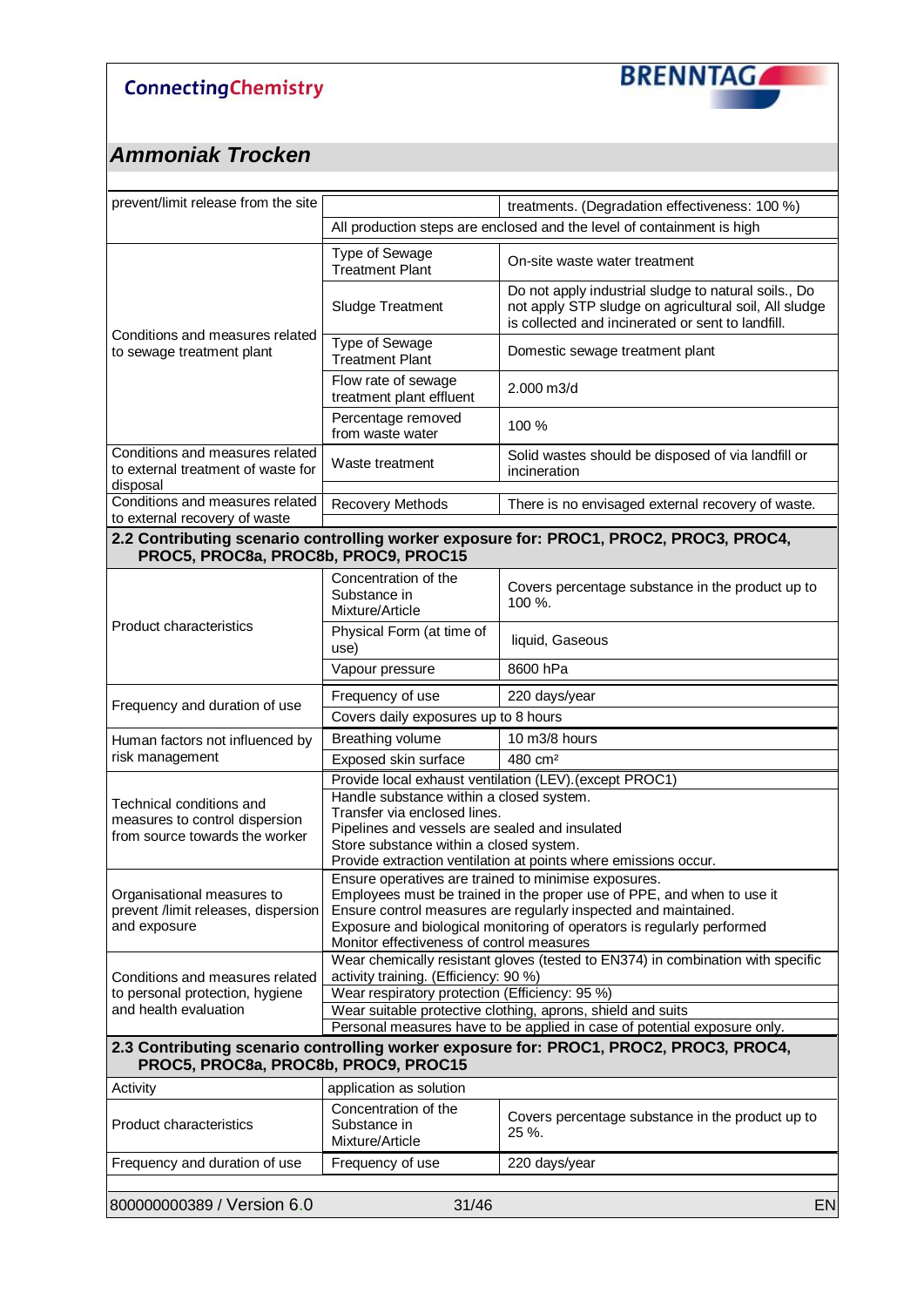## Ammoniak Trocken

| | | |
|---|---|---|
| prevent/limit release from the site | | treatments. (Degradation effectiveness: 100 %) |
| | All production steps are enclosed and the level of containment is high | |
| Conditions and measures related to sewage treatment plant | Type of Sewage Treatment Plant | On-site waste water treatment |
| | Sludge Treatment | Do not apply industrial sludge to natural soils., Do not apply STP sludge on agricultural soil, All sludge is collected and incinerated or sent to landfill. |
| | Type of Sewage Treatment Plant | Domestic sewage treatment plant |
| | Flow rate of sewage treatment plant effluent | 2.000 m3/d |
| | Percentage removed from waste water | 100 % |
| Conditions and measures related to external treatment of waste for disposal | Waste treatment | Solid wastes should be disposed of via landfill or incineration |
| Conditions and measures related to external recovery of waste | Recovery Methods | There is no envisaged external recovery of waste. |

### 2.2 Contributing scenario controlling worker exposure for: PROC1, PROC2, PROC3, PROC4, PROC5, PROC8a, PROC8b, PROC9, PROC15

| | | |
|---|---|---|
| Product characteristics | Concentration of the Substance in Mixture/Article | Covers percentage substance in the product up to 100 %. |
| | Physical Form (at time of use) | liquid, Gaseous |
| | Vapour pressure | 8600 hPa |
| Frequency and duration of use | Frequency of use | 220 days/year |
| | Covers daily exposures up to 8 hours | |
| Human factors not influenced by risk management | Breathing volume | 10 m3/8 hours |
| | Exposed skin surface | 480 cm² |
| Technical conditions and measures to control dispersion from source towards the worker | Provide local exhaust ventilation (LEV).(except PROC1) | |
| | Handle substance within a closed system.<br>Transfer via enclosed lines.<br>Pipelines and vessels are sealed and insulated<br>Store substance within a closed system.<br>Provide extraction ventilation at points where emissions occur. | |
| Organisational measures to prevent /limit releases, dispersion and exposure | Ensure operatives are trained to minimise exposures.<br>Employees must be trained in the proper use of PPE, and when to use it<br>Ensure control measures are regularly inspected and maintained.<br>Exposure and biological monitoring of operators is regularly performed<br>Monitor effectiveness of control measures | |
| Conditions and measures related to personal protection, hygiene and health evaluation | Wear chemically resistant gloves (tested to EN374) in combination with specific activity training. (Efficiency: 90 %) | |
| | Wear respiratory protection (Efficiency: 95 %) | |
| | Wear suitable protective clothing, aprons, shield and suits | |
| | Personal measures have to be applied in case of potential exposure only. | |

### 2.3 Contributing scenario controlling worker exposure for: PROC1, PROC2, PROC3, PROC4, PROC5, PROC8a, PROC8b, PROC9, PROC15

| | | |
|---|---|---|
| Activity | application as solution | |
| Product characteristics | Concentration of the Substance in Mixture/Article | Covers percentage substance in the product up to 25 %. |
| Frequency and duration of use | Frequency of use | 220 days/year |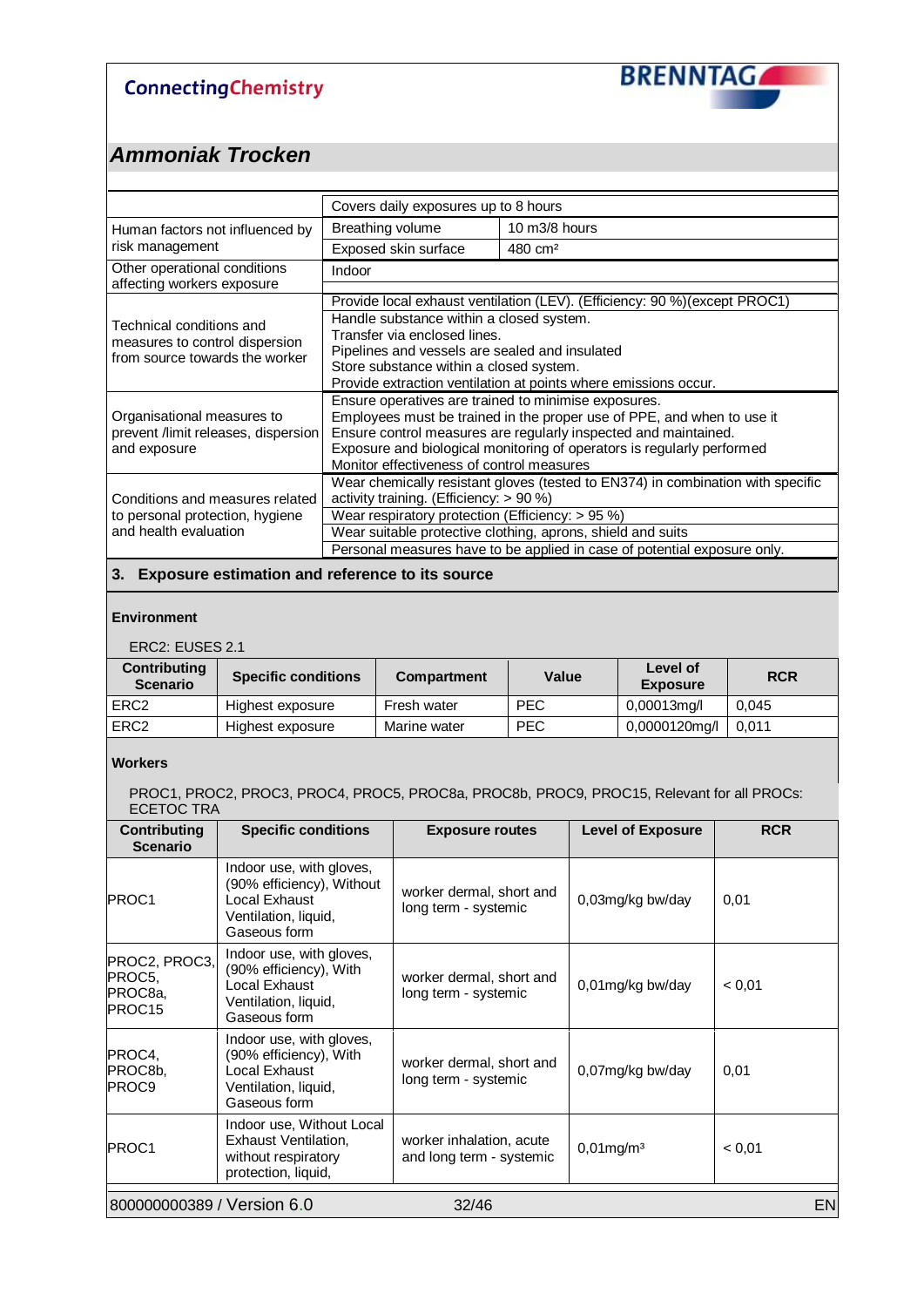## Ammoniak Trocken

| | | |
|---|---|---|
| | Covers daily exposures up to 8 hours | |
| Human factors not influenced by risk management | Breathing volume | 10 m3/8 hours |
| | Exposed skin surface | 480 cm² |
| Other operational conditions affecting workers exposure | Indoor | |
| Technical conditions and measures to control dispersion from source towards the worker | Provide local exhaust ventilation (LEV). (Efficiency: 90 %)(except PROC1) | |
| | Handle substance within a closed system.<br>Transfer via enclosed lines.<br>Pipelines and vessels are sealed and insulated<br>Store substance within a closed system.<br>Provide extraction ventilation at points where emissions occur. | |
| Organisational measures to prevent /limit releases, dispersion and exposure | Ensure operatives are trained to minimise exposures.<br>Employees must be trained in the proper use of PPE, and when to use it<br>Ensure control measures are regularly inspected and maintained.<br>Exposure and biological monitoring of operators is regularly performed<br>Monitor effectiveness of control measures | |
| Conditions and measures related to personal protection, hygiene and health evaluation | Wear chemically resistant gloves (tested to EN374) in combination with specific activity training. (Efficiency: > 90 %) | |
| | Wear respiratory protection (Efficiency: > 95 %) | |
| | Wear suitable protective clothing, aprons, shield and suits | |
| | Personal measures have to be applied in case of potential exposure only. | |

### 3. Exposure estimation and reference to its source

**Environment**

ERC2: EUSES 2.1

| Contributing Scenario | Specific conditions | Compartment | Value | Level of Exposure | RCR |
|---|---|---|---|---|---|
| ERC2 | Highest exposure | Fresh water | PEC | 0,00013mg/l | 0,045 |
| ERC2 | Highest exposure | Marine water | PEC | 0,0000120mg/l | 0,011 |

**Workers**

PROC1, PROC2, PROC3, PROC4, PROC5, PROC8a, PROC8b, PROC9, PROC15, Relevant for all PROCs: ECETOC TRA

| Contributing Scenario | Specific conditions | Exposure routes | Level of Exposure | RCR |
|---|---|---|---|---|
| PROC1 | Indoor use, with gloves, (90% efficiency), Without Local Exhaust Ventilation, liquid, Gaseous form | worker dermal, short and long term - systemic | 0,03mg/kg bw/day | 0,01 |
| PROC2, PROC3, PROC5, PROC8a, PROC15 | Indoor use, with gloves, (90% efficiency), With Local Exhaust Ventilation, liquid, Gaseous form | worker dermal, short and long term - systemic | 0,01mg/kg bw/day | < 0,01 |
| PROC4, PROC8b, PROC9 | Indoor use, with gloves, (90% efficiency), With Local Exhaust Ventilation, liquid, Gaseous form | worker dermal, short and long term - systemic | 0,07mg/kg bw/day | 0,01 |
| PROC1 | Indoor use, Without Local Exhaust Ventilation, without respiratory protection, liquid, | worker inhalation, acute and long term - systemic | 0,01mg/m³ | < 0,01 |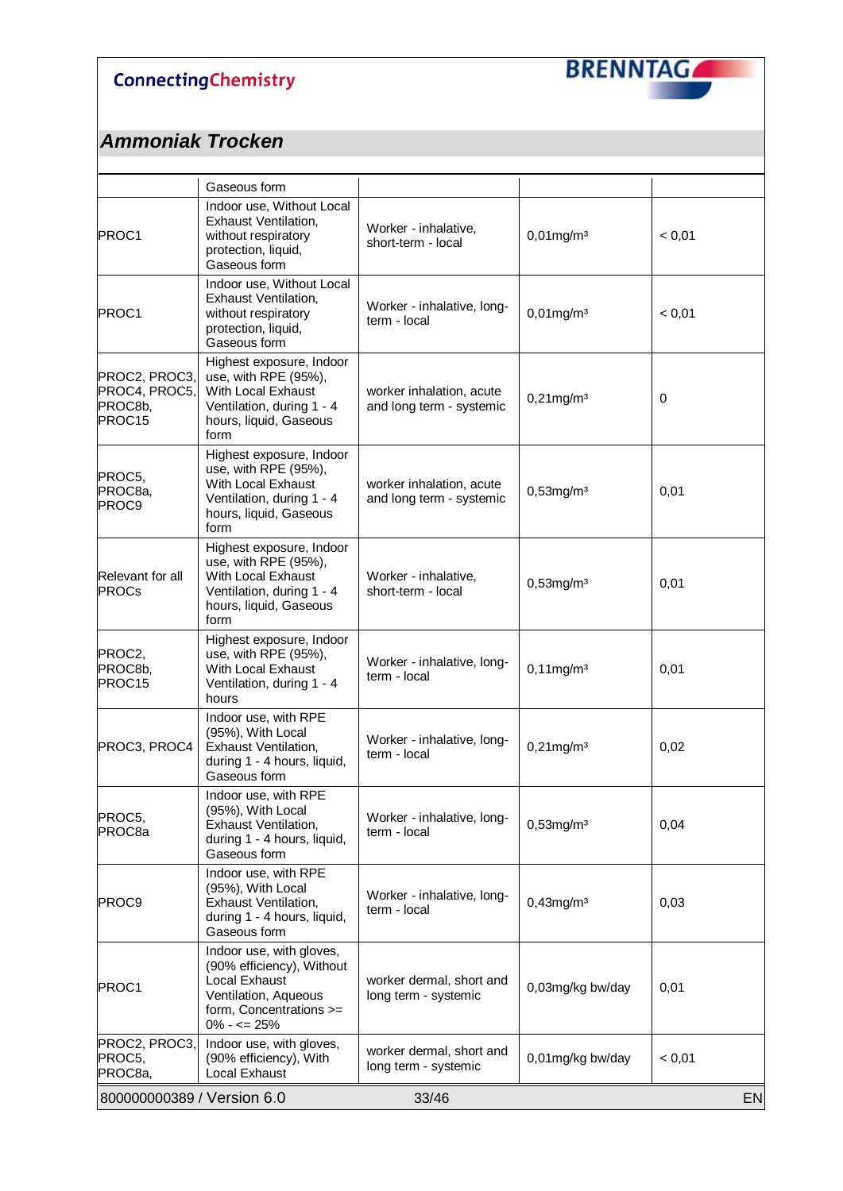## Ammoniak Trocken

| | | | | |
|---|---|---|---|---|
| | Gaseous form | | | |
| PROC1 | Indoor use, Without Local Exhaust Ventilation, without respiratory protection, liquid, Gaseous form | Worker - inhalative, short-term - local | 0,01mg/m³ | < 0,01 |
| PROC1 | Indoor use, Without Local Exhaust Ventilation, without respiratory protection, liquid, Gaseous form | Worker - inhalative, long-term - local | 0,01mg/m³ | < 0,01 |
| PROC2, PROC3, PROC4, PROC5, PROC8b, PROC15 | Highest exposure, Indoor use, with RPE (95%), With Local Exhaust Ventilation, during 1 - 4 hours, liquid, Gaseous form | worker inhalation, acute and long term - systemic | 0,21mg/m³ | 0 |
| PROC5, PROC8a, PROC9 | Highest exposure, Indoor use, with RPE (95%), With Local Exhaust Ventilation, during 1 - 4 hours, liquid, Gaseous form | worker inhalation, acute and long term - systemic | 0,53mg/m³ | 0,01 |
| Relevant for all PROCs | Highest exposure, Indoor use, with RPE (95%), With Local Exhaust Ventilation, during 1 - 4 hours, liquid, Gaseous form | Worker - inhalative, short-term - local | 0,53mg/m³ | 0,01 |
| PROC2, PROC8b, PROC15 | Highest exposure, Indoor use, with RPE (95%), With Local Exhaust Ventilation, during 1 - 4 hours | Worker - inhalative, long-term - local | 0,11mg/m³ | 0,01 |
| PROC3, PROC4 | Indoor use, with RPE (95%), With Local Exhaust Ventilation, during 1 - 4 hours, liquid, Gaseous form | Worker - inhalative, long-term - local | 0,21mg/m³ | 0,02 |
| PROC5, PROC8a | Indoor use, with RPE (95%), With Local Exhaust Ventilation, during 1 - 4 hours, liquid, Gaseous form | Worker - inhalative, long-term - local | 0,53mg/m³ | 0,04 |
| PROC9 | Indoor use, with RPE (95%), With Local Exhaust Ventilation, during 1 - 4 hours, liquid, Gaseous form | Worker - inhalative, long-term - local | 0,43mg/m³ | 0,03 |
| PROC1 | Indoor use, with gloves, (90% efficiency), Without Local Exhaust Ventilation, Aqueous form, Concentrations >= 0% - <= 25% | worker dermal, short and long term - systemic | 0,03mg/kg bw/day | 0,01 |
| PROC2, PROC3, PROC5, PROC8a, | Indoor use, with gloves, (90% efficiency), With Local Exhaust | worker dermal, short and long term - systemic | 0,01mg/kg bw/day | < 0,01 |

800000000389 / Version 6.0 EN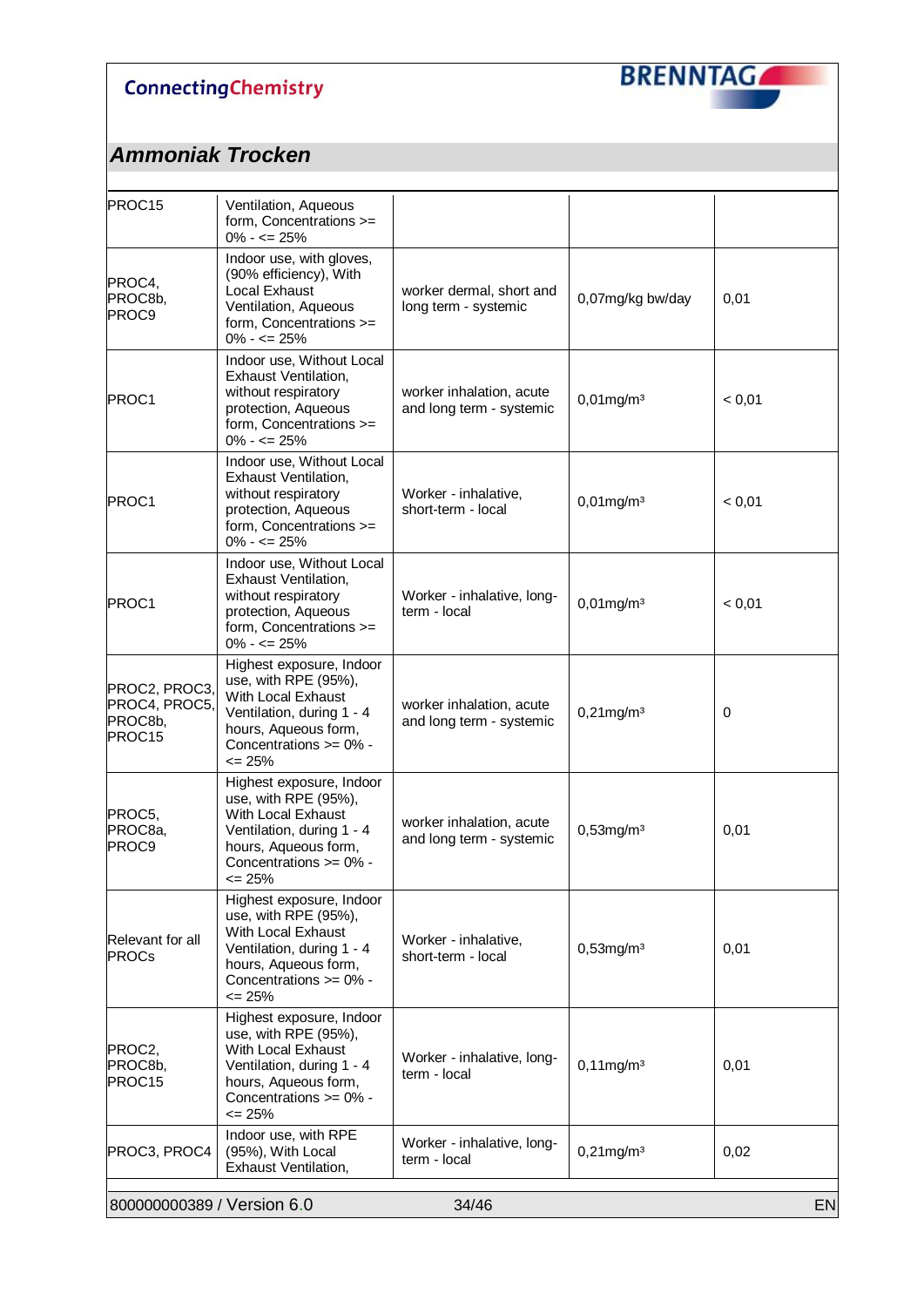## Ammoniak Trocken

| | | | | |
|---|---|---|---|---|
| PROC15 | Ventilation, Aqueous form, Concentrations >= 0% - <= 25% | | | |
| PROC4, PROC8b, PROC9 | Indoor use, with gloves, (90% efficiency), With Local Exhaust Ventilation, Aqueous form, Concentrations >= 0% - <= 25% | worker dermal, short and long term - systemic | 0,07mg/kg bw/day | 0,01 |
| PROC1 | Indoor use, Without Local Exhaust Ventilation, without respiratory protection, Aqueous form, Concentrations >= 0% - <= 25% | worker inhalation, acute and long term - systemic | 0,01mg/m³ | < 0,01 |
| PROC1 | Indoor use, Without Local Exhaust Ventilation, without respiratory protection, Aqueous form, Concentrations >= 0% - <= 25% | Worker - inhalative, short-term - local | 0,01mg/m³ | < 0,01 |
| PROC1 | Indoor use, Without Local Exhaust Ventilation, without respiratory protection, Aqueous form, Concentrations >= 0% - <= 25% | Worker - inhalative, long-term - local | 0,01mg/m³ | < 0,01 |
| PROC2, PROC3, PROC4, PROC5, PROC8b, PROC15 | Highest exposure, Indoor use, with RPE (95%), With Local Exhaust Ventilation, during 1 - 4 hours, Aqueous form, Concentrations >= 0% - <= 25% | worker inhalation, acute and long term - systemic | 0,21mg/m³ | 0 |
| PROC5, PROC8a, PROC9 | Highest exposure, Indoor use, with RPE (95%), With Local Exhaust Ventilation, during 1 - 4 hours, Aqueous form, Concentrations >= 0% - <= 25% | worker inhalation, acute and long term - systemic | 0,53mg/m³ | 0,01 |
| Relevant for all PROCs | Highest exposure, Indoor use, with RPE (95%), With Local Exhaust Ventilation, during 1 - 4 hours, Aqueous form, Concentrations >= 0% - <= 25% | Worker - inhalative, short-term - local | 0,53mg/m³ | 0,01 |
| PROC2, PROC8b, PROC15 | Highest exposure, Indoor use, with RPE (95%), With Local Exhaust Ventilation, during 1 - 4 hours, Aqueous form, Concentrations >= 0% - <= 25% | Worker - inhalative, long-term - local | 0,11mg/m³ | 0,01 |
| PROC3, PROC4 | Indoor use, with RPE (95%), With Local Exhaust Ventilation, | Worker - inhalative, long-term - local | 0,21mg/m³ | 0,02 |

800000000389 / Version 6.0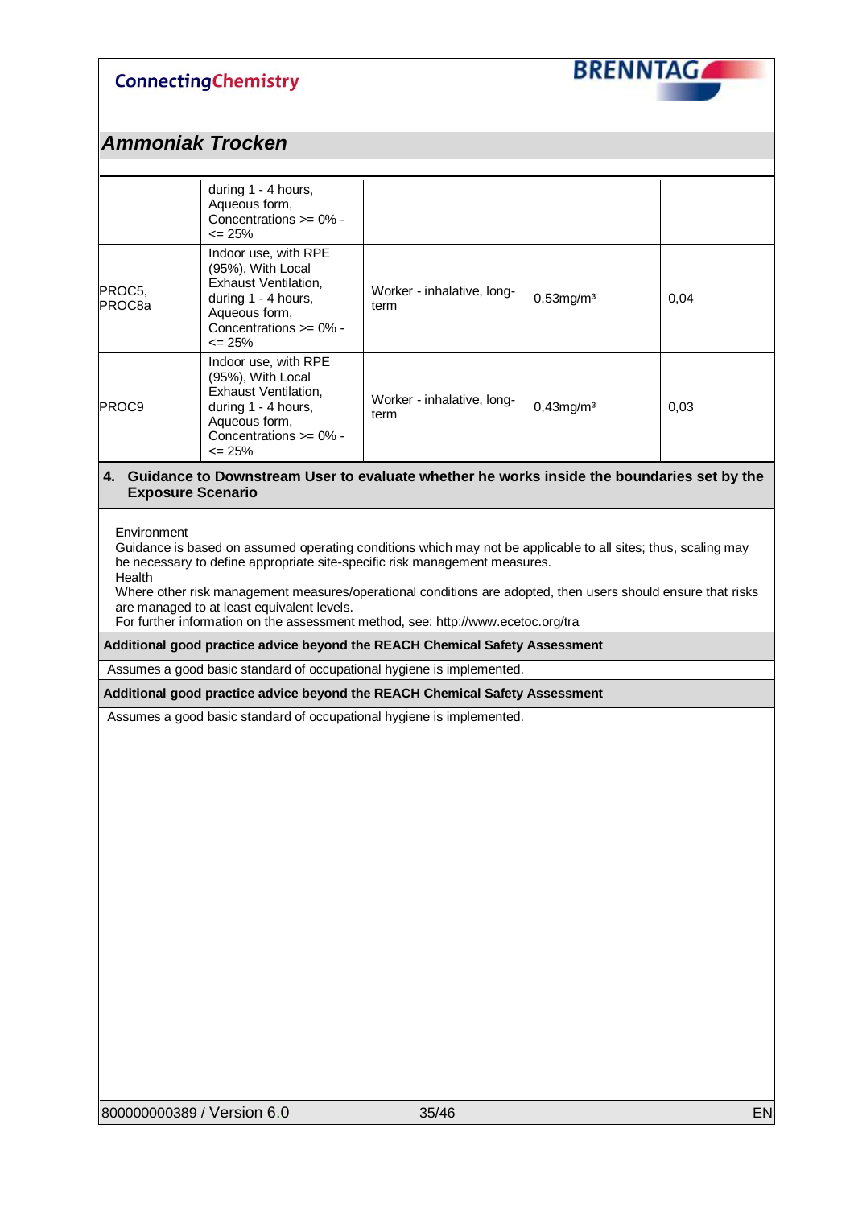## Ammoniak Trocken

| | | | | |
|---|---|---|---|---|
| | during 1 - 4 hours, Aqueous form, Concentrations >= 0% - <= 25% | | | |
| PROC5, PROC8a | Indoor use, with RPE (95%), With Local Exhaust Ventilation, during 1 - 4 hours, Aqueous form, Concentrations >= 0% - <= 25% | Worker - inhalative, long-term | 0,53mg/m³ | 0,04 |
| PROC9 | Indoor use, with RPE (95%), With Local Exhaust Ventilation, during 1 - 4 hours, Aqueous form, Concentrations >= 0% - <= 25% | Worker - inhalative, long-term | 0,43mg/m³ | 0,03 |

### 4. Guidance to Downstream User to evaluate whether he works inside the boundaries set by the Exposure Scenario

Environment
Guidance is based on assumed operating conditions which may not be applicable to all sites; thus, scaling may be necessary to define appropriate site-specific risk management measures.
Health
Where other risk management measures/operational conditions are adopted, then users should ensure that risks are managed to at least equivalent levels.
For further information on the assessment method, see: http://www.ecetoc.org/tra

**Additional good practice advice beyond the REACH Chemical Safety Assessment**

Assumes a good basic standard of occupational hygiene is implemented.

**Additional good practice advice beyond the REACH Chemical Safety Assessment**

Assumes a good basic standard of occupational hygiene is implemented.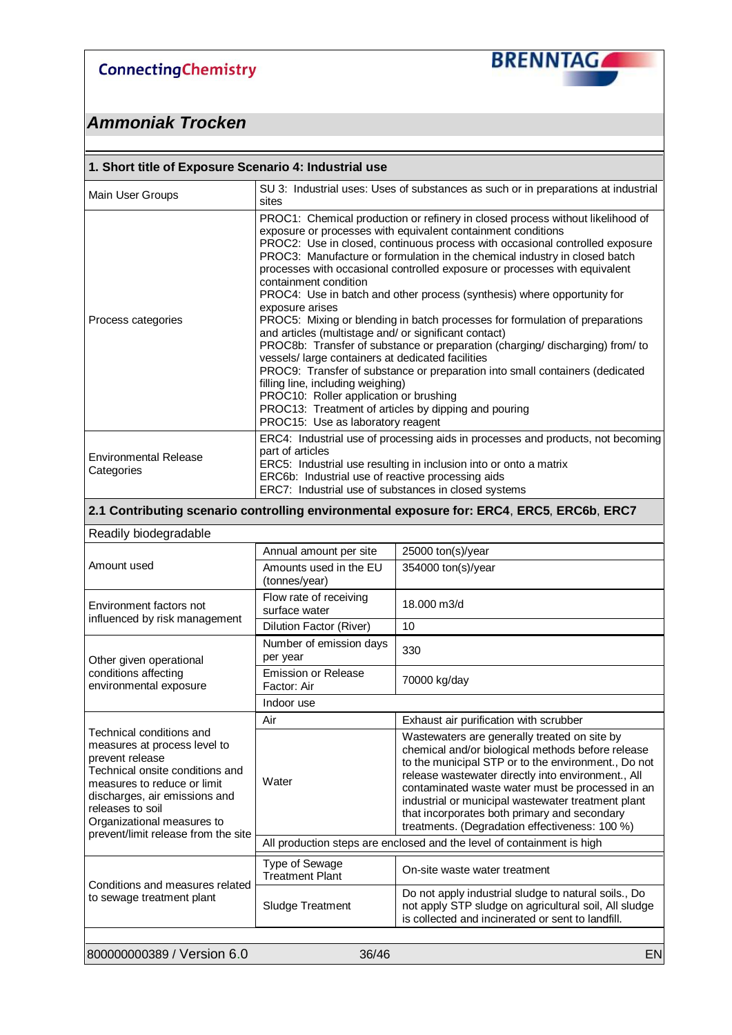## Ammoniak Trocken

| 1. Short title of Exposure Scenario 4: Industrial use | |
|---|---|
| Main User Groups | SU 3: Industrial uses: Uses of substances as such or in preparations at industrial sites |
| Process categories | PROC1: Chemical production or refinery in closed process without likelihood of exposure or processes with equivalent containment conditions<br>PROC2: Use in closed, continuous process with occasional controlled exposure<br>PROC3: Manufacture or formulation in the chemical industry in closed batch processes with occasional controlled exposure or processes with equivalent containment condition<br>PROC4: Use in batch and other process (synthesis) where opportunity for exposure arises<br>PROC5: Mixing or blending in batch processes for formulation of preparations and articles (multistage and/ or significant contact)<br>PROC8b: Transfer of substance or preparation (charging/ discharging) from/ to vessels/ large containers at dedicated facilities<br>PROC9: Transfer of substance or preparation into small containers (dedicated filling line, including weighing)<br>PROC10: Roller application or brushing<br>PROC13: Treatment of articles by dipping and pouring<br>PROC15: Use as laboratory reagent |
| Environmental Release Categories | ERC4: Industrial use of processing aids in processes and products, not becoming part of articles<br>ERC5: Industrial use resulting in inclusion into or onto a matrix<br>ERC6b: Industrial use of reactive processing aids<br>ERC7: Industrial use of substances in closed systems |

**2.1 Contributing scenario controlling environmental exposure for: ERC4, ERC5, ERC6b, ERC7**

Readily biodegradable

| | | |
|---|---|---|
| Amount used | Annual amount per site | 25000 ton(s)/year |
| | Amounts used in the EU (tonnes/year) | 354000 ton(s)/year |
| Environment factors not influenced by risk management | Flow rate of receiving surface water | 18.000 m3/d |
| | Dilution Factor (River) | 10 |
| Other given operational conditions affecting environmental exposure | Number of emission days per year | 330 |
| | Emission or Release Factor: Air | 70000 kg/day |
| | Indoor use | |
| Technical conditions and measures at process level to prevent release<br>Technical onsite conditions and measures to reduce or limit discharges, air emissions and releases to soil<br>Organizational measures to prevent/limit release from the site | Air | Exhaust air purification with scrubber |
| | Water | Wastewaters are generally treated on site by chemical and/or biological methods before release to the municipal STP or to the environment., Do not release wastewater directly into environment., All contaminated waste water must be processed in an industrial or municipal wastewater treatment plant that incorporates both primary and secondary treatments. (Degradation effectiveness: 100 %) |
| | All production steps are enclosed and the level of containment is high | |
| Conditions and measures related to sewage treatment plant | Type of Sewage Treatment Plant | On-site waste water treatment |
| | Sludge Treatment | Do not apply industrial sludge to natural soils., Do not apply STP sludge on agricultural soil, All sludge is collected and incinerated or sent to landfill. |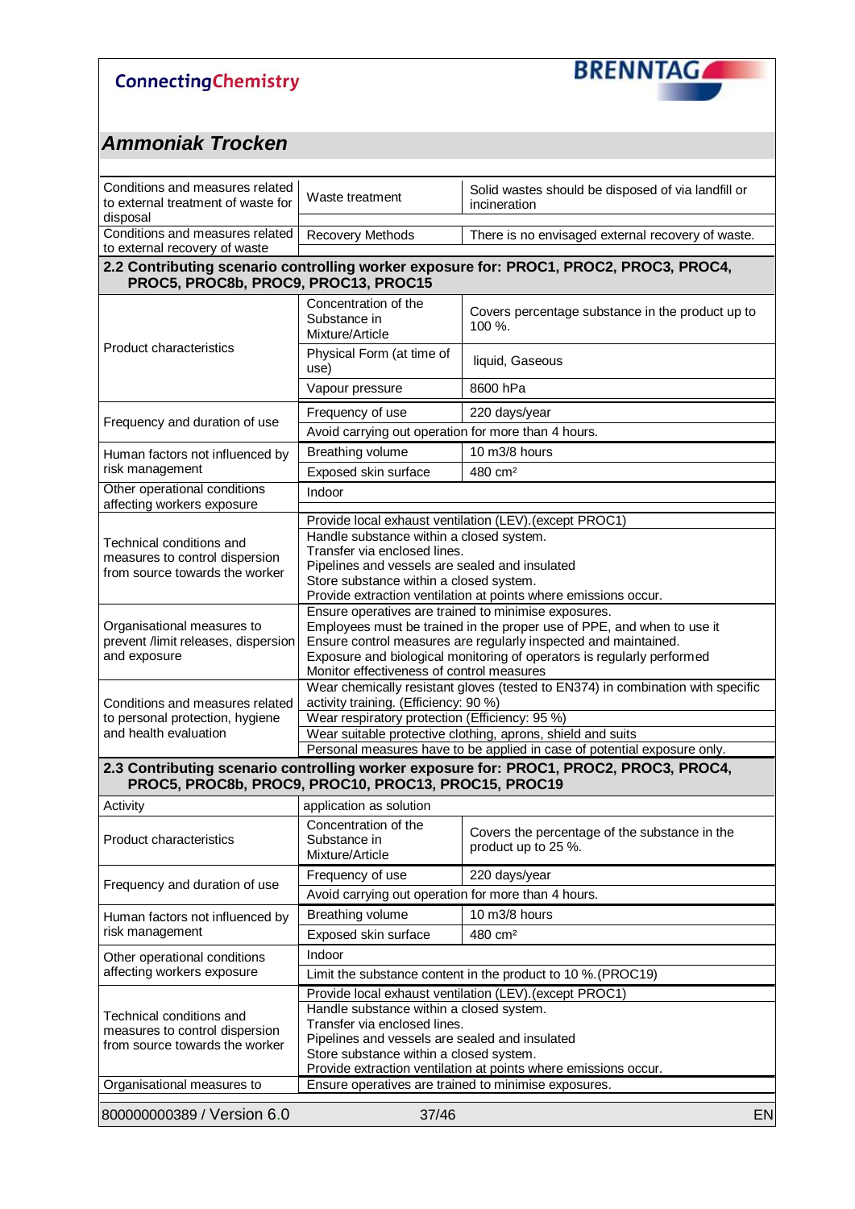## Ammoniak Trocken

| | | |
|---|---|---|
| Conditions and measures related to external treatment of waste for disposal | Waste treatment | Solid wastes should be disposed of via landfill or incineration |
| Conditions and measures related to external recovery of waste | Recovery Methods | There is no envisaged external recovery of waste. |

**2.2 Contributing scenario controlling worker exposure for: PROC1, PROC2, PROC3, PROC4, PROC5, PROC8b, PROC9, PROC13, PROC15**

| | | |
|---|---|---|
| Product characteristics | Concentration of the Substance in Mixture/Article | Covers percentage substance in the product up to 100 %. |
| | Physical Form (at time of use) | liquid, Gaseous |
| | Vapour pressure | 8600 hPa |
| Frequency and duration of use | Frequency of use | 220 days/year |
| | Avoid carrying out operation for more than 4 hours. | |
| Human factors not influenced by risk management | Breathing volume | 10 m3/8 hours |
| | Exposed skin surface | 480 cm² |
| Other operational conditions affecting workers exposure | Indoor | |
| Technical conditions and measures to control dispersion from source towards the worker | Provide local exhaust ventilation (LEV).(except PROC1) | |
| | Handle substance within a closed system.<br>Transfer via enclosed lines.<br>Pipelines and vessels are sealed and insulated<br>Store substance within a closed system.<br>Provide extraction ventilation at points where emissions occur. | |
| Organisational measures to prevent /limit releases, dispersion and exposure | Ensure operatives are trained to minimise exposures.<br>Employees must be trained in the proper use of PPE, and when to use it<br>Ensure control measures are regularly inspected and maintained.<br>Exposure and biological monitoring of operators is regularly performed<br>Monitor effectiveness of control measures | |
| Conditions and measures related to personal protection, hygiene and health evaluation | Wear chemically resistant gloves (tested to EN374) in combination with specific activity training. (Efficiency: 90 %) | |
| | Wear respiratory protection (Efficiency: 95 %) | |
| | Wear suitable protective clothing, aprons, shield and suits | |
| | Personal measures have to be applied in case of potential exposure only. | |

**2.3 Contributing scenario controlling worker exposure for: PROC1, PROC2, PROC3, PROC4, PROC5, PROC8b, PROC9, PROC10, PROC13, PROC15, PROC19**

| | | |
|---|---|---|
| Activity | application as solution | |
| Product characteristics | Concentration of the Substance in Mixture/Article | Covers the percentage of the substance in the product up to 25 %. |
| Frequency and duration of use | Frequency of use | 220 days/year |
| | Avoid carrying out operation for more than 4 hours. | |
| Human factors not influenced by risk management | Breathing volume | 10 m3/8 hours |
| | Exposed skin surface | 480 cm² |
| Other operational conditions affecting workers exposure | Indoor | |
| | Limit the substance content in the product to 10 %.(PROC19) | |
| Technical conditions and measures to control dispersion from source towards the worker | Provide local exhaust ventilation (LEV).(except PROC1) | |
| | Handle substance within a closed system.<br>Transfer via enclosed lines.<br>Pipelines and vessels are sealed and insulated<br>Store substance within a closed system.<br>Provide extraction ventilation at points where emissions occur. | |
| Organisational measures to | Ensure operatives are trained to minimise exposures. | |

800000000389 / Version 6.0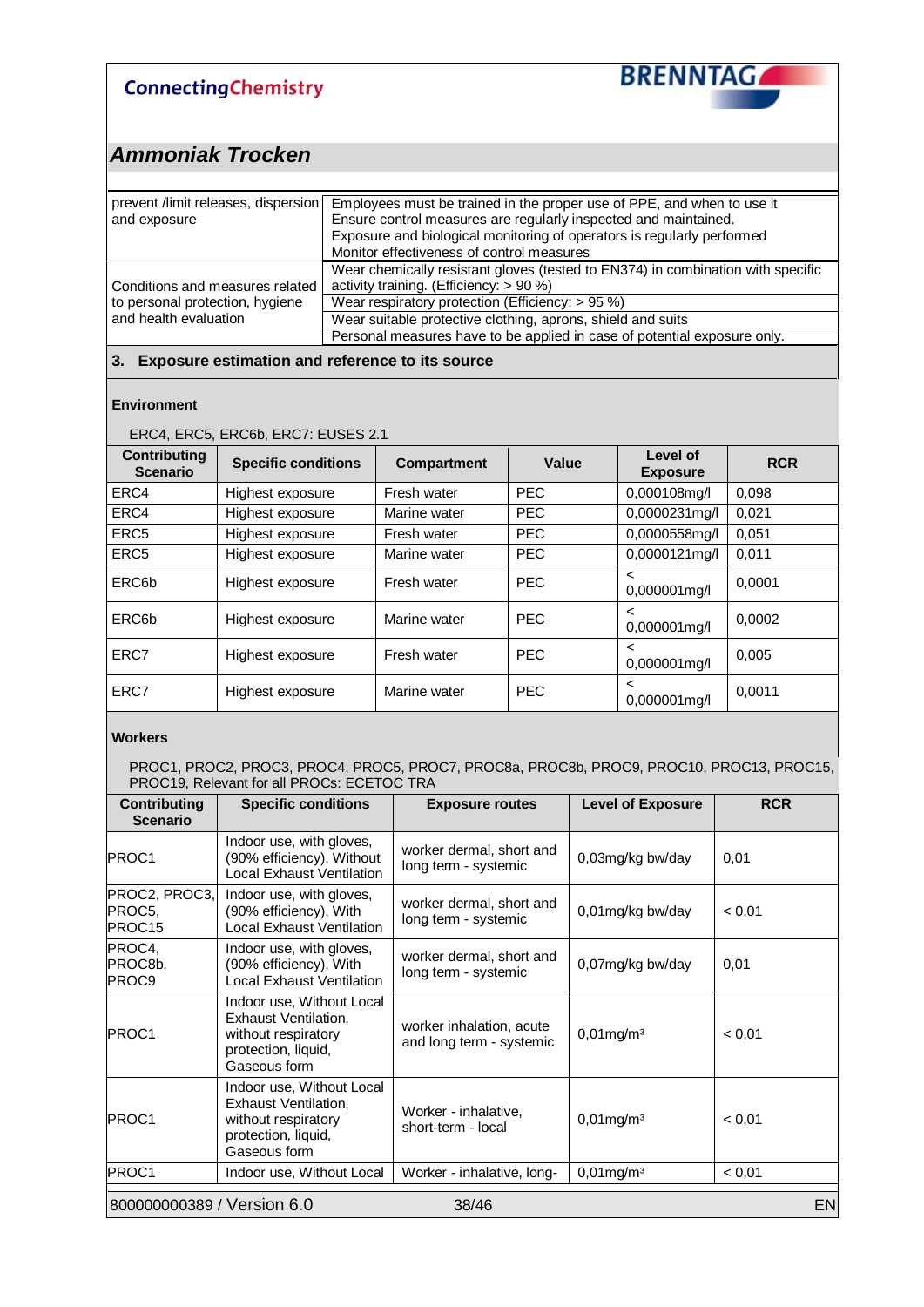## Ammoniak Trocken

| | |
|---|---|
| prevent /limit releases, dispersion and exposure | Employees must be trained in the proper use of PPE, and when to use it<br>Ensure control measures are regularly inspected and maintained.<br>Exposure and biological monitoring of operators is regularly performed<br>Monitor effectiveness of control measures |
| Conditions and measures related to personal protection, hygiene and health evaluation | Wear chemically resistant gloves (tested to EN374) in combination with specific activity training. (Efficiency: > 90 %) |
| | Wear respiratory protection (Efficiency: > 95 %) |
| | Wear suitable protective clothing, aprons, shield and suits |
| | Personal measures have to be applied in case of potential exposure only. |

### 3. Exposure estimation and reference to its source

**Environment**

ERC4, ERC5, ERC6b, ERC7: EUSES 2.1

| Contributing Scenario | Specific conditions | Compartment | Value | Level of Exposure | RCR |
|---|---|---|---|---|---|
| ERC4 | Highest exposure | Fresh water | PEC | 0,000108mg/l | 0,098 |
| ERC4 | Highest exposure | Marine water | PEC | 0,0000231mg/l | 0,021 |
| ERC5 | Highest exposure | Fresh water | PEC | 0,0000558mg/l | 0,051 |
| ERC5 | Highest exposure | Marine water | PEC | 0,0000121mg/l | 0,011 |
| ERC6b | Highest exposure | Fresh water | PEC | < 0,000001mg/l | 0,0001 |
| ERC6b | Highest exposure | Marine water | PEC | < 0,000001mg/l | 0,0002 |
| ERC7 | Highest exposure | Fresh water | PEC | < 0,000001mg/l | 0,005 |
| ERC7 | Highest exposure | Marine water | PEC | < 0,000001mg/l | 0,0011 |

**Workers**

PROC1, PROC2, PROC3, PROC4, PROC5, PROC7, PROC8a, PROC8b, PROC9, PROC10, PROC13, PROC15, PROC19, Relevant for all PROCs: ECETOC TRA

| Contributing Scenario | Specific conditions | Exposure routes | Level of Exposure | RCR |
|---|---|---|---|---|
| PROC1 | Indoor use, with gloves, (90% efficiency), Without Local Exhaust Ventilation | worker dermal, short and long term - systemic | 0,03mg/kg bw/day | 0,01 |
| PROC2, PROC3, PROC5, PROC15 | Indoor use, with gloves, (90% efficiency), With Local Exhaust Ventilation | worker dermal, short and long term - systemic | 0,01mg/kg bw/day | < 0,01 |
| PROC4, PROC8b, PROC9 | Indoor use, with gloves, (90% efficiency), With Local Exhaust Ventilation | worker dermal, short and long term - systemic | 0,07mg/kg bw/day | 0,01 |
| PROC1 | Indoor use, Without Local Exhaust Ventilation, without respiratory protection, liquid, Gaseous form | worker inhalation, acute and long term - systemic | 0,01mg/m³ | < 0,01 |
| PROC1 | Indoor use, Without Local Exhaust Ventilation, without respiratory protection, liquid, Gaseous form | Worker - inhalative, short-term - local | 0,01mg/m³ | < 0,01 |
| PROC1 | Indoor use, Without Local | Worker - inhalative, long- | 0,01mg/m³ | < 0,01 |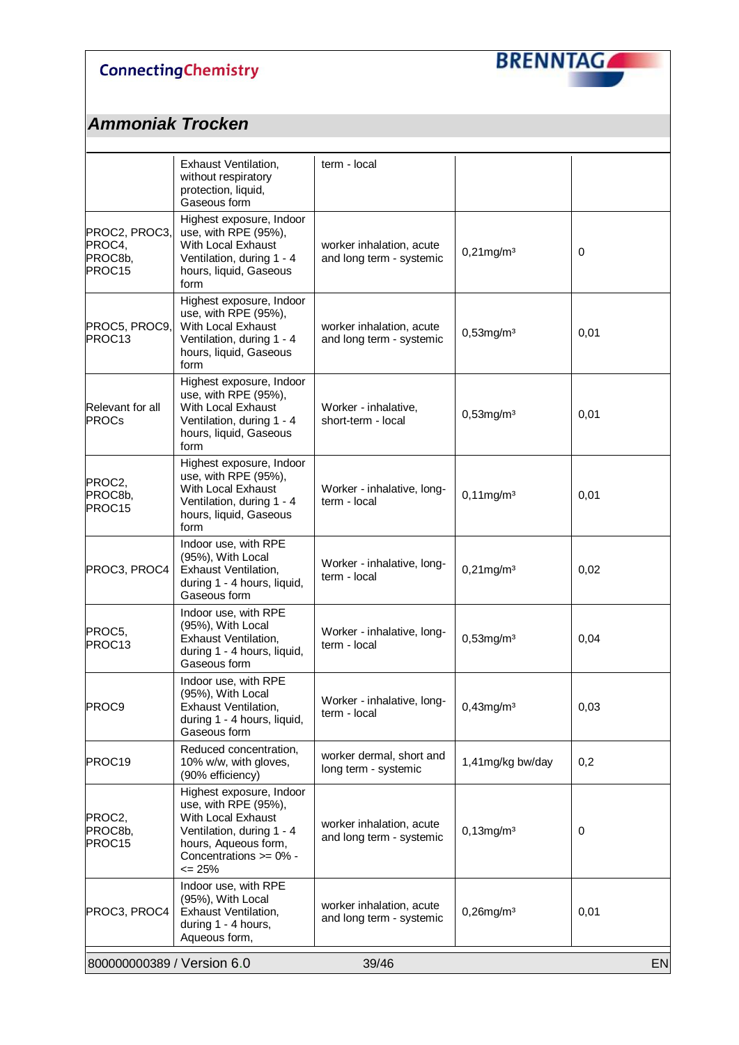## *Ammoniak Trocken*

| | | | | |
|---|---|---|---|---|
| | Exhaust Ventilation, without respiratory protection, liquid, Gaseous form | term - local | | |
| PROC2, PROC3, PROC4, PROC8b, PROC15 | Highest exposure, Indoor use, with RPE (95%), With Local Exhaust Ventilation, during 1 - 4 hours, liquid, Gaseous form | worker inhalation, acute and long term - systemic | 0,21mg/m³ | 0 |
| PROC5, PROC9, PROC13 | Highest exposure, Indoor use, with RPE (95%), With Local Exhaust Ventilation, during 1 - 4 hours, liquid, Gaseous form | worker inhalation, acute and long term - systemic | 0,53mg/m³ | 0,01 |
| Relevant for all PROCs | Highest exposure, Indoor use, with RPE (95%), With Local Exhaust Ventilation, during 1 - 4 hours, liquid, Gaseous form | Worker - inhalative, short-term - local | 0,53mg/m³ | 0,01 |
| PROC2, PROC8b, PROC15 | Highest exposure, Indoor use, with RPE (95%), With Local Exhaust Ventilation, during 1 - 4 hours, liquid, Gaseous form | Worker - inhalative, long-term - local | 0,11mg/m³ | 0,01 |
| PROC3, PROC4 | Indoor use, with RPE (95%), With Local Exhaust Ventilation, during 1 - 4 hours, liquid, Gaseous form | Worker - inhalative, long-term - local | 0,21mg/m³ | 0,02 |
| PROC5, PROC13 | Indoor use, with RPE (95%), With Local Exhaust Ventilation, during 1 - 4 hours, liquid, Gaseous form | Worker - inhalative, long-term - local | 0,53mg/m³ | 0,04 |
| PROC9 | Indoor use, with RPE (95%), With Local Exhaust Ventilation, during 1 - 4 hours, liquid, Gaseous form | Worker - inhalative, long-term - local | 0,43mg/m³ | 0,03 |
| PROC19 | Reduced concentration, 10% w/w, with gloves, (90% efficiency) | worker dermal, short and long term - systemic | 1,41mg/kg bw/day | 0,2 |
| PROC2, PROC8b, PROC15 | Highest exposure, Indoor use, with RPE (95%), With Local Exhaust Ventilation, during 1 - 4 hours, Aqueous form, Concentrations >= 0% - <= 25% | worker inhalation, acute and long term - systemic | 0,13mg/m³ | 0 |
| PROC3, PROC4 | Indoor use, with RPE (95%), With Local Exhaust Ventilation, during 1 - 4 hours, Aqueous form, | worker inhalation, acute and long term - systemic | 0,26mg/m³ | 0,01 |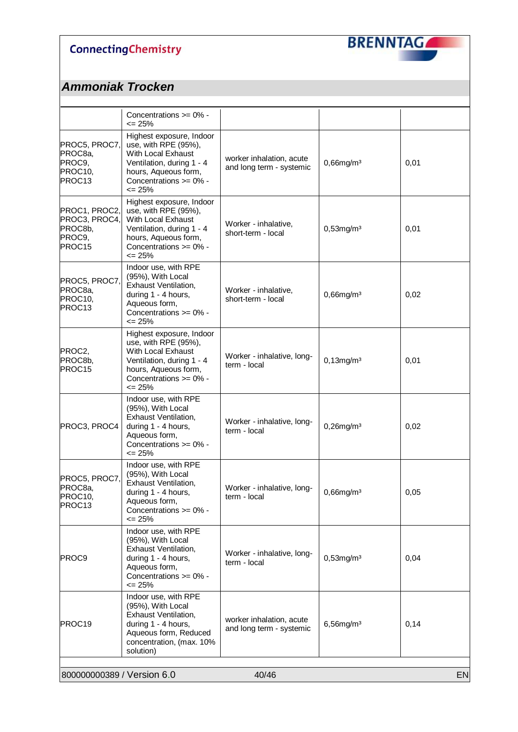## Ammoniak Trocken

| | | | | |
|---|---|---|---|---|
| | Concentrations >= 0% - <= 25% | | | |
| PROC5, PROC7, PROC8a, PROC9, PROC10, PROC13 | Highest exposure, Indoor use, with RPE (95%), With Local Exhaust Ventilation, during 1 - 4 hours, Aqueous form, Concentrations >= 0% - <= 25% | worker inhalation, acute and long term - systemic | 0,66mg/m³ | 0,01 |
| PROC1, PROC2, PROC3, PROC4, PROC8b, PROC9, PROC15 | Highest exposure, Indoor use, with RPE (95%), With Local Exhaust Ventilation, during 1 - 4 hours, Aqueous form, Concentrations >= 0% - <= 25% | Worker - inhalative, short-term - local | 0,53mg/m³ | 0,01 |
| PROC5, PROC7, PROC8a, PROC10, PROC13 | Indoor use, with RPE (95%), With Local Exhaust Ventilation, during 1 - 4 hours, Aqueous form, Concentrations >= 0% - <= 25% | Worker - inhalative, short-term - local | 0,66mg/m³ | 0,02 |
| PROC2, PROC8b, PROC15 | Highest exposure, Indoor use, with RPE (95%), With Local Exhaust Ventilation, during 1 - 4 hours, Aqueous form, Concentrations >= 0% - <= 25% | Worker - inhalative, long-term - local | 0,13mg/m³ | 0,01 |
| PROC3, PROC4 | Indoor use, with RPE (95%), With Local Exhaust Ventilation, during 1 - 4 hours, Aqueous form, Concentrations >= 0% - <= 25% | Worker - inhalative, long-term - local | 0,26mg/m³ | 0,02 |
| PROC5, PROC7, PROC8a, PROC10, PROC13 | Indoor use, with RPE (95%), With Local Exhaust Ventilation, during 1 - 4 hours, Aqueous form, Concentrations >= 0% - <= 25% | Worker - inhalative, long-term - local | 0,66mg/m³ | 0,05 |
| PROC9 | Indoor use, with RPE (95%), With Local Exhaust Ventilation, during 1 - 4 hours, Aqueous form, Concentrations >= 0% - <= 25% | Worker - inhalative, long-term - local | 0,53mg/m³ | 0,04 |
| PROC19 | Indoor use, with RPE (95%), With Local Exhaust Ventilation, during 1 - 4 hours, Aqueous form, Reduced concentration, (max. 10% solution) | worker inhalation, acute and long term - systemic | 6,56mg/m³ | 0,14 |

800000000389 / Version 6.0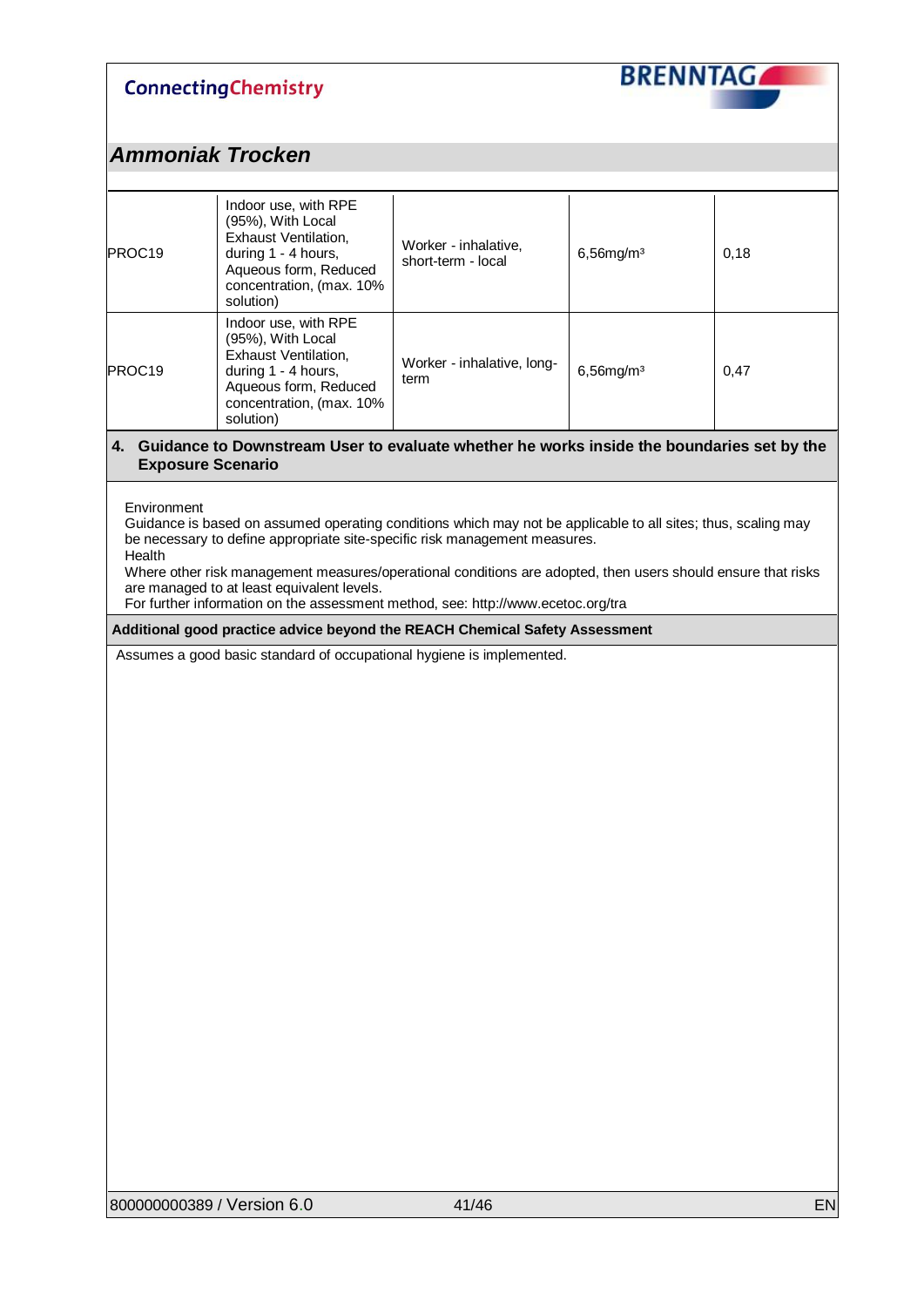## Ammoniak Trocken

| | | | | |
|---|---|---|---|---|
| PROC19 | Indoor use, with RPE (95%), With Local Exhaust Ventilation, during 1 - 4 hours, Aqueous form, Reduced concentration, (max. 10% solution) | Worker - inhalative, short-term - local | 6,56mg/m³ | 0,18 |
| PROC19 | Indoor use, with RPE (95%), With Local Exhaust Ventilation, during 1 - 4 hours, Aqueous form, Reduced concentration, (max. 10% solution) | Worker - inhalative, long-term | 6,56mg/m³ | 0,47 |

### 4. Guidance to Downstream User to evaluate whether he works inside the boundaries set by the Exposure Scenario

Environment
Guidance is based on assumed operating conditions which may not be applicable to all sites; thus, scaling may be necessary to define appropriate site-specific risk management measures.
Health
Where other risk management measures/operational conditions are adopted, then users should ensure that risks are managed to at least equivalent levels.
For further information on the assessment method, see: http://www.ecetoc.org/tra

**Additional good practice advice beyond the REACH Chemical Safety Assessment**

Assumes a good basic standard of occupational hygiene is implemented.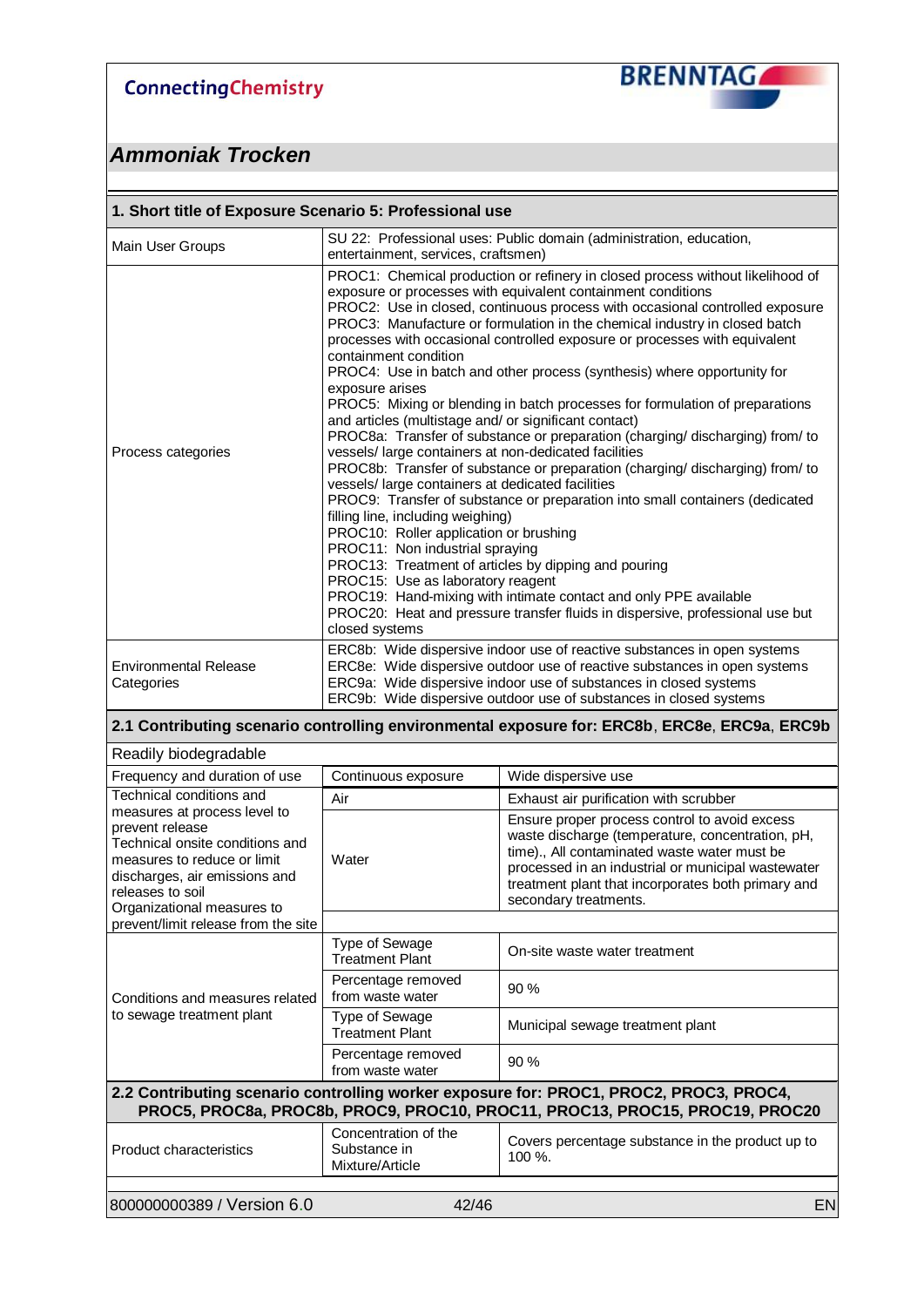## Ammoniak Trocken

| 1. Short title of Exposure Scenario 5: Professional use | |
|---|---|
| Main User Groups | SU 22: Professional uses: Public domain (administration, education, entertainment, services, craftsmen) |
| Process categories | PROC1: Chemical production or refinery in closed process without likelihood of exposure or processes with equivalent containment conditions<br>PROC2: Use in closed, continuous process with occasional controlled exposure<br>PROC3: Manufacture or formulation in the chemical industry in closed batch processes with occasional controlled exposure or processes with equivalent containment condition<br>PROC4: Use in batch and other process (synthesis) where opportunity for exposure arises<br>PROC5: Mixing or blending in batch processes for formulation of preparations and articles (multistage and/ or significant contact)<br>PROC8a: Transfer of substance or preparation (charging/ discharging) from/ to vessels/ large containers at non-dedicated facilities<br>PROC8b: Transfer of substance or preparation (charging/ discharging) from/ to vessels/ large containers at dedicated facilities<br>PROC9: Transfer of substance or preparation into small containers (dedicated filling line, including weighing)<br>PROC10: Roller application or brushing<br>PROC11: Non industrial spraying<br>PROC13: Treatment of articles by dipping and pouring<br>PROC15: Use as laboratory reagent<br>PROC19: Hand-mixing with intimate contact and only PPE available<br>PROC20: Heat and pressure transfer fluids in dispersive, professional use but closed systems |
| Environmental Release Categories | ERC8b: Wide dispersive indoor use of reactive substances in open systems<br>ERC8e: Wide dispersive outdoor use of reactive substances in open systems<br>ERC9a: Wide dispersive indoor use of substances in closed systems<br>ERC9b: Wide dispersive outdoor use of substances in closed systems |

**2.1 Contributing scenario controlling environmental exposure for: ERC8b, ERC8e, ERC9a, ERC9b**

Readily biodegradable

| | | |
|---|---|---|
| Frequency and duration of use | Continuous exposure | Wide dispersive use |
| Technical conditions and measures at process level to prevent release<br>Technical onsite conditions and measures to reduce or limit discharges, air emissions and releases to soil<br>Organizational measures to prevent/limit release from the site | Air | Exhaust air purification with scrubber |
| | Water | Ensure proper process control to avoid excess waste discharge (temperature, concentration, pH, time)., All contaminated waste water must be processed in an industrial or municipal wastewater treatment plant that incorporates both primary and secondary treatments. |
| Conditions and measures related to sewage treatment plant | Type of Sewage Treatment Plant | On-site waste water treatment |
| | Percentage removed from waste water | 90 % |
| | Type of Sewage Treatment Plant | Municipal sewage treatment plant |
| | Percentage removed from waste water | 90 % |

**2.2 Contributing scenario controlling worker exposure for: PROC1, PROC2, PROC3, PROC4, PROC5, PROC8a, PROC8b, PROC9, PROC10, PROC11, PROC13, PROC15, PROC19, PROC20**

| | | |
|---|---|---|
| Product characteristics | Concentration of the Substance in Mixture/Article | Covers percentage substance in the product up to 100 %. |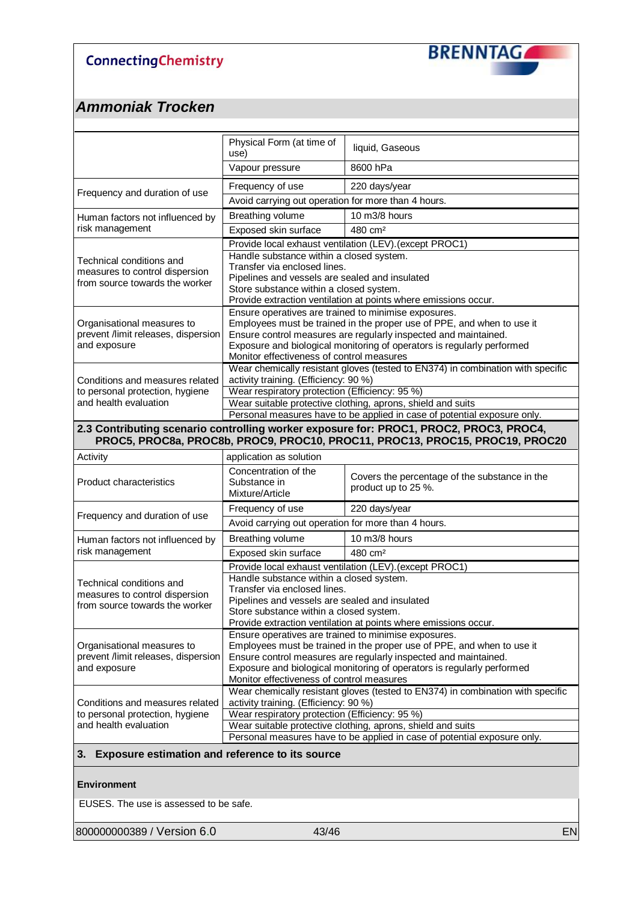## Ammoniak Trocken

| | | |
|---|---|---|
| | Physical Form (at time of use) | liquid, Gaseous |
| | Vapour pressure | 8600 hPa |
| Frequency and duration of use | Frequency of use | 220 days/year |
| | Avoid carrying out operation for more than 4 hours. | |
| Human factors not influenced by risk management | Breathing volume | 10 m3/8 hours |
| | Exposed skin surface | 480 cm² |
| Technical conditions and measures to control dispersion from source towards the worker | Provide local exhaust ventilation (LEV).(except PROC1) | |
| | Handle substance within a closed system.<br>Transfer via enclosed lines.<br>Pipelines and vessels are sealed and insulated<br>Store substance within a closed system.<br>Provide extraction ventilation at points where emissions occur. | |
| Organisational measures to prevent /limit releases, dispersion and exposure | Ensure operatives are trained to minimise exposures.<br>Employees must be trained in the proper use of PPE, and when to use it<br>Ensure control measures are regularly inspected and maintained.<br>Exposure and biological monitoring of operators is regularly performed<br>Monitor effectiveness of control measures | |
| Conditions and measures related to personal protection, hygiene and health evaluation | Wear chemically resistant gloves (tested to EN374) in combination with specific activity training. (Efficiency: 90 %) | |
| | Wear respiratory protection (Efficiency: 95 %) | |
| | Wear suitable protective clothing, aprons, shield and suits | |
| | Personal measures have to be applied in case of potential exposure only. | |

**2.3 Contributing scenario controlling worker exposure for: PROC1, PROC2, PROC3, PROC4, PROC5, PROC8a, PROC8b, PROC9, PROC10, PROC11, PROC13, PROC15, PROC19, PROC20**

| | | |
|---|---|---|
| Activity | application as solution | |
| Product characteristics | Concentration of the Substance in Mixture/Article | Covers the percentage of the substance in the product up to 25 %. |
| Frequency and duration of use | Frequency of use | 220 days/year |
| | Avoid carrying out operation for more than 4 hours. | |
| Human factors not influenced by risk management | Breathing volume | 10 m3/8 hours |
| | Exposed skin surface | 480 cm² |
| Technical conditions and measures to control dispersion from source towards the worker | Provide local exhaust ventilation (LEV).(except PROC1) | |
| | Handle substance within a closed system.<br>Transfer via enclosed lines.<br>Pipelines and vessels are sealed and insulated<br>Store substance within a closed system.<br>Provide extraction ventilation at points where emissions occur. | |
| Organisational measures to prevent /limit releases, dispersion and exposure | Ensure operatives are trained to minimise exposures.<br>Employees must be trained in the proper use of PPE, and when to use it<br>Ensure control measures are regularly inspected and maintained.<br>Exposure and biological monitoring of operators is regularly performed<br>Monitor effectiveness of control measures | |
| Conditions and measures related to personal protection, hygiene and health evaluation | Wear chemically resistant gloves (tested to EN374) in combination with specific activity training. (Efficiency: 90 %) | |
| | Wear respiratory protection (Efficiency: 95 %) | |
| | Wear suitable protective clothing, aprons, shield and suits | |
| | Personal measures have to be applied in case of potential exposure only. | |

### 3. Exposure estimation and reference to its source

**Environment**

EUSES. The use is assessed to be safe.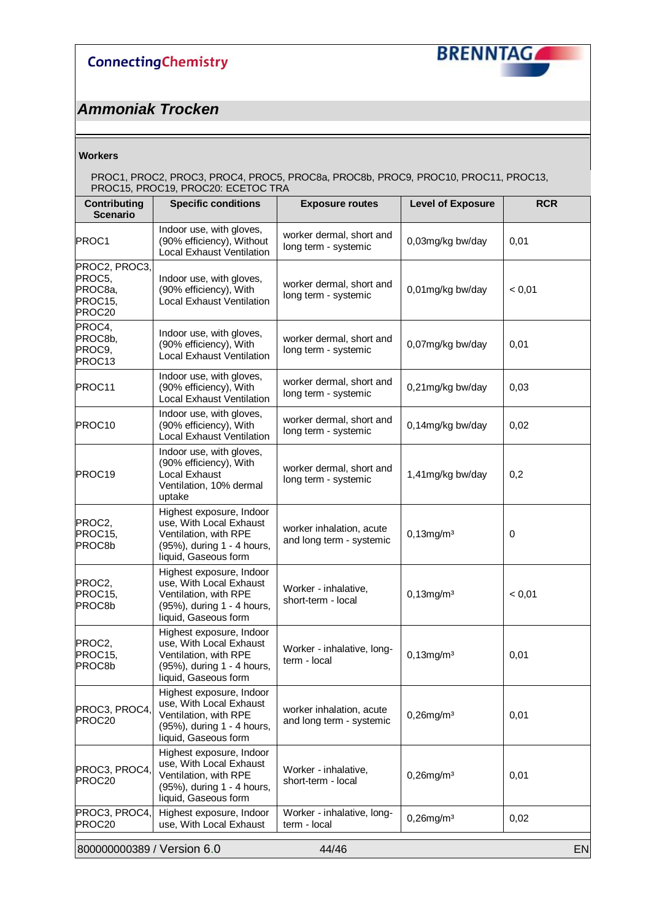**Workers**

PROC1, PROC2, PROC3, PROC4, PROC5, PROC8a, PROC8b, PROC9, PROC10, PROC11, PROC13, PROC15, PROC19, PROC20: ECETOC TRA

| Contributing Scenario | Specific conditions | Exposure routes | Level of Exposure | RCR |
|---|---|---|---|---|
| PROC1 | Indoor use, with gloves, (90% efficiency), Without Local Exhaust Ventilation | worker dermal, short and long term - systemic | 0,03mg/kg bw/day | 0,01 |
| PROC2, PROC3, PROC5, PROC8a, PROC15, PROC20 | Indoor use, with gloves, (90% efficiency), With Local Exhaust Ventilation | worker dermal, short and long term - systemic | 0,01mg/kg bw/day | < 0,01 |
| PROC4, PROC8b, PROC9, PROC13 | Indoor use, with gloves, (90% efficiency), With Local Exhaust Ventilation | worker dermal, short and long term - systemic | 0,07mg/kg bw/day | 0,01 |
| PROC11 | Indoor use, with gloves, (90% efficiency), With Local Exhaust Ventilation | worker dermal, short and long term - systemic | 0,21mg/kg bw/day | 0,03 |
| PROC10 | Indoor use, with gloves, (90% efficiency), With Local Exhaust Ventilation | worker dermal, short and long term - systemic | 0,14mg/kg bw/day | 0,02 |
| PROC19 | Indoor use, with gloves, (90% efficiency), With Local Exhaust Ventilation, 10% dermal uptake | worker dermal, short and long term - systemic | 1,41mg/kg bw/day | 0,2 |
| PROC2, PROC15, PROC8b | Highest exposure, Indoor use, With Local Exhaust Ventilation, with RPE (95%), during 1 - 4 hours, liquid, Gaseous form | worker inhalation, acute and long term - systemic | 0,13mg/m³ | 0 |
| PROC2, PROC15, PROC8b | Highest exposure, Indoor use, With Local Exhaust Ventilation, with RPE (95%), during 1 - 4 hours, liquid, Gaseous form | Worker - inhalative, short-term - local | 0,13mg/m³ | < 0,01 |
| PROC2, PROC15, PROC8b | Highest exposure, Indoor use, With Local Exhaust Ventilation, with RPE (95%), during 1 - 4 hours, liquid, Gaseous form | Worker - inhalative, long-term - local | 0,13mg/m³ | 0,01 |
| PROC3, PROC4, PROC20 | Highest exposure, Indoor use, With Local Exhaust Ventilation, with RPE (95%), during 1 - 4 hours, liquid, Gaseous form | worker inhalation, acute and long term - systemic | 0,26mg/m³ | 0,01 |
| PROC3, PROC4, PROC20 | Highest exposure, Indoor use, With Local Exhaust Ventilation, with RPE (95%), during 1 - 4 hours, liquid, Gaseous form | Worker - inhalative, short-term - local | 0,26mg/m³ | 0,01 |
| PROC3, PROC4, PROC20 | Highest exposure, Indoor use, With Local Exhaust | Worker - inhalative, long-term - local | 0,26mg/m³ | 0,02 |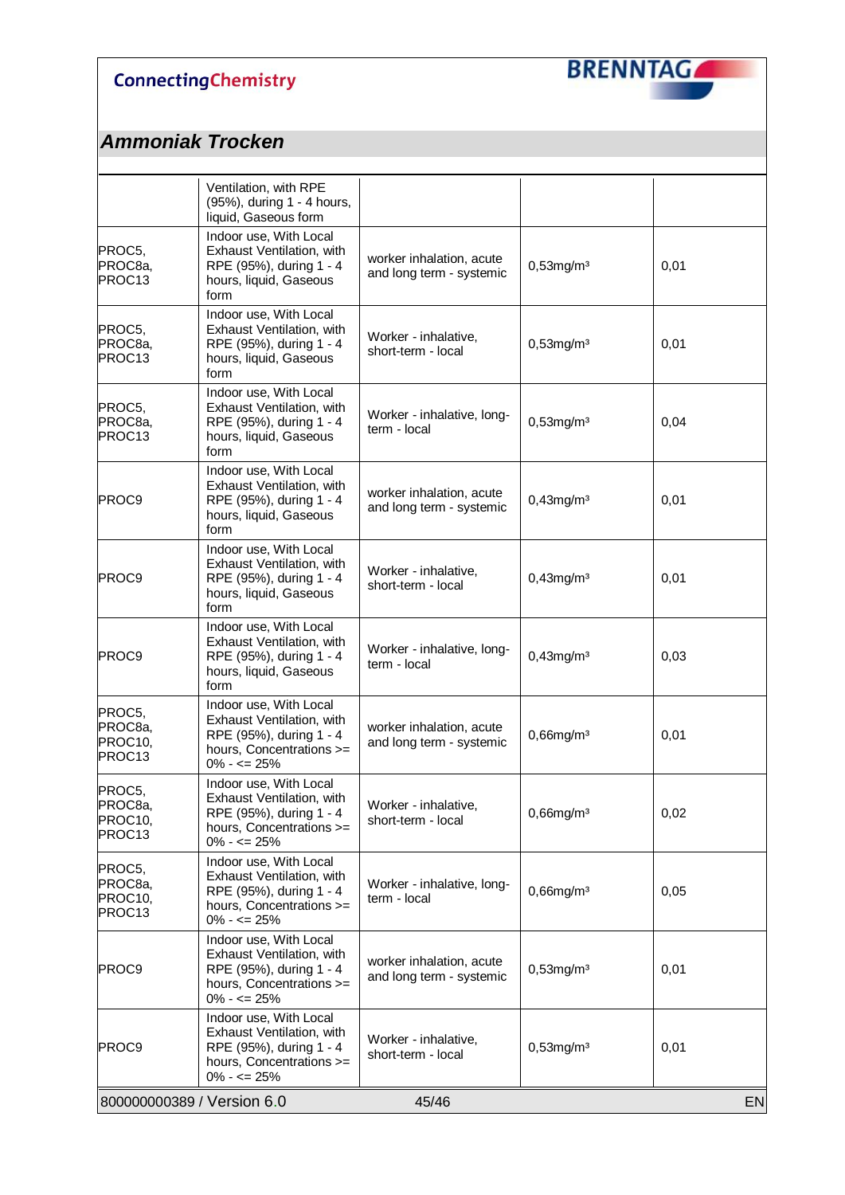## Ammoniak Trocken

| | | | | |
|---|---|---|---|---|
| | Ventilation, with RPE (95%), during 1 - 4 hours, liquid, Gaseous form | | | |
| PROC5, PROC8a, PROC13 | Indoor use, With Local Exhaust Ventilation, with RPE (95%), during 1 - 4 hours, liquid, Gaseous form | worker inhalation, acute and long term - systemic | 0,53mg/m³ | 0,01 |
| PROC5, PROC8a, PROC13 | Indoor use, With Local Exhaust Ventilation, with RPE (95%), during 1 - 4 hours, liquid, Gaseous form | Worker - inhalative, short-term - local | 0,53mg/m³ | 0,01 |
| PROC5, PROC8a, PROC13 | Indoor use, With Local Exhaust Ventilation, with RPE (95%), during 1 - 4 hours, liquid, Gaseous form | Worker - inhalative, long-term - local | 0,53mg/m³ | 0,04 |
| PROC9 | Indoor use, With Local Exhaust Ventilation, with RPE (95%), during 1 - 4 hours, liquid, Gaseous form | worker inhalation, acute and long term - systemic | 0,43mg/m³ | 0,01 |
| PROC9 | Indoor use, With Local Exhaust Ventilation, with RPE (95%), during 1 - 4 hours, liquid, Gaseous form | Worker - inhalative, short-term - local | 0,43mg/m³ | 0,01 |
| PROC9 | Indoor use, With Local Exhaust Ventilation, with RPE (95%), during 1 - 4 hours, liquid, Gaseous form | Worker - inhalative, long-term - local | 0,43mg/m³ | 0,03 |
| PROC5, PROC8a, PROC10, PROC13 | Indoor use, With Local Exhaust Ventilation, with RPE (95%), during 1 - 4 hours, Concentrations >= 0% - <= 25% | worker inhalation, acute and long term - systemic | 0,66mg/m³ | 0,01 |
| PROC5, PROC8a, PROC10, PROC13 | Indoor use, With Local Exhaust Ventilation, with RPE (95%), during 1 - 4 hours, Concentrations >= 0% - <= 25% | Worker - inhalative, short-term - local | 0,66mg/m³ | 0,02 |
| PROC5, PROC8a, PROC10, PROC13 | Indoor use, With Local Exhaust Ventilation, with RPE (95%), during 1 - 4 hours, Concentrations >= 0% - <= 25% | Worker - inhalative, long-term - local | 0,66mg/m³ | 0,05 |
| PROC9 | Indoor use, With Local Exhaust Ventilation, with RPE (95%), during 1 - 4 hours, Concentrations >= 0% - <= 25% | worker inhalation, acute and long term - systemic | 0,53mg/m³ | 0,01 |
| PROC9 | Indoor use, With Local Exhaust Ventilation, with RPE (95%), during 1 - 4 hours, Concentrations >= 0% - <= 25% | Worker - inhalative, short-term - local | 0,53mg/m³ | 0,01 |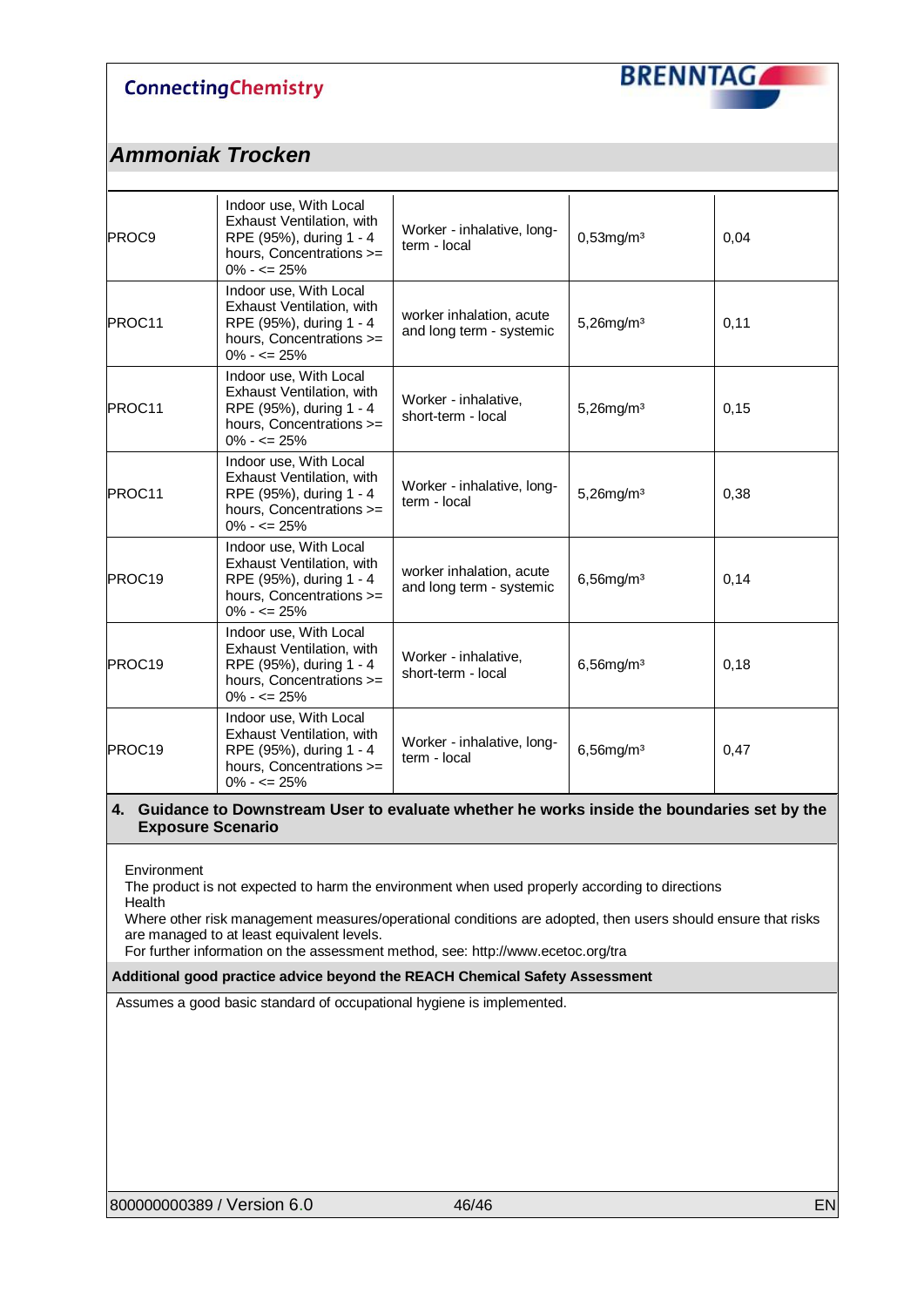## Ammoniak Trocken

| | | | | |
|---|---|---|---|---|
| PROC9 | Indoor use, With Local Exhaust Ventilation, with RPE (95%), during 1 - 4 hours, Concentrations >= 0% - <= 25% | Worker - inhalative, long-term - local | 0,53mg/m³ | 0,04 |
| PROC11 | Indoor use, With Local Exhaust Ventilation, with RPE (95%), during 1 - 4 hours, Concentrations >= 0% - <= 25% | worker inhalation, acute and long term - systemic | 5,26mg/m³ | 0,11 |
| PROC11 | Indoor use, With Local Exhaust Ventilation, with RPE (95%), during 1 - 4 hours, Concentrations >= 0% - <= 25% | Worker - inhalative, short-term - local | 5,26mg/m³ | 0,15 |
| PROC11 | Indoor use, With Local Exhaust Ventilation, with RPE (95%), during 1 - 4 hours, Concentrations >= 0% - <= 25% | Worker - inhalative, long-term - local | 5,26mg/m³ | 0,38 |
| PROC19 | Indoor use, With Local Exhaust Ventilation, with RPE (95%), during 1 - 4 hours, Concentrations >= 0% - <= 25% | worker inhalation, acute and long term - systemic | 6,56mg/m³ | 0,14 |
| PROC19 | Indoor use, With Local Exhaust Ventilation, with RPE (95%), during 1 - 4 hours, Concentrations >= 0% - <= 25% | Worker - inhalative, short-term - local | 6,56mg/m³ | 0,18 |
| PROC19 | Indoor use, With Local Exhaust Ventilation, with RPE (95%), during 1 - 4 hours, Concentrations >= 0% - <= 25% | Worker - inhalative, long-term - local | 6,56mg/m³ | 0,47 |

### 4. Guidance to Downstream User to evaluate whether he works inside the boundaries set by the Exposure Scenario

Environment
The product is not expected to harm the environment when used properly according to directions
Health
Where other risk management measures/operational conditions are adopted, then users should ensure that risks are managed to at least equivalent levels.
For further information on the assessment method, see: http://www.ecetoc.org/tra

**Additional good practice advice beyond the REACH Chemical Safety Assessment**

Assumes a good basic standard of occupational hygiene is implemented.

800000000389 / Version 6.0